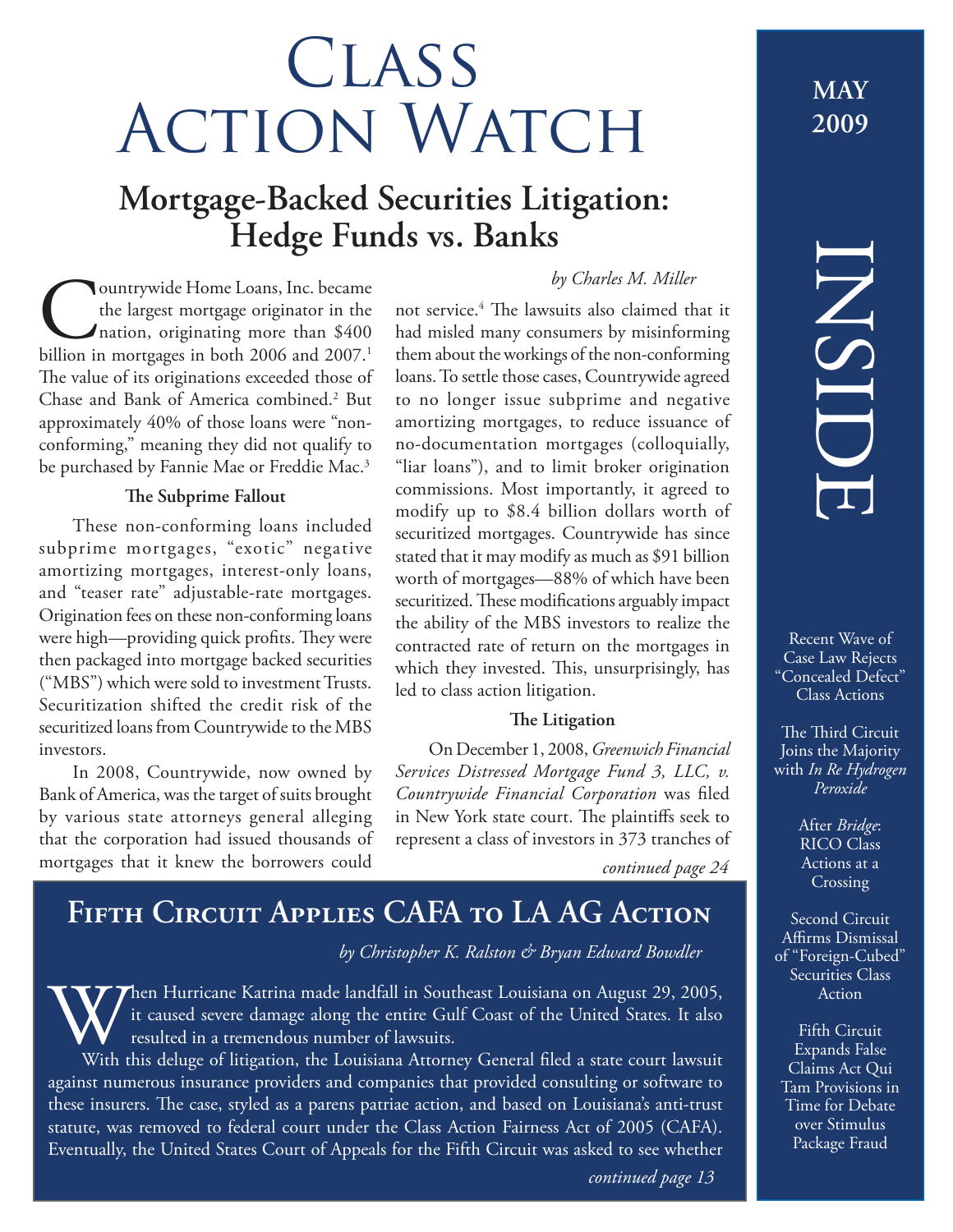# Class Action Watch

**MAY 2009**

## Mortgage-Backed Securities Litigation: Hedge Funds vs. Banks

*by Charles M. Miller*

Countrywide Home Loans, Inc. became the largest mortgage originator in the nation, originating more than $400 billion in mortgages in both 2006 and 2007.[1] The value of its originations exceeded those of Chase and Bank of America combined.[2] But approximately 40% of those loans were "non-conforming," meaning they did not qualify to be purchased by Fannie Mae or Freddie Mac.[3]

### The Subprime Fallout

These non-conforming loans included subprime mortgages, "exotic" negative amortizing mortgages, interest-only loans, and "teaser rate" adjustable-rate mortgages. Origination fees on these non-conforming loans were high—providing quick profits. They were then packaged into mortgage backed securities ("MBS") which were sold to investment Trusts. Securitization shifted the credit risk of the securitized loans from Countrywide to the MBS investors.

In 2008, Countrywide, now owned by Bank of America, was the target of suits brought by various state attorneys general alleging that the corporation had issued thousands of mortgages that it knew the borrowers could not service.[4] The lawsuits also claimed that it had misled many consumers by misinforming them about the workings of the non-conforming loans. To settle those cases, Countrywide agreed to no longer issue subprime and negative amortizing mortgages, to reduce issuance of no-documentation mortgages (colloquially, "liar loans"), and to limit broker origination commissions. Most importantly, it agreed to modify up to $8.4 billion dollars worth of securitized mortgages. Countrywide has since stated that it may modify as much as $91 billion worth of mortgages—88% of which have been securitized. These modifications arguably impact the ability of the MBS investors to realize the contracted rate of return on the mortgages in which they invested. This, unsurprisingly, has led to class action litigation.

### The Litigation

On December 1, 2008, *Greenwich Financial Services Distressed Mortgage Fund 3, LLC, v. Countrywide Financial Corporation* was filed in New York state court. The plaintiffs seek to represent a class of investors in 373 tranches of

*continued page 24*

## Fifth Circuit Applies CAFA to LA AG Action

*by Christopher K. Ralston & Bryan Edward Bowdler*

When Hurricane Katrina made landfall in Southeast Louisiana on August 29, 2005, it caused severe damage along the entire Gulf Coast of the United States. It also resulted in a tremendous number of lawsuits.

With this deluge of litigation, the Louisiana Attorney General filed a state court lawsuit against numerous insurance providers and companies that provided consulting or software to these insurers. The case, styled as a parens patriae action, and based on Louisiana's anti-trust statute, was removed to federal court under the Class Action Fairness Act of 2005 (CAFA). Eventually, the United States Court of Appeals for the Fifth Circuit was asked to see whether

*continued page 13*

## INSIDE

- Recent Wave of Case Law Rejects "Concealed Defect" Class Actions
- The Third Circuit Joins the Majority with *In Re Hydrogen Peroxide*
- After *Bridge*: RICO Class Actions at a Crossing
- Second Circuit Affirms Dismissal of "Foreign-Cubed" Securities Class Action
- Fifth Circuit Expands False Claims Act Qui Tam Provisions in Time for Debate over Stimulus Package Fraud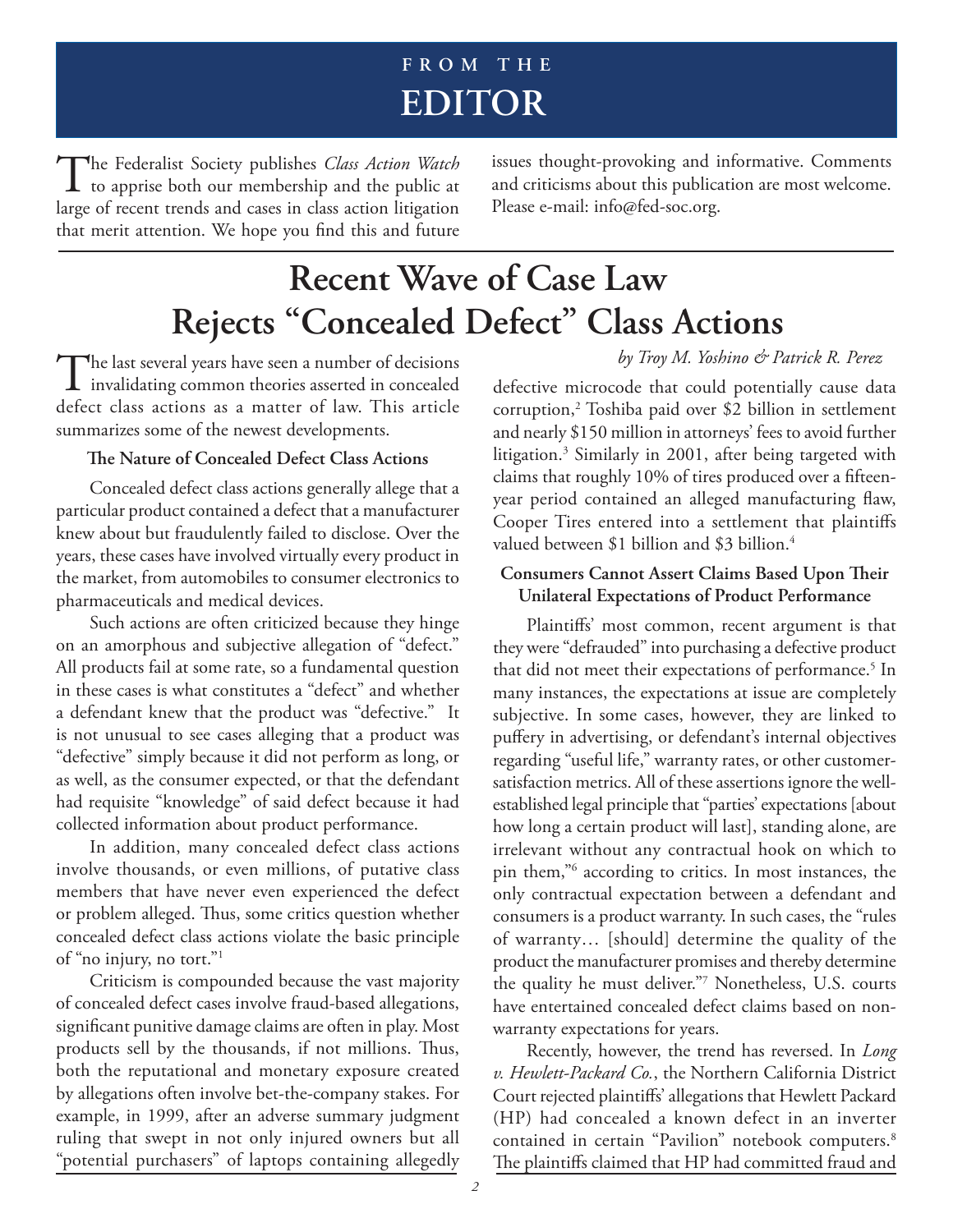# FROM THE EDITOR

The Federalist Society publishes *Class Action Watch* to apprise both our membership and the public at large of recent trends and cases in class action litigation that merit attention. We hope you find this and future issues thought-provoking and informative. Comments and criticisms about this publication are most welcome. Please e-mail: info@fed-soc.org.

# Recent Wave of Case Law Rejects "Concealed Defect" Class Actions

*by Troy M. Yoshino & Patrick R. Perez*

The last several years have seen a number of decisions invalidating common theories asserted in concealed defect class actions as a matter of law. This article summarizes some of the newest developments.

### The Nature of Concealed Defect Class Actions

Concealed defect class actions generally allege that a particular product contained a defect that a manufacturer knew about but fraudulently failed to disclose. Over the years, these cases have involved virtually every product in the market, from automobiles to consumer electronics to pharmaceuticals and medical devices.

Such actions are often criticized because they hinge on an amorphous and subjective allegation of "defect." All products fail at some rate, so a fundamental question in these cases is what constitutes a "defect" and whether a defendant knew that the product was "defective." It is not unusual to see cases alleging that a product was "defective" simply because it did not perform as long, or as well, as the consumer expected, or that the defendant had requisite "knowledge" of said defect because it had collected information about product performance.

In addition, many concealed defect class actions involve thousands, or even millions, of putative class members that have never even experienced the defect or problem alleged. Thus, some critics question whether concealed defect class actions violate the basic principle of "no injury, no tort."[1]

Criticism is compounded because the vast majority of concealed defect cases involve fraud-based allegations, significant punitive damage claims are often in play. Most products sell by the thousands, if not millions. Thus, both the reputational and monetary exposure created by allegations often involve bet-the-company stakes. For example, in 1999, after an adverse summary judgment ruling that swept in not only injured owners but all "potential purchasers" of laptops containing allegedly defective microcode that could potentially cause data corruption,[2] Toshiba paid over $2 billion in settlement and nearly $150 million in attorneys' fees to avoid further litigation.[3] Similarly in 2001, after being targeted with claims that roughly 10% of tires produced over a fifteen-year period contained an alleged manufacturing flaw, Cooper Tires entered into a settlement that plaintiffs valued between $1 billion and $3 billion.[4]

### Consumers Cannot Assert Claims Based Upon Their Unilateral Expectations of Product Performance

Plaintiffs' most common, recent argument is that they were "defrauded" into purchasing a defective product that did not meet their expectations of performance.[5] In many instances, the expectations at issue are completely subjective. In some cases, however, they are linked to puffery in advertising, or defendant's internal objectives regarding "useful life," warranty rates, or other customer-satisfaction metrics. All of these assertions ignore the well-established legal principle that "parties' expectations [about how long a certain product will last], standing alone, are irrelevant without any contractual hook on which to pin them,"[6] according to critics. In most instances, the only contractual expectation between a defendant and consumers is a product warranty. In such cases, the "rules of warranty… [should] determine the quality of the product the manufacturer promises and thereby determine the quality he must deliver."[7] Nonetheless, U.S. courts have entertained concealed defect claims based on non-warranty expectations for years.

Recently, however, the trend has reversed. In *Long v. Hewlett-Packard Co.*, the Northern California District Court rejected plaintiffs' allegations that Hewlett Packard (HP) had concealed a known defect in an inverter contained in certain "Pavilion" notebook computers.[8] The plaintiffs claimed that HP had committed fraud and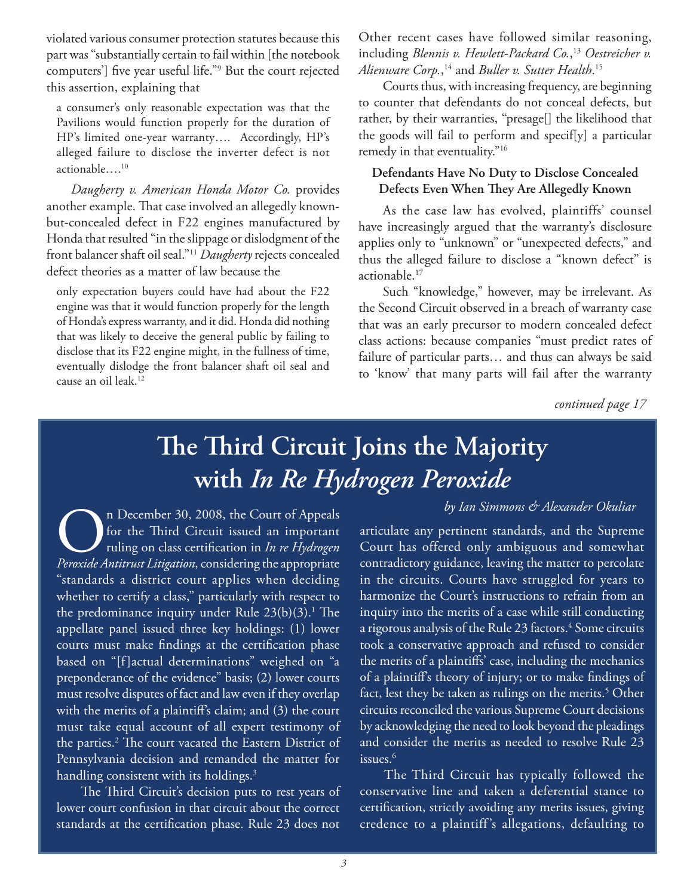violated various consumer protection statutes because this part was "substantially certain to fail within [the notebook computers'] five year useful life."[9] But the court rejected this assertion, explaining that

> a consumer's only reasonable expectation was that the Pavilions would function properly for the duration of HP's limited one-year warranty…. Accordingly, HP's alleged failure to disclose the inverter defect is not actionable….[10]

*Daugherty v. American Honda Motor Co.* provides another example. That case involved an allegedly known-but-concealed defect in F22 engines manufactured by Honda that resulted "in the slippage or dislodgment of the front balancer shaft oil seal."[11] *Daugherty* rejects concealed defect theories as a matter of law because the

> only expectation buyers could have had about the F22 engine was that it would function properly for the length of Honda's express warranty, and it did. Honda did nothing that was likely to deceive the general public by failing to disclose that its F22 engine might, in the fullness of time, eventually dislodge the front balancer shaft oil seal and cause an oil leak.[12]

Other recent cases have followed similar reasoning, including *Blennis v. Hewlett-Packard Co.*,[13] *Oestreicher v. Alienware Corp.*,[14] and *Buller v. Sutter Health*.[15]

Courts thus, with increasing frequency, are beginning to counter that defendants do not conceal defects, but rather, by their warranties, "presage[] the likelihood that the goods will fail to perform and specif[y] a particular remedy in that eventuality."[16]

**Defendants Have No Duty to Disclose Concealed Defects Even When They Are Allegedly Known**

As the case law has evolved, plaintiffs' counsel have increasingly argued that the warranty's disclosure applies only to "unknown" or "unexpected defects," and thus the alleged failure to disclose a "known defect" is actionable.[17]

Such "knowledge," however, may be irrelevant. As the Second Circuit observed in a breach of warranty case that was an early precursor to modern concealed defect class actions: because companies "must predict rates of failure of particular parts… and thus can always be said to 'know' that many parts will fail after the warranty

*continued page 17*

# The Third Circuit Joins the Majority with *In Re Hydrogen Peroxide*

*by Ian Simmons & Alexander Okuliar*

On December 30, 2008, the Court of Appeals for the Third Circuit issued an important ruling on class certification in *In re Hydrogen Peroxide Antitrust Litigation*, considering the appropriate "standards a district court applies when deciding whether to certify a class," particularly with respect to the predominance inquiry under Rule 23(b)(3).[1] The appellate panel issued three key holdings: (1) lower courts must make findings at the certification phase based on "[f]actual determinations" weighed on "a preponderance of the evidence" basis; (2) lower courts must resolve disputes of fact and law even if they overlap with the merits of a plaintiff's claim; and (3) the court must take equal account of all expert testimony of the parties.[2] The court vacated the Eastern District of Pennsylvania decision and remanded the matter for handling consistent with its holdings.[3]

The Third Circuit's decision puts to rest years of lower court confusion in that circuit about the correct standards at the certification phase. Rule 23 does not articulate any pertinent standards, and the Supreme Court has offered only ambiguous and somewhat contradictory guidance, leaving the matter to percolate in the circuits. Courts have struggled for years to harmonize the Court's instructions to refrain from an inquiry into the merits of a case while still conducting a rigorous analysis of the Rule 23 factors.[4] Some circuits took a conservative approach and refused to consider the merits of a plaintiffs' case, including the mechanics of a plaintiff's theory of injury; or to make findings of fact, lest they be taken as rulings on the merits.[5] Other circuits reconciled the various Supreme Court decisions by acknowledging the need to look beyond the pleadings and consider the merits as needed to resolve Rule 23 issues.[6]

The Third Circuit has typically followed the conservative line and taken a deferential stance to certification, strictly avoiding any merits issues, giving credence to a plaintiff's allegations, defaulting to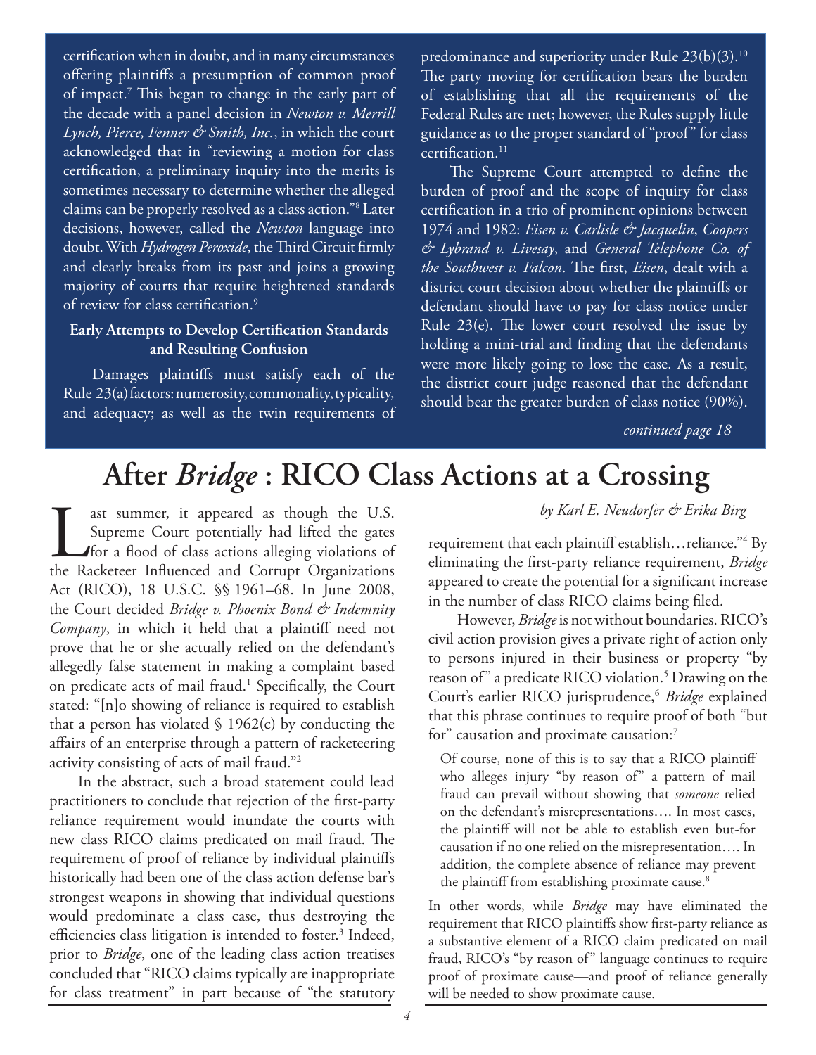certification when in doubt, and in many circumstances offering plaintiffs a presumption of common proof of impact.[7] This began to change in the early part of the decade with a panel decision in *Newton v. Merrill Lynch, Pierce, Fenner & Smith, Inc.*, in which the court acknowledged that in "reviewing a motion for class certification, a preliminary inquiry into the merits is sometimes necessary to determine whether the alleged claims can be properly resolved as a class action."[8] Later decisions, however, called the *Newton* language into doubt. With *Hydrogen Peroxide*, the Third Circuit firmly and clearly breaks from its past and joins a growing majority of courts that require heightened standards of review for class certification.[9]

**Early Attempts to Develop Certification Standards and Resulting Confusion**

Damages plaintiffs must satisfy each of the Rule 23(a) factors: numerosity, commonality, typicality, and adequacy; as well as the twin requirements of predominance and superiority under Rule 23(b)(3).[10] The party moving for certification bears the burden of establishing that all the requirements of the Federal Rules are met; however, the Rules supply little guidance as to the proper standard of "proof" for class certification.[11]

The Supreme Court attempted to define the burden of proof and the scope of inquiry for class certification in a trio of prominent opinions between 1974 and 1982: *Eisen v. Carlisle & Jacquelin*, *Coopers & Lybrand v. Livesay*, and *General Telephone Co. of the Southwest v. Falcon*. The first, *Eisen*, dealt with a district court decision about whether the plaintiffs or defendant should have to pay for class notice under Rule 23(e). The lower court resolved the issue by holding a mini-trial and finding that the defendants were more likely going to lose the case. As a result, the district court judge reasoned that the defendant should bear the greater burden of class notice (90%).

*continued page 18*

# After *Bridge* : RICO Class Actions at a Crossing

*by Karl E. Neudorfer & Erika Birg*

Last summer, it appeared as though the U.S. Supreme Court potentially had lifted the gates for a flood of class actions alleging violations of the Racketeer Influenced and Corrupt Organizations Act (RICO), 18 U.S.C. §§ 1961–68. In June 2008, the Court decided *Bridge v. Phoenix Bond & Indemnity Company*, in which it held that a plaintiff need not prove that he or she actually relied on the defendant's allegedly false statement in making a complaint based on predicate acts of mail fraud.[1] Specifically, the Court stated: "[n]o showing of reliance is required to establish that a person has violated § 1962(c) by conducting the affairs of an enterprise through a pattern of racketeering activity consisting of acts of mail fraud."[2]

In the abstract, such a broad statement could lead practitioners to conclude that rejection of the first-party reliance requirement would inundate the courts with new class RICO claims predicated on mail fraud. The requirement of proof of reliance by individual plaintiffs historically had been one of the class action defense bar's strongest weapons in showing that individual questions would predominate a class case, thus destroying the efficiencies class litigation is intended to foster.[3] Indeed, prior to *Bridge*, one of the leading class action treatises concluded that "RICO claims typically are inappropriate for class treatment" in part because of "the statutory requirement that each plaintiff establish…reliance."[4] By eliminating the first-party reliance requirement, *Bridge* appeared to create the potential for a significant increase in the number of class RICO claims being filed.

However, *Bridge* is not without boundaries. RICO's civil action provision gives a private right of action only to persons injured in their business or property "by reason of" a predicate RICO violation.[5] Drawing on the Court's earlier RICO jurisprudence,[6] *Bridge* explained that this phrase continues to require proof of both "but for" causation and proximate causation:[7]

> Of course, none of this is to say that a RICO plaintiff who alleges injury "by reason of" a pattern of mail fraud can prevail without showing that *someone* relied on the defendant's misrepresentations…. In most cases, the plaintiff will not be able to establish even but-for causation if no one relied on the misrepresentation…. In addition, the complete absence of reliance may prevent the plaintiff from establishing proximate cause.[8]

In other words, while *Bridge* may have eliminated the requirement that RICO plaintiffs show first-party reliance as a substantive element of a RICO claim predicated on mail fraud, RICO's "by reason of" language continues to require proof of proximate cause—and proof of reliance generally will be needed to show proximate cause.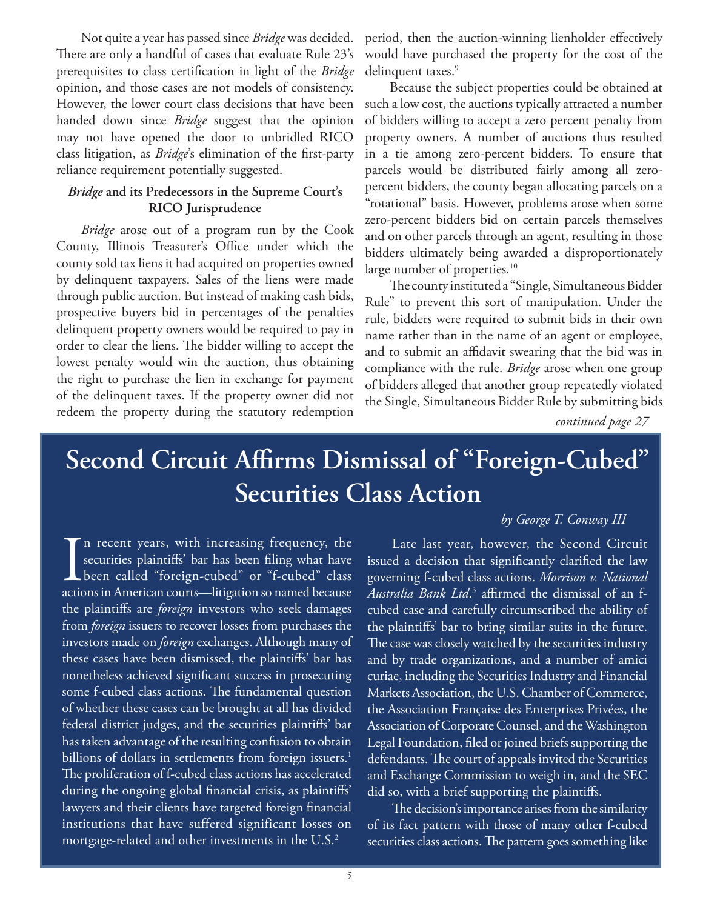Not quite a year has passed since *Bridge* was decided. There are only a handful of cases that evaluate Rule 23's prerequisites to class certification in light of the *Bridge* opinion, and those cases are not models of consistency. However, the lower court class decisions that have been handed down since *Bridge* suggest that the opinion may not have opened the door to unbridled RICO class litigation, as *Bridge*'s elimination of the first-party reliance requirement potentially suggested.

### *Bridge* and its Predecessors in the Supreme Court's RICO Jurisprudence

*Bridge* arose out of a program run by the Cook County, Illinois Treasurer's Office under which the county sold tax liens it had acquired on properties owned by delinquent taxpayers. Sales of the liens were made through public auction. But instead of making cash bids, prospective buyers bid in percentages of the penalties delinquent property owners would be required to pay in order to clear the liens. The bidder willing to accept the lowest penalty would win the auction, thus obtaining the right to purchase the lien in exchange for payment of the delinquent taxes. If the property owner did not redeem the property during the statutory redemption period, then the auction-winning lienholder effectively would have purchased the property for the cost of the delinquent taxes.[9]

Because the subject properties could be obtained at such a low cost, the auctions typically attracted a number of bidders willing to accept a zero percent penalty from property owners. A number of auctions thus resulted in a tie among zero-percent bidders. To ensure that parcels would be distributed fairly among all zero-percent bidders, the county began allocating parcels on a "rotational" basis. However, problems arose when some zero-percent bidders bid on certain parcels themselves and on other parcels through an agent, resulting in those bidders ultimately being awarded a disproportionately large number of properties.[10]

The county instituted a "Single, Simultaneous Bidder Rule" to prevent this sort of manipulation. Under the rule, bidders were required to submit bids in their own name rather than in the name of an agent or employee, and to submit an affidavit swearing that the bid was in compliance with the rule. *Bridge* arose when one group of bidders alleged that another group repeatedly violated the Single, Simultaneous Bidder Rule by submitting bids

*continued page 27*

# Second Circuit Affirms Dismissal of "Foreign-Cubed" Securities Class Action

*by George T. Conway III*

In recent years, with increasing frequency, the securities plaintiffs' bar has been filing what have been called "foreign-cubed" or "f-cubed" class actions in American courts—litigation so named because the plaintiffs are *foreign* investors who seek damages from *foreign* issuers to recover losses from purchases the investors made on *foreign* exchanges. Although many of these cases have been dismissed, the plaintiffs' bar has nonetheless achieved significant success in prosecuting some f-cubed class actions. The fundamental question of whether these cases can be brought at all has divided federal district judges, and the securities plaintiffs' bar has taken advantage of the resulting confusion to obtain billions of dollars in settlements from foreign issuers.[1] The proliferation of f-cubed class actions has accelerated during the ongoing global financial crisis, as plaintiffs' lawyers and their clients have targeted foreign financial institutions that have suffered significant losses on mortgage-related and other investments in the U.S.[2]

Late last year, however, the Second Circuit issued a decision that significantly clarified the law governing f-cubed class actions. *Morrison v. National Australia Bank Ltd.*[3] affirmed the dismissal of an f-cubed case and carefully circumscribed the ability of the plaintiffs' bar to bring similar suits in the future. The case was closely watched by the securities industry and by trade organizations, and a number of amici curiae, including the Securities Industry and Financial Markets Association, the U.S. Chamber of Commerce, the Association Française des Enterprises Privées, the Association of Corporate Counsel, and the Washington Legal Foundation, filed or joined briefs supporting the defendants. The court of appeals invited the Securities and Exchange Commission to weigh in, and the SEC did so, with a brief supporting the plaintiffs.

The decision's importance arises from the similarity of its fact pattern with those of many other f-cubed securities class actions. The pattern goes something like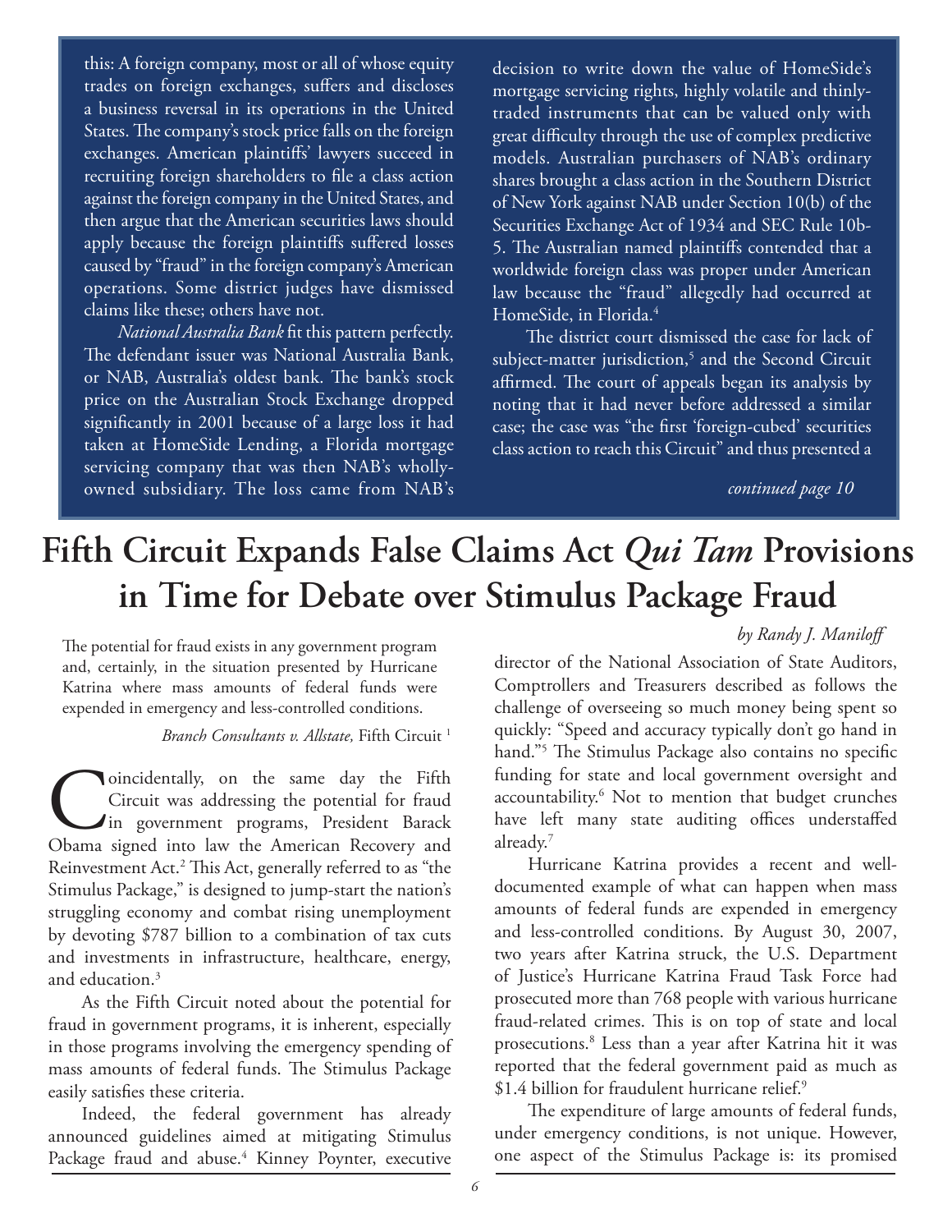this: A foreign company, most or all of whose equity trades on foreign exchanges, suffers and discloses a business reversal in its operations in the United States. The company's stock price falls on the foreign exchanges. American plaintiffs' lawyers succeed in recruiting foreign shareholders to file a class action against the foreign company in the United States, and then argue that the American securities laws should apply because the foreign plaintiffs suffered losses caused by "fraud" in the foreign company's American operations. Some district judges have dismissed claims like these; others have not.

*National Australia Bank* fit this pattern perfectly. The defendant issuer was National Australia Bank, or NAB, Australia's oldest bank. The bank's stock price on the Australian Stock Exchange dropped significantly in 2001 because of a large loss it had taken at HomeSide Lending, a Florida mortgage servicing company that was then NAB's wholly-owned subsidiary. The loss came from NAB's decision to write down the value of HomeSide's mortgage servicing rights, highly volatile and thinly-traded instruments that can be valued only with great difficulty through the use of complex predictive models. Australian purchasers of NAB's ordinary shares brought a class action in the Southern District of New York against NAB under Section 10(b) of the Securities Exchange Act of 1934 and SEC Rule 10b-5. The Australian named plaintiffs contended that a worldwide foreign class was proper under American law because the "fraud" allegedly had occurred at HomeSide, in Florida.[4]

The district court dismissed the case for lack of subject-matter jurisdiction,[5] and the Second Circuit affirmed. The court of appeals began its analysis by noting that it had never before addressed a similar case; the case was "the first 'foreign-cubed' securities class action to reach this Circuit" and thus presented a

*continued page 10*

# Fifth Circuit Expands False Claims Act *Qui Tam* Provisions in Time for Debate over Stimulus Package Fraud

*by Randy J. Maniloff*

The potential for fraud exists in any government program and, certainly, in the situation presented by Hurricane Katrina where mass amounts of federal funds were expended in emergency and less-controlled conditions.

*Branch Consultants v. Allstate,* Fifth Circuit [1]

Coincidentally, on the same day the Fifth Circuit was addressing the potential for fraud in government programs, President Barack Obama signed into law the American Recovery and Reinvestment Act.[2] This Act, generally referred to as "the Stimulus Package," is designed to jump-start the nation's struggling economy and combat rising unemployment by devoting $787 billion to a combination of tax cuts and investments in infrastructure, healthcare, energy, and education.[3]

As the Fifth Circuit noted about the potential for fraud in government programs, it is inherent, especially in those programs involving the emergency spending of mass amounts of federal funds. The Stimulus Package easily satisfies these criteria.

Indeed, the federal government has already announced guidelines aimed at mitigating Stimulus Package fraud and abuse.[4] Kinney Poynter, executive director of the National Association of State Auditors, Comptrollers and Treasurers described as follows the challenge of overseeing so much money being spent so quickly: "Speed and accuracy typically don't go hand in hand."[5] The Stimulus Package also contains no specific funding for state and local government oversight and accountability.[6] Not to mention that budget crunches have left many state auditing offices understaffed already.[7]

Hurricane Katrina provides a recent and well-documented example of what can happen when mass amounts of federal funds are expended in emergency and less-controlled conditions. By August 30, 2007, two years after Katrina struck, the U.S. Department of Justice's Hurricane Katrina Fraud Task Force had prosecuted more than 768 people with various hurricane fraud-related crimes. This is on top of state and local prosecutions.[8] Less than a year after Katrina hit it was reported that the federal government paid as much as $1.4 billion for fraudulent hurricane relief.[9]

The expenditure of large amounts of federal funds, under emergency conditions, is not unique. However, one aspect of the Stimulus Package is: its promised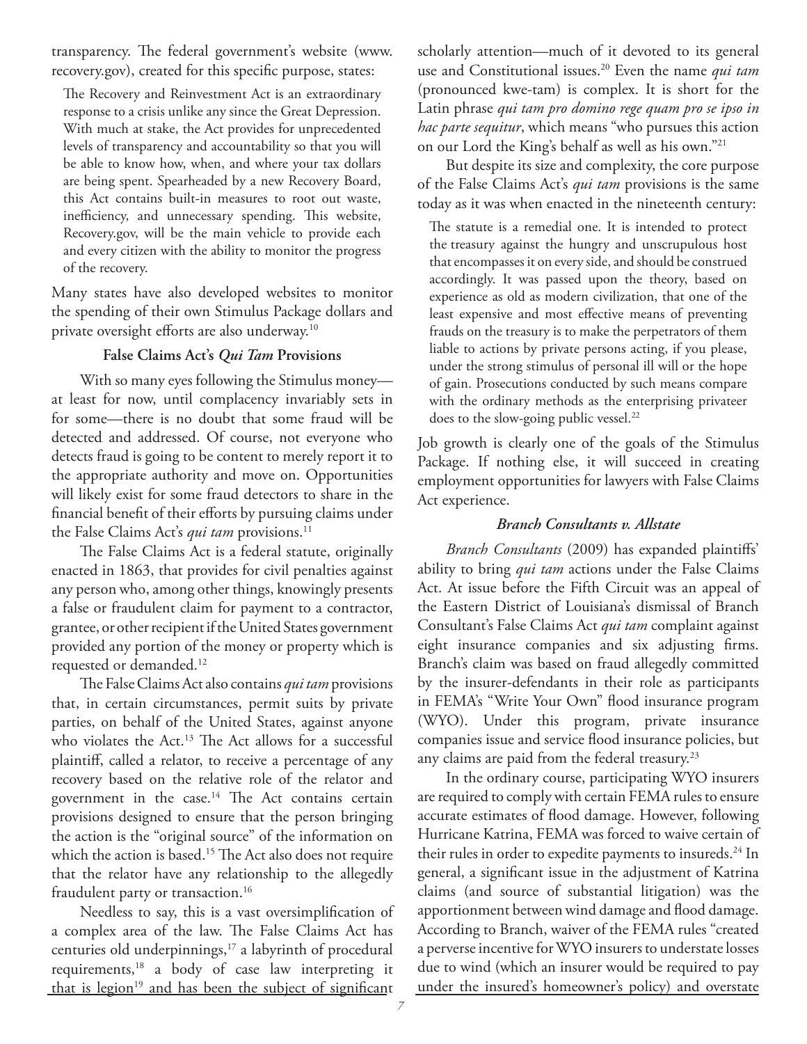transparency. The federal government's website (www.recovery.gov), created for this specific purpose, states:

> The Recovery and Reinvestment Act is an extraordinary response to a crisis unlike any since the Great Depression. With much at stake, the Act provides for unprecedented levels of transparency and accountability so that you will be able to know how, when, and where your tax dollars are being spent. Spearheaded by a new Recovery Board, this Act contains built-in measures to root out waste, inefficiency, and unnecessary spending. This website, Recovery.gov, will be the main vehicle to provide each and every citizen with the ability to monitor the progress of the recovery.

Many states have also developed websites to monitor the spending of their own Stimulus Package dollars and private oversight efforts are also underway.[10]

### False Claims Act's *Qui Tam* Provisions

With so many eyes following the Stimulus money—at least for now, until complacency invariably sets in for some—there is no doubt that some fraud will be detected and addressed. Of course, not everyone who detects fraud is going to be content to merely report it to the appropriate authority and move on. Opportunities will likely exist for some fraud detectors to share in the financial benefit of their efforts by pursuing claims under the False Claims Act's *qui tam* provisions.[11]

The False Claims Act is a federal statute, originally enacted in 1863, that provides for civil penalties against any person who, among other things, knowingly presents a false or fraudulent claim for payment to a contractor, grantee, or other recipient if the United States government provided any portion of the money or property which is requested or demanded.[12]

The False Claims Act also contains *qui tam* provisions that, in certain circumstances, permit suits by private parties, on behalf of the United States, against anyone who violates the Act.[13] The Act allows for a successful plaintiff, called a relator, to receive a percentage of any recovery based on the relative role of the relator and government in the case.[14] The Act contains certain provisions designed to ensure that the person bringing the action is the "original source" of the information on which the action is based.[15] The Act also does not require that the relator have any relationship to the allegedly fraudulent party or transaction.[16]

Needless to say, this is a vast oversimplification of a complex area of the law. The False Claims Act has centuries old underpinnings,[17] a labyrinth of procedural requirements,[18] a body of case law interpreting it that is legion[19] and has been the subject of significant scholarly attention—much of it devoted to its general use and Constitutional issues.[20] Even the name *qui tam* (pronounced kwe-tam) is complex. It is short for the Latin phrase *qui tam pro domino rege quam pro se ipso in hac parte sequitur*, which means "who pursues this action on our Lord the King's behalf as well as his own."[21]

But despite its size and complexity, the core purpose of the False Claims Act's *qui tam* provisions is the same today as it was when enacted in the nineteenth century:

> The statute is a remedial one. It is intended to protect the treasury against the hungry and unscrupulous host that encompasses it on every side, and should be construed accordingly. It was passed upon the theory, based on experience as old as modern civilization, that one of the least expensive and most effective means of preventing frauds on the treasury is to make the perpetrators of them liable to actions by private persons acting, if you please, under the strong stimulus of personal ill will or the hope of gain. Prosecutions conducted by such means compare with the ordinary methods as the enterprising privateer does to the slow-going public vessel.[22]

Job growth is clearly one of the goals of the Stimulus Package. If nothing else, it will succeed in creating employment opportunities for lawyers with False Claims Act experience.

### *Branch Consultants v. Allstate*

*Branch Consultants* (2009) has expanded plaintiffs' ability to bring *qui tam* actions under the False Claims Act. At issue before the Fifth Circuit was an appeal of the Eastern District of Louisiana's dismissal of Branch Consultant's False Claims Act *qui tam* complaint against eight insurance companies and six adjusting firms. Branch's claim was based on fraud allegedly committed by the insurer-defendants in their role as participants in FEMA's "Write Your Own" flood insurance program (WYO). Under this program, private insurance companies issue and service flood insurance policies, but any claims are paid from the federal treasury.[23]

In the ordinary course, participating WYO insurers are required to comply with certain FEMA rules to ensure accurate estimates of flood damage. However, following Hurricane Katrina, FEMA was forced to waive certain of their rules in order to expedite payments to insureds.[24] In general, a significant issue in the adjustment of Katrina claims (and source of substantial litigation) was the apportionment between wind damage and flood damage. According to Branch, waiver of the FEMA rules "created a perverse incentive for WYO insurers to understate losses due to wind (which an insurer would be required to pay under the insured's homeowner's policy) and overstate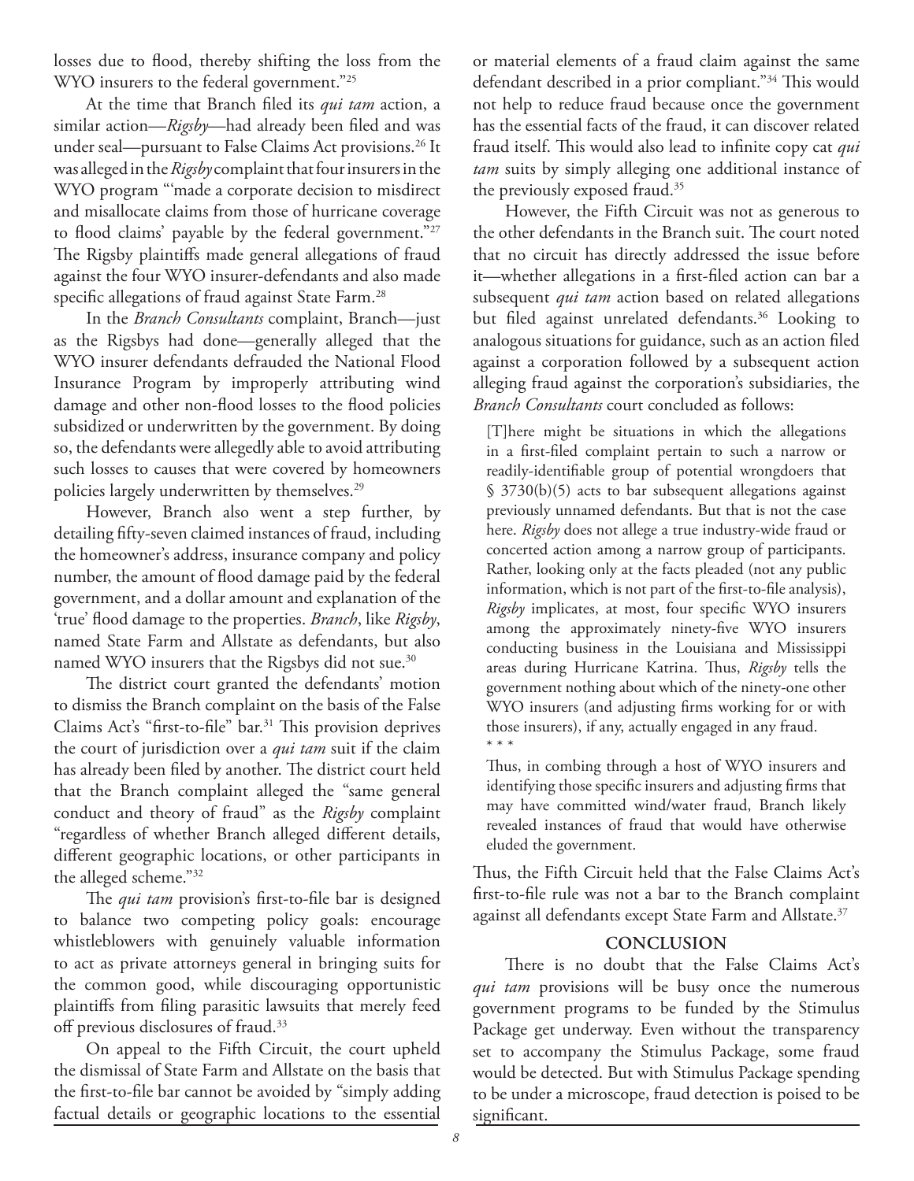losses due to flood, thereby shifting the loss from the WYO insurers to the federal government."[25]

At the time that Branch filed its *qui tam* action, a similar action—*Rigsby*—had already been filed and was under seal—pursuant to False Claims Act provisions.[26] It was alleged in the *Rigsby* complaint that four insurers in the WYO program "'made a corporate decision to misdirect and misallocate claims from those of hurricane coverage to flood claims' payable by the federal government."[27] The Rigsby plaintiffs made general allegations of fraud against the four WYO insurer-defendants and also made specific allegations of fraud against State Farm.[28]

In the *Branch Consultants* complaint, Branch—just as the Rigsbys had done—generally alleged that the WYO insurer defendants defrauded the National Flood Insurance Program by improperly attributing wind damage and other non-flood losses to the flood policies subsidized or underwritten by the government. By doing so, the defendants were allegedly able to avoid attributing such losses to causes that were covered by homeowners policies largely underwritten by themselves.[29]

However, Branch also went a step further, by detailing fifty-seven claimed instances of fraud, including the homeowner's address, insurance company and policy number, the amount of flood damage paid by the federal government, and a dollar amount and explanation of the 'true' flood damage to the properties. *Branch*, like *Rigsby*, named State Farm and Allstate as defendants, but also named WYO insurers that the Rigsbys did not sue.[30]

The district court granted the defendants' motion to dismiss the Branch complaint on the basis of the False Claims Act's "first-to-file" bar.[31] This provision deprives the court of jurisdiction over a *qui tam* suit if the claim has already been filed by another. The district court held that the Branch complaint alleged the "same general conduct and theory of fraud" as the *Rigsby* complaint "regardless of whether Branch alleged different details, different geographic locations, or other participants in the alleged scheme."[32]

The *qui tam* provision's first-to-file bar is designed to balance two competing policy goals: encourage whistleblowers with genuinely valuable information to act as private attorneys general in bringing suits for the common good, while discouraging opportunistic plaintiffs from filing parasitic lawsuits that merely feed off previous disclosures of fraud.[33]

On appeal to the Fifth Circuit, the court upheld the dismissal of State Farm and Allstate on the basis that the first-to-file bar cannot be avoided by "simply adding factual details or geographic locations to the essential or material elements of a fraud claim against the same defendant described in a prior compliant."[34] This would not help to reduce fraud because once the government has the essential facts of the fraud, it can discover related fraud itself. This would also lead to infinite copy cat *qui tam* suits by simply alleging one additional instance of the previously exposed fraud.[35]

However, the Fifth Circuit was not as generous to the other defendants in the Branch suit. The court noted that no circuit has directly addressed the issue before it—whether allegations in a first-filed action can bar a subsequent *qui tam* action based on related allegations but filed against unrelated defendants.[36] Looking to analogous situations for guidance, such as an action filed against a corporation followed by a subsequent action alleging fraud against the corporation's subsidiaries, the *Branch Consultants* court concluded as follows:

> [T]here might be situations in which the allegations in a first-filed complaint pertain to such a narrow or readily-identifiable group of potential wrongdoers that § 3730(b)(5) acts to bar subsequent allegations against previously unnamed defendants. But that is not the case here. *Rigsby* does not allege a true industry-wide fraud or concerted action among a narrow group of participants. Rather, looking only at the facts pleaded (not any public information, which is not part of the first-to-file analysis), *Rigsby* implicates, at most, four specific WYO insurers among the approximately ninety-five WYO insurers conducting business in the Louisiana and Mississippi areas during Hurricane Katrina. Thus, *Rigsby* tells the government nothing about which of the ninety-one other WYO insurers (and adjusting firms working for or with those insurers), if any, actually engaged in any fraud.
> 
> * * *
> 
> Thus, in combing through a host of WYO insurers and identifying those specific insurers and adjusting firms that may have committed wind/water fraud, Branch likely revealed instances of fraud that would have otherwise eluded the government.

Thus, the Fifth Circuit held that the False Claims Act's first-to-file rule was not a bar to the Branch complaint against all defendants except State Farm and Allstate.[37]

## CONCLUSION

There is no doubt that the False Claims Act's *qui tam* provisions will be busy once the numerous government programs to be funded by the Stimulus Package get underway. Even without the transparency set to accompany the Stimulus Package, some fraud would be detected. But with Stimulus Package spending to be under a microscope, fraud detection is poised to be significant.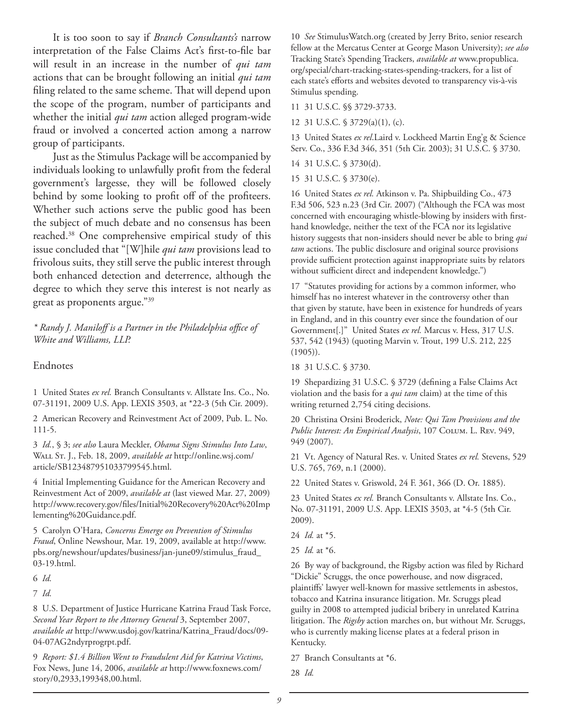It is too soon to say if *Branch Consultants's* narrow interpretation of the False Claims Act's first-to-file bar will result in an increase in the number of *qui tam* actions that can be brought following an initial *qui tam* filing related to the same scheme. That will depend upon the scope of the program, number of participants and whether the initial *qui tam* action alleged program-wide fraud or involved a concerted action among a narrow group of participants.

Just as the Stimulus Package will be accompanied by individuals looking to unlawfully profit from the federal government's largesse, they will be followed closely behind by some looking to profit off of the profiteers. Whether such actions serve the public good has been the subject of much debate and no consensus has been reached.[38] One comprehensive empirical study of this issue concluded that "[W]hile *qui tam* provisions lead to frivolous suits, they still serve the public interest through both enhanced detection and deterrence, although the degree to which they serve this interest is not nearly as great as proponents argue."[39]

*\* Randy J. Maniloff is a Partner in the Philadelphia office of White and Williams, LLP.*

## Endnotes

1 United States *ex rel.* Branch Consultants v. Allstate Ins. Co., No. 07-31191, 2009 U.S. App. LEXIS 3503, at *22-3 (5th Cir. 2009).

2 American Recovery and Reinvestment Act of 2009, Pub. L. No. 111-5.

3 *Id.*, § 3; *see also* Laura Meckler, *Obama Signs Stimulus Into Law*, Wall St. J., Feb. 18, 2009, *available at* http://online.wsj.com/article/SB123487951033799545.html.

4 Initial Implementing Guidance for the American Recovery and Reinvestment Act of 2009, *available at* (last viewed Mar. 27, 2009) http://www.recovery.gov/files/Initial%20Recovery%20Act%20Implementing%20Guidance.pdf.

5 Carolyn O'Hara, *Concerns Emerge on Prevention of Stimulus Fraud*, Online Newshour, Mar. 19, 2009, available at http://www.pbs.org/newshour/updates/business/jan-june09/stimulus_fraud_03-19.html.

6 *Id.*

7 *Id.*

8 U.S. Department of Justice Hurricane Katrina Fraud Task Force, *Second Year Report to the Attorney General* 3, September 2007, *available at* http://www.usdoj.gov/katrina/Katrina_Fraud/docs/09-04-07AG2ndyrprogrpt.pdf.

9 *Report: $1.4 Billion Went to Fraudulent Aid for Katrina Victims*, Fox News, June 14, 2006, *available at* http://www.foxnews.com/story/0,2933,199348,00.html.

10 *See* StimulusWatch.org (created by Jerry Brito, senior research fellow at the Mercatus Center at George Mason University); *see also* Tracking State's Spending Trackers, *available at* www.propublica.org/special/chart-tracking-states-spending-trackers, for a list of each state's efforts and websites devoted to transparency vis-à-vis Stimulus spending.

11 31 U.S.C. §§ 3729-3733.

12 31 U.S.C. § 3729(a)(1), (c).

13 United States *ex rel.*Laird v. Lockheed Martin Eng'g & Science Serv. Co., 336 F.3d 346, 351 (5th Cir. 2003); 31 U.S.C. § 3730.

14 31 U.S.C. § 3730(d).

15 31 U.S.C. § 3730(e).

16 United States *ex rel.* Atkinson v. Pa. Shipbuilding Co., 473 F.3d 506, 523 n.23 (3rd Cir. 2007) ("Although the FCA was most concerned with encouraging whistle-blowing by insiders with first-hand knowledge, neither the text of the FCA nor its legislative history suggests that non-insiders should never be able to bring *qui tam* actions. The public disclosure and original source provisions provide sufficient protection against inappropriate suits by relators without sufficient direct and independent knowledge.")

17 "Statutes providing for actions by a common informer, who himself has no interest whatever in the controversy other than that given by statute, have been in existence for hundreds of years in England, and in this country ever since the foundation of our Government[.]" United States *ex rel.* Marcus v. Hess, 317 U.S. 537, 542 (1943) (quoting Marvin v. Trout, 199 U.S. 212, 225 (1905)).

18 31 U.S.C. § 3730.

19 Shepardizing 31 U.S.C. § 3729 (defining a False Claims Act violation and the basis for a *qui tam* claim) at the time of this writing returned 2,754 citing decisions.

20 Christina Orsini Broderick, *Note: Qui Tam Provisions and the Public Interest: An Empirical Analysis*, 107 Colum. L. Rev. 949, 949 (2007).

21 Vt. Agency of Natural Res. v. United States *ex rel.* Stevens, 529 U.S. 765, 769, n.1 (2000).

22 United States v. Griswold, 24 F. 361, 366 (D. Or. 1885).

23 United States *ex rel.* Branch Consultants v. Allstate Ins. Co., No. 07-31191, 2009 U.S. App. LEXIS 3503, at *4-5 (5th Cir. 2009).

24 *Id.* at *5.

25 *Id.* at *6.

26 By way of background, the Rigsby action was filed by Richard "Dickie" Scruggs, the once powerhouse, and now disgraced, plaintiffs' lawyer well-known for massive settlements in asbestos, tobacco and Katrina insurance litigation. Mr. Scruggs plead guilty in 2008 to attempted judicial bribery in unrelated Katrina litigation. The *Rigsby* action marches on, but without Mr. Scruggs, who is currently making license plates at a federal prison in Kentucky.

27 Branch Consultants at *6.

28 *Id.*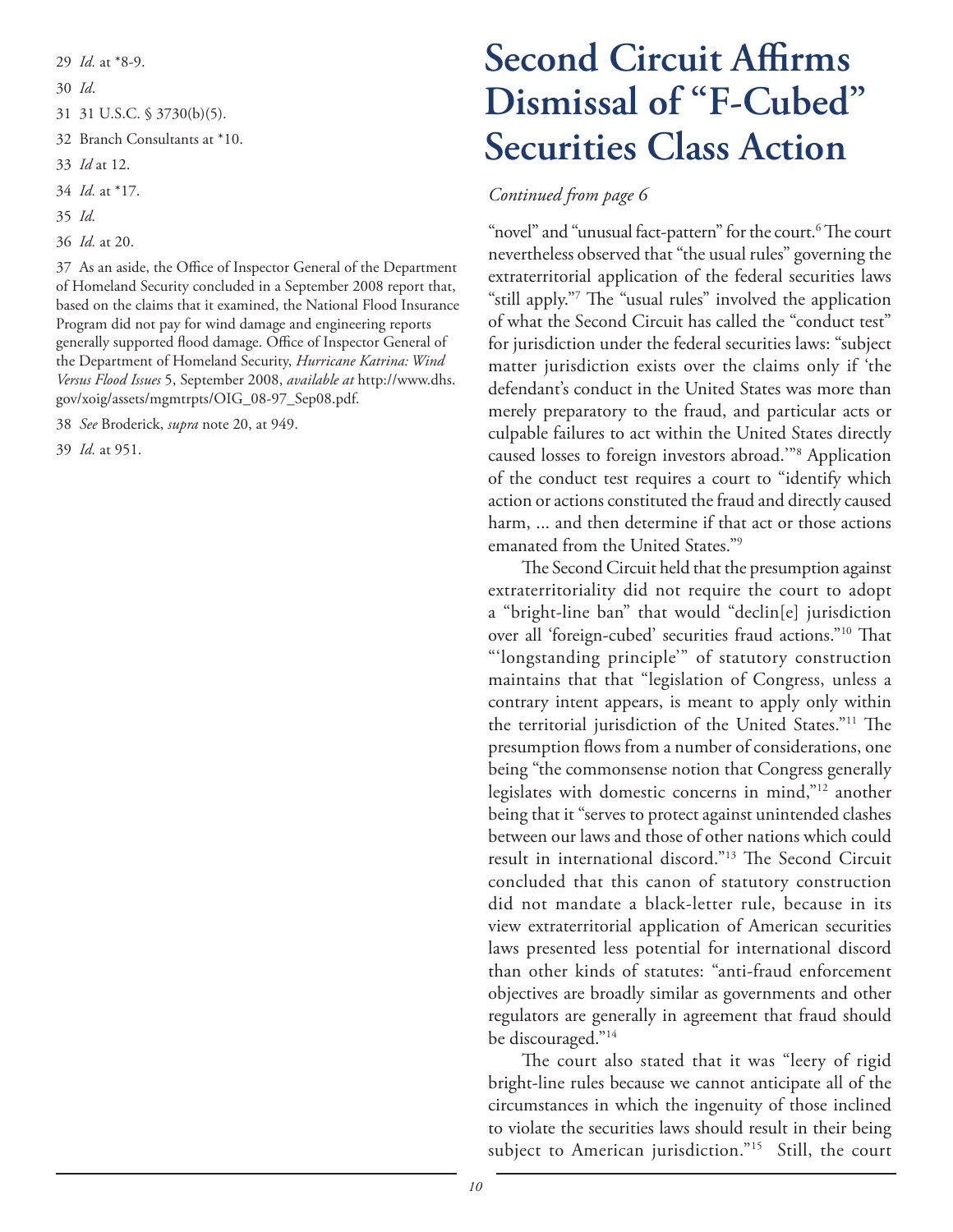29 *Id.* at *8-9.

30 *Id*.

31 31 U.S.C. § 3730(b)(5).

32 Branch Consultants at *10.

33 *Id* at 12.

34 *Id.* at *17.

35 *Id.*

36 *Id.* at 20.

37 As an aside, the Office of Inspector General of the Department of Homeland Security concluded in a September 2008 report that, based on the claims that it examined, the National Flood Insurance Program did not pay for wind damage and engineering reports generally supported flood damage. Office of Inspector General of the Department of Homeland Security, *Hurricane Katrina: Wind Versus Flood Issues* 5, September 2008, *available at* http://www.dhs.gov/xoig/assets/mgmtrpts/OIG_08-97_Sep08.pdf.

38 *See* Broderick, *supra* note 20, at 949.

39 *Id.* at 951.

# Second Circuit Affirms Dismissal of "F-Cubed" Securities Class Action

*Continued from page 6*

"novel" and "unusual fact-pattern" for the court.[6] The court nevertheless observed that "the usual rules" governing the extraterritorial application of the federal securities laws "still apply."[7] The "usual rules" involved the application of what the Second Circuit has called the "conduct test" for jurisdiction under the federal securities laws: "subject matter jurisdiction exists over the claims only if 'the defendant's conduct in the United States was more than merely preparatory to the fraud, and particular acts or culpable failures to act within the United States directly caused losses to foreign investors abroad.'"[8] Application of the conduct test requires a court to "identify which action or actions constituted the fraud and directly caused harm, ... and then determine if that act or those actions emanated from the United States."[9]

The Second Circuit held that the presumption against extraterritoriality did not require the court to adopt a "bright-line ban" that would "declin[e] jurisdiction over all 'foreign-cubed' securities fraud actions."[10] That "'longstanding principle'" of statutory construction maintains that that "legislation of Congress, unless a contrary intent appears, is meant to apply only within the territorial jurisdiction of the United States."[11] The presumption flows from a number of considerations, one being "the commonsense notion that Congress generally legislates with domestic concerns in mind,"[12] another being that it "serves to protect against unintended clashes between our laws and those of other nations which could result in international discord."[13] The Second Circuit concluded that this canon of statutory construction did not mandate a black-letter rule, because in its view extraterritorial application of American securities laws presented less potential for international discord than other kinds of statutes: "anti-fraud enforcement objectives are broadly similar as governments and other regulators are generally in agreement that fraud should be discouraged."[14]

The court also stated that it was "leery of rigid bright-line rules because we cannot anticipate all of the circumstances in which the ingenuity of those inclined to violate the securities laws should result in their being subject to American jurisdiction."[15] Still, the court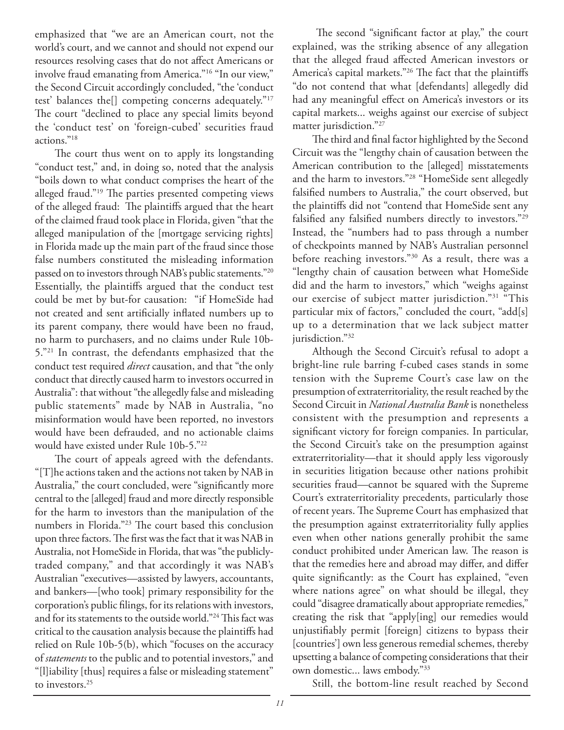emphasized that "we are an American court, not the world's court, and we cannot and should not expend our resources resolving cases that do not affect Americans or involve fraud emanating from America."[16] "In our view," the Second Circuit accordingly concluded, "the 'conduct test' balances the[] competing concerns adequately."[17] The court "declined to place any special limits beyond the 'conduct test' on 'foreign-cubed' securities fraud actions."[18]

The court thus went on to apply its longstanding "conduct test," and, in doing so, noted that the analysis "boils down to what conduct comprises the heart of the alleged fraud."[19] The parties presented competing views of the alleged fraud: The plaintiffs argued that the heart of the claimed fraud took place in Florida, given "that the alleged manipulation of the [mortgage servicing rights] in Florida made up the main part of the fraud since those false numbers constituted the misleading information passed on to investors through NAB's public statements."[20] Essentially, the plaintiffs argued that the conduct test could be met by but-for causation: "if HomeSide had not created and sent artificially inflated numbers up to its parent company, there would have been no fraud, no harm to purchasers, and no claims under Rule 10b-5."[21] In contrast, the defendants emphasized that the conduct test required *direct* causation, and that "the only conduct that directly caused harm to investors occurred in Australia": that without "the allegedly false and misleading public statements" made by NAB in Australia, "no misinformation would have been reported, no investors would have been defrauded, and no actionable claims would have existed under Rule 10b-5."[22]

The court of appeals agreed with the defendants. "[T]he actions taken and the actions not taken by NAB in Australia," the court concluded, were "significantly more central to the [alleged] fraud and more directly responsible for the harm to investors than the manipulation of the numbers in Florida."[23] The court based this conclusion upon three factors. The first was the fact that it was NAB in Australia, not HomeSide in Florida, that was "the publicly-traded company," and that accordingly it was NAB's Australian "executives—assisted by lawyers, accountants, and bankers—[who took] primary responsibility for the corporation's public filings, for its relations with investors, and for its statements to the outside world."[24] This fact was critical to the causation analysis because the plaintiffs had relied on Rule 10b-5(b), which "focuses on the accuracy of *statements* to the public and to potential investors," and "[l]iability [thus] requires a false or misleading statement" to investors.[25]

The second "significant factor at play," the court explained, was the striking absence of any allegation that the alleged fraud affected American investors or America's capital markets."[26] The fact that the plaintiffs "do not contend that what [defendants] allegedly did had any meaningful effect on America's investors or its capital markets... weighs against our exercise of subject matter jurisdiction."[27]

The third and final factor highlighted by the Second Circuit was the "lengthy chain of causation between the American contribution to the [alleged] misstatements and the harm to investors."[28] "HomeSide sent allegedly falsified numbers to Australia," the court observed, but the plaintiffs did not "contend that HomeSide sent any falsified any falsified numbers directly to investors."[29] Instead, the "numbers had to pass through a number of checkpoints manned by NAB's Australian personnel before reaching investors."[30] As a result, there was a "lengthy chain of causation between what HomeSide did and the harm to investors," which "weighs against our exercise of subject matter jurisdiction."[31] "This particular mix of factors," concluded the court, "add[s] up to a determination that we lack subject matter jurisdiction."[32]

Although the Second Circuit's refusal to adopt a bright-line rule barring f-cubed cases stands in some tension with the Supreme Court's case law on the presumption of extraterritoriality, the result reached by the Second Circuit in *National Australia Bank* is nonetheless consistent with the presumption and represents a significant victory for foreign companies. In particular, the Second Circuit's take on the presumption against extraterritoriality—that it should apply less vigorously in securities litigation because other nations prohibit securities fraud—cannot be squared with the Supreme Court's extraterritoriality precedents, particularly those of recent years. The Supreme Court has emphasized that the presumption against extraterritoriality fully applies even when other nations generally prohibit the same conduct prohibited under American law. The reason is that the remedies here and abroad may differ, and differ quite significantly: as the Court has explained, "even where nations agree" on what should be illegal, they could "disagree dramatically about appropriate remedies," creating the risk that "apply[ing] our remedies would unjustifiably permit [foreign] citizens to bypass their [countries'] own less generous remedial schemes, thereby upsetting a balance of competing considerations that their own domestic... laws embody."[33]

Still, the bottom-line result reached by Second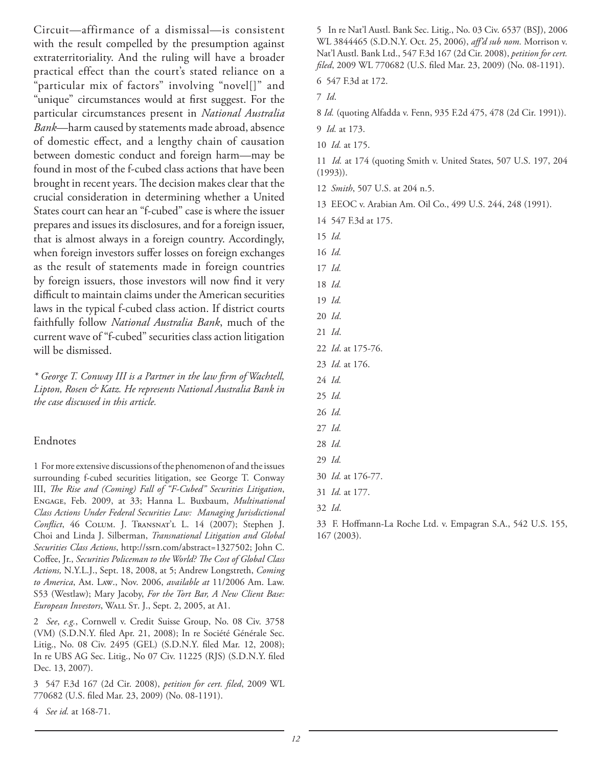Circuit—affirmance of a dismissal—is consistent with the result compelled by the presumption against extraterritoriality. And the ruling will have a broader practical effect than the court's stated reliance on a "particular mix of factors" involving "novel[]" and "unique" circumstances would at first suggest. For the particular circumstances present in *National Australia Bank*—harm caused by statements made abroad, absence of domestic effect, and a lengthy chain of causation between domestic conduct and foreign harm—may be found in most of the f-cubed class actions that have been brought in recent years. The decision makes clear that the crucial consideration in determining whether a United States court can hear an "f-cubed" case is where the issuer prepares and issues its disclosures, and for a foreign issuer, that is almost always in a foreign country. Accordingly, when foreign investors suffer losses on foreign exchanges as the result of statements made in foreign countries by foreign issuers, those investors will now find it very difficult to maintain claims under the American securities laws in the typical f-cubed class action. If district courts faithfully follow *National Australia Bank*, much of the current wave of "f-cubed" securities class action litigation will be dismissed.

*\* George T. Conway III is a Partner in the law firm of Wachtell, Lipton, Rosen & Katz. He represents National Australia Bank in the case discussed in this article.*

## Endnotes

1 For more extensive discussions of the phenomenon of and the issues surrounding f-cubed securities litigation, see George T. Conway III, *The Rise and (Coming) Fall of "F-Cubed" Securities Litigation*, Engage, Feb. 2009, at 33; Hanna L. Buxbaum, *Multinational Class Actions Under Federal Securities Law: Managing Jurisdictional Conflict*, 46 Colum. J. Transnat'l L. 14 (2007); Stephen J. Choi and Linda J. Silberman, *Transnational Litigation and Global Securities Class Actions*, http://ssrn.com/abstract=1327502; John C. Coffee, Jr., *Securities Policeman to the World? The Cost of Global Class Actions,* N.Y.L.J., Sept. 18, 2008, at 5; Andrew Longstreth, *Coming to America*, Am. Law., Nov. 2006, *available at* 11/2006 Am. Law. S53 (Westlaw); Mary Jacoby, *For the Tort Bar, A New Client Base: European Investors*, Wall St. J., Sept. 2, 2005, at A1.

2 *See*, *e.g.*, Cornwell v. Credit Suisse Group, No. 08 Civ. 3758 (VM) (S.D.N.Y. filed Apr. 21, 2008); In re Société Générale Sec. Litig., No. 08 Civ. 2495 (GEL) (S.D.N.Y. filed Mar. 12, 2008); In re UBS AG Sec. Litig., No 07 Civ. 11225 (RJS) (S.D.N.Y. filed Dec. 13, 2007).

3 547 F.3d 167 (2d Cir. 2008), *petition for cert. filed*, 2009 WL 770682 (U.S. filed Mar. 23, 2009) (No. 08-1191).

4 *See id.* at 168-71.

5 In re Nat'l Austl. Bank Sec. Litig., No. 03 Civ. 6537 (BSJ), 2006 WL 3844465 (S.D.N.Y. Oct. 25, 2006), *aff'd sub nom.* Morrison v. Nat'l Austl. Bank Ltd., 547 F.3d 167 (2d Cir. 2008), *petition for cert. filed*, 2009 WL 770682 (U.S. filed Mar. 23, 2009) (No. 08-1191).

6 547 F.3d at 172.

7 *Id*.

8 *Id.* (quoting Alfadda v. Fenn, 935 F.2d 475, 478 (2d Cir. 1991)).

9 *Id.* at 173.

10 *Id.* at 175.

11 *Id.* at 174 (quoting Smith v. United States, 507 U.S. 197, 204 (1993)).

12 *Smith*, 507 U.S. at 204 n.5.

13 EEOC v. Arabian Am. Oil Co., 499 U.S. 244, 248 (1991).

14 547 F.3d at 175.

15 *Id.*

16 *Id.*

17 *Id.*

18 *Id.*

19 *Id.*

20 *Id*.

21 *Id*.

22 *Id*. at 175-76.

23 *Id.* at 176.

24 *Id.*

25 *Id.*

26 *Id.*

27 *Id.*

28 *Id.*

29 *Id.*

30 *Id.* at 176-77.

31 *Id.* at 177.

32 *Id*.

33 F. Hoffmann-La Roche Ltd. v. Empagran S.A., 542 U.S. 155, 167 (2003).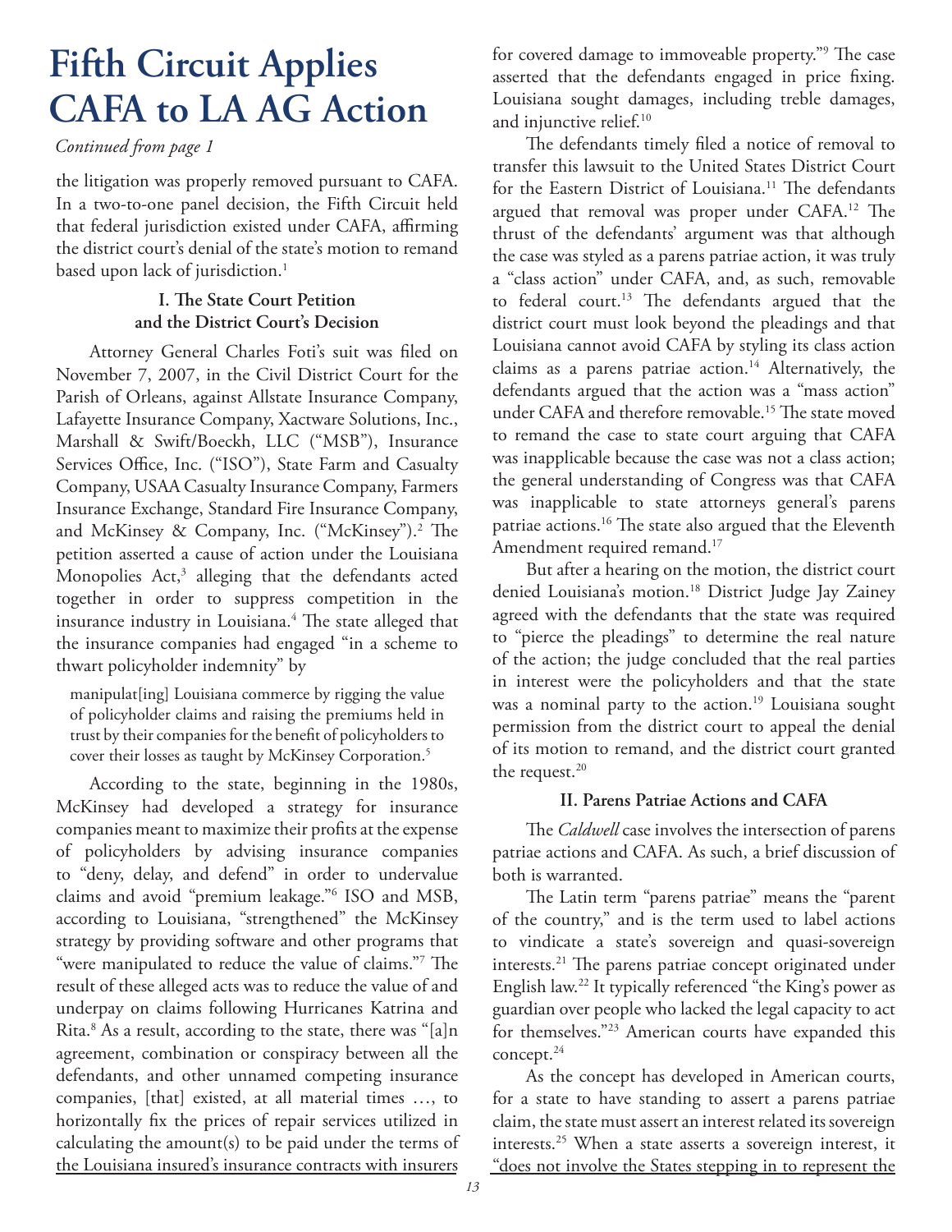# Fifth Circuit Applies CAFA to LA AG Action

*Continued from page 1*

the litigation was properly removed pursuant to CAFA. In a two-to-one panel decision, the Fifth Circuit held that federal jurisdiction existed under CAFA, affirming the district court's denial of the state's motion to remand based upon lack of jurisdiction.[1]

### I. The State Court Petition and the District Court's Decision

Attorney General Charles Foti's suit was filed on November 7, 2007, in the Civil District Court for the Parish of Orleans, against Allstate Insurance Company, Lafayette Insurance Company, Xactware Solutions, Inc., Marshall & Swift/Boeckh, LLC ("MSB"), Insurance Services Office, Inc. ("ISO"), State Farm and Casualty Company, USAA Casualty Insurance Company, Farmers Insurance Exchange, Standard Fire Insurance Company, and McKinsey & Company, Inc. ("McKinsey").[2] The petition asserted a cause of action under the Louisiana Monopolies Act,[3] alleging that the defendants acted together in order to suppress competition in the insurance industry in Louisiana.[4] The state alleged that the insurance companies had engaged "in a scheme to thwart policyholder indemnity" by

> manipulat[ing] Louisiana commerce by rigging the value of policyholder claims and raising the premiums held in trust by their companies for the benefit of policyholders to cover their losses as taught by McKinsey Corporation.[5]

According to the state, beginning in the 1980s, McKinsey had developed a strategy for insurance companies meant to maximize their profits at the expense of policyholders by advising insurance companies to "deny, delay, and defend" in order to undervalue claims and avoid "premium leakage."[6] ISO and MSB, according to Louisiana, "strengthened" the McKinsey strategy by providing software and other programs that "were manipulated to reduce the value of claims."[7] The result of these alleged acts was to reduce the value of and underpay on claims following Hurricanes Katrina and Rita.[8] As a result, according to the state, there was "[a]n agreement, combination or conspiracy between all the defendants, and other unnamed competing insurance companies, [that] existed, at all material times …, to horizontally fix the prices of repair services utilized in calculating the amount(s) to be paid under the terms of the Louisiana insured's insurance contracts with insurers for covered damage to immoveable property."[9] The case asserted that the defendants engaged in price fixing. Louisiana sought damages, including treble damages, and injunctive relief.[10]

The defendants timely filed a notice of removal to transfer this lawsuit to the United States District Court for the Eastern District of Louisiana.[11] The defendants argued that removal was proper under CAFA.[12] The thrust of the defendants' argument was that although the case was styled as a parens patriae action, it was truly a "class action" under CAFA, and, as such, removable to federal court.[13] The defendants argued that the district court must look beyond the pleadings and that Louisiana cannot avoid CAFA by styling its class action claims as a parens patriae action.[14] Alternatively, the defendants argued that the action was a "mass action" under CAFA and therefore removable.[15] The state moved to remand the case to state court arguing that CAFA was inapplicable because the case was not a class action; the general understanding of Congress was that CAFA was inapplicable to state attorneys general's parens patriae actions.[16] The state also argued that the Eleventh Amendment required remand.[17]

But after a hearing on the motion, the district court denied Louisiana's motion.[18] District Judge Jay Zainey agreed with the defendants that the state was required to "pierce the pleadings" to determine the real nature of the action; the judge concluded that the real parties in interest were the policyholders and that the state was a nominal party to the action.[19] Louisiana sought permission from the district court to appeal the denial of its motion to remand, and the district court granted the request.[20]

### II. Parens Patriae Actions and CAFA

The *Caldwell* case involves the intersection of parens patriae actions and CAFA. As such, a brief discussion of both is warranted.

The Latin term "parens patriae" means the "parent of the country," and is the term used to label actions to vindicate a state's sovereign and quasi-sovereign interests.[21] The parens patriae concept originated under English law.[22] It typically referenced "the King's power as guardian over people who lacked the legal capacity to act for themselves."[23] American courts have expanded this concept.[24]

As the concept has developed in American courts, for a state to have standing to assert a parens patriae claim, the state must assert an interest related its sovereign interests.[25] When a state asserts a sovereign interest, it "does not involve the States stepping in to represent the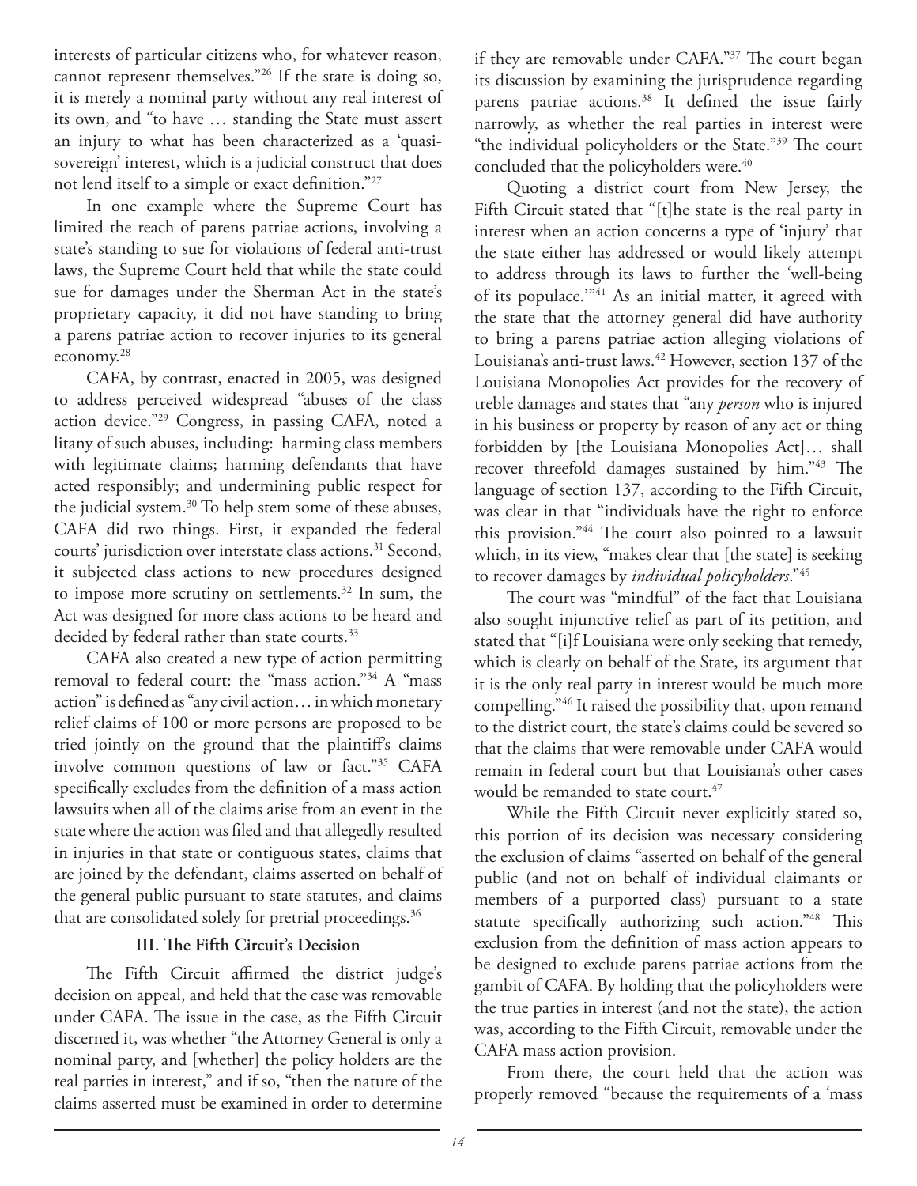interests of particular citizens who, for whatever reason, cannot represent themselves."[26] If the state is doing so, it is merely a nominal party without any real interest of its own, and "to have … standing the State must assert an injury to what has been characterized as a 'quasi-sovereign' interest, which is a judicial construct that does not lend itself to a simple or exact definition."[27]

In one example where the Supreme Court has limited the reach of parens patriae actions, involving a state's standing to sue for violations of federal anti-trust laws, the Supreme Court held that while the state could sue for damages under the Sherman Act in the state's proprietary capacity, it did not have standing to bring a parens patriae action to recover injuries to its general economy.[28]

CAFA, by contrast, enacted in 2005, was designed to address perceived widespread "abuses of the class action device."[29] Congress, in passing CAFA, noted a litany of such abuses, including: harming class members with legitimate claims; harming defendants that have acted responsibly; and undermining public respect for the judicial system.[30] To help stem some of these abuses, CAFA did two things. First, it expanded the federal courts' jurisdiction over interstate class actions.[31] Second, it subjected class actions to new procedures designed to impose more scrutiny on settlements.[32] In sum, the Act was designed for more class actions to be heard and decided by federal rather than state courts.[33]

CAFA also created a new type of action permitting removal to federal court: the "mass action."[34] A "mass action" is defined as "any civil action… in which monetary relief claims of 100 or more persons are proposed to be tried jointly on the ground that the plaintiff's claims involve common questions of law or fact."[35] CAFA specifically excludes from the definition of a mass action lawsuits when all of the claims arise from an event in the state where the action was filed and that allegedly resulted in injuries in that state or contiguous states, claims that are joined by the defendant, claims asserted on behalf of the general public pursuant to state statutes, and claims that are consolidated solely for pretrial proceedings.[36]

### III. The Fifth Circuit's Decision

The Fifth Circuit affirmed the district judge's decision on appeal, and held that the case was removable under CAFA. The issue in the case, as the Fifth Circuit discerned it, was whether "the Attorney General is only a nominal party, and [whether] the policy holders are the real parties in interest," and if so, "then the nature of the claims asserted must be examined in order to determine if they are removable under CAFA."[37] The court began its discussion by examining the jurisprudence regarding parens patriae actions.[38] It defined the issue fairly narrowly, as whether the real parties in interest were "the individual policyholders or the State."[39] The court concluded that the policyholders were.[40]

Quoting a district court from New Jersey, the Fifth Circuit stated that "[t]he state is the real party in interest when an action concerns a type of 'injury' that the state either has addressed or would likely attempt to address through its laws to further the 'well-being of its populace.'"[41] As an initial matter, it agreed with the state that the attorney general did have authority to bring a parens patriae action alleging violations of Louisiana's anti-trust laws.[42] However, section 137 of the Louisiana Monopolies Act provides for the recovery of treble damages and states that "any *person* who is injured in his business or property by reason of any act or thing forbidden by [the Louisiana Monopolies Act]… shall recover threefold damages sustained by him."[43] The language of section 137, according to the Fifth Circuit, was clear in that "individuals have the right to enforce this provision."[44] The court also pointed to a lawsuit which, in its view, "makes clear that [the state] is seeking to recover damages by *individual policyholders*."[45]

The court was "mindful" of the fact that Louisiana also sought injunctive relief as part of its petition, and stated that "[i]f Louisiana were only seeking that remedy, which is clearly on behalf of the State, its argument that it is the only real party in interest would be much more compelling."[46] It raised the possibility that, upon remand to the district court, the state's claims could be severed so that the claims that were removable under CAFA would remain in federal court but that Louisiana's other cases would be remanded to state court.[47]

While the Fifth Circuit never explicitly stated so, this portion of its decision was necessary considering the exclusion of claims "asserted on behalf of the general public (and not on behalf of individual claimants or members of a purported class) pursuant to a state statute specifically authorizing such action."[48] This exclusion from the definition of mass action appears to be designed to exclude parens patriae actions from the gambit of CAFA. By holding that the policyholders were the true parties in interest (and not the state), the action was, according to the Fifth Circuit, removable under the CAFA mass action provision.

From there, the court held that the action was properly removed "because the requirements of a 'mass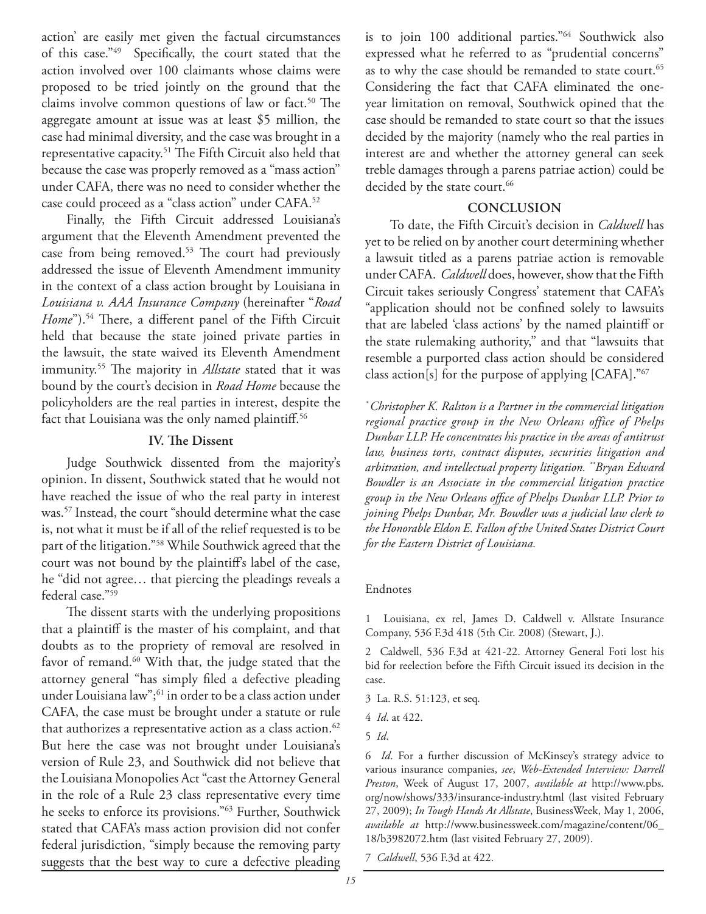action' are easily met given the factual circumstances of this case."[49] Specifically, the court stated that the action involved over 100 claimants whose claims were proposed to be tried jointly on the ground that the claims involve common questions of law or fact.[50] The aggregate amount at issue was at least $5 million, the case had minimal diversity, and the case was brought in a representative capacity.[51] The Fifth Circuit also held that because the case was properly removed as a "mass action" under CAFA, there was no need to consider whether the case could proceed as a "class action" under CAFA.[52]

Finally, the Fifth Circuit addressed Louisiana's argument that the Eleventh Amendment prevented the case from being removed.[53] The court had previously addressed the issue of Eleventh Amendment immunity in the context of a class action brought by Louisiana in *Louisiana v. AAA Insurance Company* (hereinafter "*Road Home*").[54] There, a different panel of the Fifth Circuit held that because the state joined private parties in the lawsuit, the state waived its Eleventh Amendment immunity.[55] The majority in *Allstate* stated that it was bound by the court's decision in *Road Home* because the policyholders are the real parties in interest, despite the fact that Louisiana was the only named plaintiff.[56]

## IV. The Dissent

Judge Southwick dissented from the majority's opinion. In dissent, Southwick stated that he would not have reached the issue of who the real party in interest was.[57] Instead, the court "should determine what the case is, not what it must be if all of the relief requested is to be part of the litigation."[58] While Southwick agreed that the court was not bound by the plaintiff's label of the case, he "did not agree… that piercing the pleadings reveals a federal case."[59]

The dissent starts with the underlying propositions that a plaintiff is the master of his complaint, and that doubts as to the propriety of removal are resolved in favor of remand.[60] With that, the judge stated that the attorney general "has simply filed a defective pleading under Louisiana law";[61] in order to be a class action under CAFA, the case must be brought under a statute or rule that authorizes a representative action as a class action.[62] But here the case was not brought under Louisiana's version of Rule 23, and Southwick did not believe that the Louisiana Monopolies Act "cast the Attorney General in the role of a Rule 23 class representative every time he seeks to enforce its provisions."[63] Further, Southwick stated that CAFA's mass action provision did not confer federal jurisdiction, "simply because the removing party suggests that the best way to cure a defective pleading is to join 100 additional parties."[64] Southwick also expressed what he referred to as "prudential concerns" as to why the case should be remanded to state court.[65] Considering the fact that CAFA eliminated the one-year limitation on removal, Southwick opined that the case should be remanded to state court so that the issues decided by the majority (namely who the real parties in interest are and whether the attorney general can seek treble damages through a parens patriae action) could be decided by the state court.[66]

## CONCLUSION

To date, the Fifth Circuit's decision in *Caldwell* has yet to be relied on by another court determining whether a lawsuit titled as a parens patriae action is removable under CAFA. *Caldwell* does, however, show that the Fifth Circuit takes seriously Congress' statement that CAFA's "application should not be confined solely to lawsuits that are labeled 'class actions' by the named plaintiff or the state rulemaking authority," and that "lawsuits that resemble a purported class action should be considered class action[s] for the purpose of applying [CAFA]."[67]

*[*] Christopher K. Ralston is a Partner in the commercial litigation regional practice group in the New Orleans office of Phelps Dunbar LLP. He concentrates his practice in the areas of antitrust law, business torts, contract disputes, securities litigation and arbitration, and intellectual property litigation. [**]Bryan Edward Bowdler is an Associate in the commercial litigation practice group in the New Orleans office of Phelps Dunbar LLP. Prior to joining Phelps Dunbar, Mr. Bowdler was a judicial law clerk to the Honorable Eldon E. Fallon of the United States District Court for the Eastern District of Louisiana.*

### Endnotes

1 Louisiana, ex rel, James D. Caldwell v. Allstate Insurance Company, 536 F.3d 418 (5th Cir. 2008) (Stewart, J.).

2 Caldwell, 536 F.3d at 421-22. Attorney General Foti lost his bid for reelection before the Fifth Circuit issued its decision in the case.

3 La. R.S. 51:123, et seq.

4 *Id*. at 422.

5 *Id*.

6 *Id*. For a further discussion of McKinsey's strategy advice to various insurance companies, *see*, *Web-Extended Interview: Darrell Preston*, Week of August 17, 2007, *available at* http://www.pbs.org/now/shows/333/insurance-industry.html (last visited February 27, 2009); *In Tough Hands At Allstate*, BusinessWeek, May 1, 2006, *available at* http://www.businessweek.com/magazine/content/06_18/b3982072.htm (last visited February 27, 2009).

7 *Caldwell*, 536 F.3d at 422.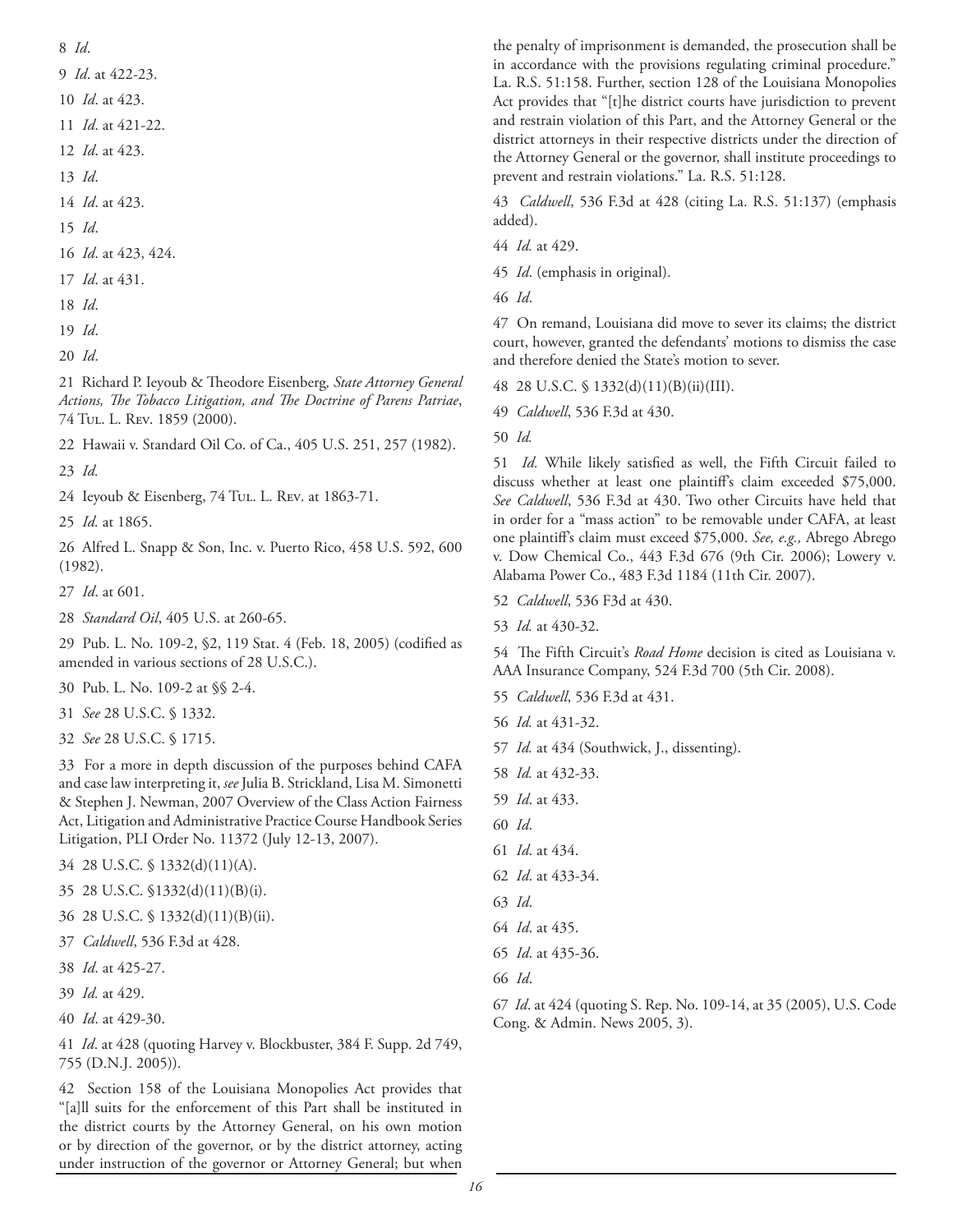8 *Id*.

9 *Id*. at 422-23.

10 *Id*. at 423.

11 *Id*. at 421-22.

12 *Id*. at 423.

13 *Id*.

14 *Id*. at 423.

15 *Id*.

16 *Id*. at 423, 424.

17 *Id*. at 431.

18 *Id*.

19 *Id*.

20 *Id*.

21 Richard P. Ieyoub & Theodore Eisenberg, *State Attorney General Actions, The Tobacco Litigation, and The Doctrine of Parens Patriae*, 74 Tul. L. Rev. 1859 (2000).

22 Hawaii v. Standard Oil Co. of Ca., 405 U.S. 251, 257 (1982).

23 *Id.*

24 Ieyoub & Eisenberg, 74 Tul. L. Rev. at 1863-71.

25 *Id.* at 1865.

26 Alfred L. Snapp & Son, Inc. v. Puerto Rico, 458 U.S. 592, 600 (1982).

27 *Id*. at 601.

28 *Standard Oil*, 405 U.S. at 260-65.

29 Pub. L. No. 109-2, §2, 119 Stat. 4 (Feb. 18, 2005) (codified as amended in various sections of 28 U.S.C.).

30 Pub. L. No. 109-2 at §§ 2-4.

31 *See* 28 U.S.C. § 1332.

32 *See* 28 U.S.C. § 1715.

33 For a more in depth discussion of the purposes behind CAFA and case law interpreting it, *see* Julia B. Strickland, Lisa M. Simonetti & Stephen J. Newman, 2007 Overview of the Class Action Fairness Act, Litigation and Administrative Practice Course Handbook Series Litigation, PLI Order No. 11372 (July 12-13, 2007).

34 28 U.S.C. § 1332(d)(11)(A).

35 28 U.S.C. §1332(d)(11)(B)(i).

36 28 U.S.C. § 1332(d)(11)(B)(ii).

37 *Caldwell*, 536 F.3d at 428.

38 *Id*. at 425-27.

39 *Id.* at 429.

40 *Id*. at 429-30.

41 *Id*. at 428 (quoting Harvey v. Blockbuster, 384 F. Supp. 2d 749, 755 (D.N.J. 2005)).

42 Section 158 of the Louisiana Monopolies Act provides that "[a]ll suits for the enforcement of this Part shall be instituted in the district courts by the Attorney General, on his own motion or by direction of the governor, or by the district attorney, acting under instruction of the governor or Attorney General; but when the penalty of imprisonment is demanded, the prosecution shall be in accordance with the provisions regulating criminal procedure." La. R.S. 51:158. Further, section 128 of the Louisiana Monopolies Act provides that "[t]he district courts have jurisdiction to prevent and restrain violation of this Part, and the Attorney General or the district attorneys in their respective districts under the direction of the Attorney General or the governor, shall institute proceedings to prevent and restrain violations." La. R.S. 51:128.

43 *Caldwell*, 536 F.3d at 428 (citing La. R.S. 51:137) (emphasis added).

44 *Id.* at 429.

45 *Id*. (emphasis in original).

46 *Id*.

47 On remand, Louisiana did move to sever its claims; the district court, however, granted the defendants' motions to dismiss the case and therefore denied the State's motion to sever.

48 28 U.S.C. § 1332(d)(11)(B)(ii)(III).

49 *Caldwell*, 536 F.3d at 430.

50 *Id.*

51 *Id.* While likely satisfied as well, the Fifth Circuit failed to discuss whether at least one plaintiff's claim exceeded $75,000. *See Caldwell*, 536 F.3d at 430. Two other Circuits have held that in order for a "mass action" to be removable under CAFA, at least one plaintiff's claim must exceed $75,000. *See, e.g.,* Abrego Abrego v. Dow Chemical Co., 443 F.3d 676 (9th Cir. 2006); Lowery v. Alabama Power Co., 483 F.3d 1184 (11th Cir. 2007).

52 *Caldwell*, 536 F3d at 430.

53 *Id.* at 430-32.

54 The Fifth Circuit's *Road Home* decision is cited as Louisiana v. AAA Insurance Company, 524 F.3d 700 (5th Cir. 2008).

55 *Caldwell*, 536 F.3d at 431.

56 *Id.* at 431-32.

57 *Id.* at 434 (Southwick, J., dissenting).

58 *Id.* at 432-33.

59 *Id*. at 433.

60 *Id*.

61 *Id*. at 434.

62 *Id*. at 433-34.

63 *Id*.

64 *Id*. at 435.

65 *Id*. at 435-36.

66 *Id*.

67 *Id*. at 424 (quoting S. Rep. No. 109-14, at 35 (2005), U.S. Code Cong. & Admin. News 2005, 3).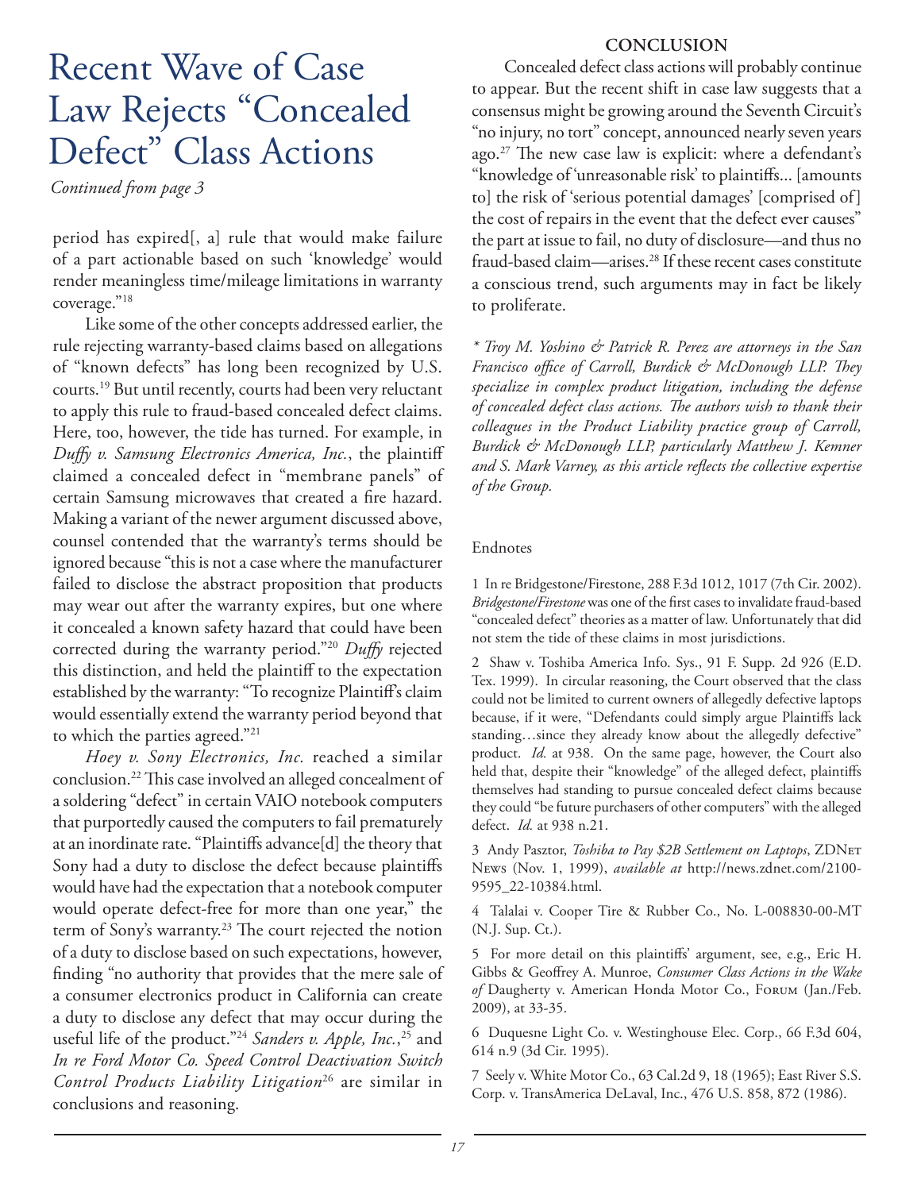# Recent Wave of Case Law Rejects "Concealed Defect" Class Actions

*Continued from page 3*

period has expired[, a] rule that would make failure of a part actionable based on such 'knowledge' would render meaningless time/mileage limitations in warranty coverage."[18]

Like some of the other concepts addressed earlier, the rule rejecting warranty-based claims based on allegations of "known defects" has long been recognized by U.S. courts.[19] But until recently, courts had been very reluctant to apply this rule to fraud-based concealed defect claims. Here, too, however, the tide has turned. For example, in *Duffy v. Samsung Electronics America, Inc.*, the plaintiff claimed a concealed defect in "membrane panels" of certain Samsung microwaves that created a fire hazard. Making a variant of the newer argument discussed above, counsel contended that the warranty's terms should be ignored because "this is not a case where the manufacturer failed to disclose the abstract proposition that products may wear out after the warranty expires, but one where it concealed a known safety hazard that could have been corrected during the warranty period."[20] *Duffy* rejected this distinction, and held the plaintiff to the expectation established by the warranty: "To recognize Plaintiff's claim would essentially extend the warranty period beyond that to which the parties agreed."[21]

*Hoey v. Sony Electronics, Inc.* reached a similar conclusion.[22] This case involved an alleged concealment of a soldering "defect" in certain VAIO notebook computers that purportedly caused the computers to fail prematurely at an inordinate rate. "Plaintiffs advance[d] the theory that Sony had a duty to disclose the defect because plaintiffs would have had the expectation that a notebook computer would operate defect-free for more than one year," the term of Sony's warranty.[23] The court rejected the notion of a duty to disclose based on such expectations, however, finding "no authority that provides that the mere sale of a consumer electronics product in California can create a duty to disclose any defect that may occur during the useful life of the product."[24] *Sanders v. Apple, Inc.*,[25] and *In re Ford Motor Co. Speed Control Deactivation Switch Control Products Liability Litigation*[26] are similar in conclusions and reasoning.

## CONCLUSION

Concealed defect class actions will probably continue to appear. But the recent shift in case law suggests that a consensus might be growing around the Seventh Circuit's "no injury, no tort" concept, announced nearly seven years ago.[27] The new case law is explicit: where a defendant's "knowledge of 'unreasonable risk' to plaintiffs... [amounts to] the risk of 'serious potential damages' [comprised of] the cost of repairs in the event that the defect ever causes" the part at issue to fail, no duty of disclosure—and thus no fraud-based claim—arises.[28] If these recent cases constitute a conscious trend, such arguments may in fact be likely to proliferate.

*\* Troy M. Yoshino & Patrick R. Perez are attorneys in the San Francisco office of Carroll, Burdick & McDonough LLP. They specialize in complex product litigation, including the defense of concealed defect class actions. The authors wish to thank their colleagues in the Product Liability practice group of Carroll, Burdick & McDonough LLP, particularly Matthew J. Kemner and S. Mark Varney, as this article reflects the collective expertise of the Group.*

Endnotes

1 In re Bridgestone/Firestone, 288 F.3d 1012, 1017 (7th Cir. 2002). *Bridgestone/Firestone* was one of the first cases to invalidate fraud-based "concealed defect" theories as a matter of law. Unfortunately that did not stem the tide of these claims in most jurisdictions.

2 Shaw v. Toshiba America Info. Sys., 91 F. Supp. 2d 926 (E.D. Tex. 1999). In circular reasoning, the Court observed that the class could not be limited to current owners of allegedly defective laptops because, if it were, "Defendants could simply argue Plaintiffs lack standing…since they already know about the allegedly defective" product. *Id.* at 938. On the same page, however, the Court also held that, despite their "knowledge" of the alleged defect, plaintiffs themselves had standing to pursue concealed defect claims because they could "be future purchasers of other computers" with the alleged defect. *Id.* at 938 n.21.

3 Andy Pasztor, *Toshiba to Pay $2B Settlement on Laptops*, ZDNet News (Nov. 1, 1999), *available at* http://news.zdnet.com/2100-9595_22-10384.html.

4 Talalai v. Cooper Tire & Rubber Co., No. L-008830-00-MT (N.J. Sup. Ct.).

5 For more detail on this plaintiffs' argument, see, e.g., Eric H. Gibbs & Geoffrey A. Munroe, *Consumer Class Actions in the Wake of* Daugherty v. American Honda Motor Co., Forum (Jan./Feb. 2009), at 33-35.

6 Duquesne Light Co. v. Westinghouse Elec. Corp., 66 F.3d 604, 614 n.9 (3d Cir. 1995).

7 Seely v. White Motor Co., 63 Cal.2d 9, 18 (1965); East River S.S. Corp. v. TransAmerica DeLaval, Inc., 476 U.S. 858, 872 (1986).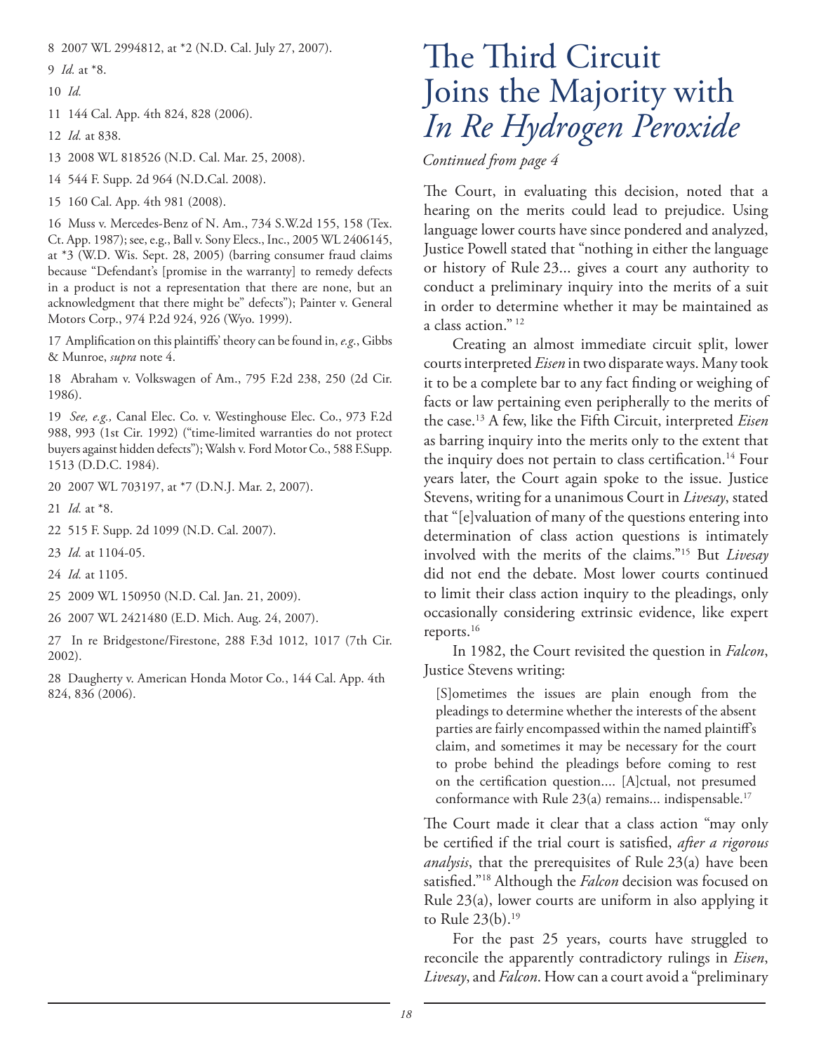8 2007 WL 2994812, at *2 (N.D. Cal. July 27, 2007).

9 *Id.* at *8.

10 *Id.*

11 144 Cal. App. 4th 824, 828 (2006).

12 *Id.* at 838.

13 2008 WL 818526 (N.D. Cal. Mar. 25, 2008).

14 544 F. Supp. 2d 964 (N.D.Cal. 2008).

15 160 Cal. App. 4th 981 (2008).

16 Muss v. Mercedes-Benz of N. Am., 734 S.W.2d 155, 158 (Tex. Ct. App. 1987); see, e.g., Ball v. Sony Elecs., Inc., 2005 WL 2406145, at *3 (W.D. Wis. Sept. 28, 2005) (barring consumer fraud claims because "Defendant's [promise in the warranty] to remedy defects in a product is not a representation that there are none, but an acknowledgment that there might be" defects"); Painter v. General Motors Corp., 974 P.2d 924, 926 (Wyo. 1999).

17 Amplification on this plaintiffs' theory can be found in, *e.g.*, Gibbs & Munroe, *supra* note 4.

18 Abraham v. Volkswagen of Am., 795 F.2d 238, 250 (2d Cir. 1986).

19 *See, e.g.,* Canal Elec. Co. v. Westinghouse Elec. Co., 973 F.2d 988, 993 (1st Cir. 1992) ("time-limited warranties do not protect buyers against hidden defects"); Walsh v. Ford Motor Co., 588 F.Supp. 1513 (D.D.C. 1984).

20 2007 WL 703197, at *7 (D.N.J. Mar. 2, 2007).

21 *Id.* at *8.

22 515 F. Supp. 2d 1099 (N.D. Cal. 2007).

23 *Id.* at 1104-05.

24 *Id.* at 1105.

25 2009 WL 150950 (N.D. Cal. Jan. 21, 2009).

26 2007 WL 2421480 (E.D. Mich. Aug. 24, 2007).

27 In re Bridgestone/Firestone, 288 F.3d 1012, 1017 (7th Cir. 2002).

28 Daugherty v. American Honda Motor Co., 144 Cal. App. 4th 824, 836 (2006).

# The Third Circuit Joins the Majority with *In Re Hydrogen Peroxide*

*Continued from page 4*

The Court, in evaluating this decision, noted that a hearing on the merits could lead to prejudice. Using language lower courts have since pondered and analyzed, Justice Powell stated that "nothing in either the language or history of Rule 23... gives a court any authority to conduct a preliminary inquiry into the merits of a suit in order to determine whether it may be maintained as a class action." [12]

Creating an almost immediate circuit split, lower courts interpreted *Eisen* in two disparate ways. Many took it to be a complete bar to any fact finding or weighing of facts or law pertaining even peripherally to the merits of the case.[13] A few, like the Fifth Circuit, interpreted *Eisen* as barring inquiry into the merits only to the extent that the inquiry does not pertain to class certification.[14] Four years later, the Court again spoke to the issue. Justice Stevens, writing for a unanimous Court in *Livesay*, stated that "[e]valuation of many of the questions entering into determination of class action questions is intimately involved with the merits of the claims."[15] But *Livesay* did not end the debate. Most lower courts continued to limit their class action inquiry to the pleadings, only occasionally considering extrinsic evidence, like expert reports.[16]

In 1982, the Court revisited the question in *Falcon*, Justice Stevens writing:

> [S]ometimes the issues are plain enough from the pleadings to determine whether the interests of the absent parties are fairly encompassed within the named plaintiff's claim, and sometimes it may be necessary for the court to probe behind the pleadings before coming to rest on the certification question.... [A]ctual, not presumed conformance with Rule 23(a) remains... indispensable.[17]

The Court made it clear that a class action "may only be certified if the trial court is satisfied, *after a rigorous analysis*, that the prerequisites of Rule 23(a) have been satisfied."[18] Although the *Falcon* decision was focused on Rule 23(a), lower courts are uniform in also applying it to Rule 23(b).[19]

For the past 25 years, courts have struggled to reconcile the apparently contradictory rulings in *Eisen*, *Livesay*, and *Falcon*. How can a court avoid a "preliminary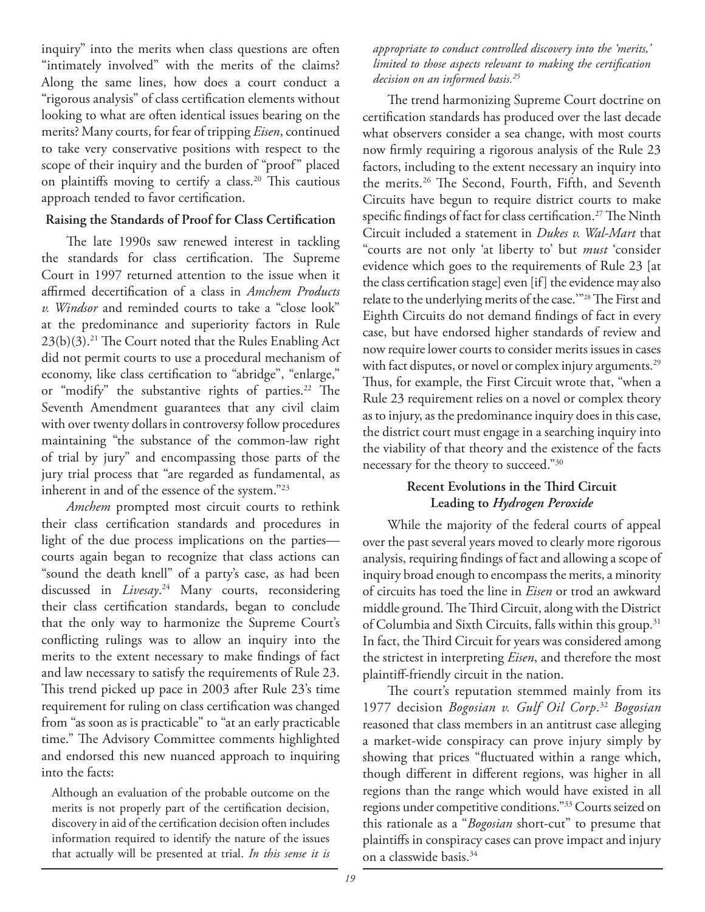inquiry" into the merits when class questions are often "intimately involved" with the merits of the claims? Along the same lines, how does a court conduct a "rigorous analysis" of class certification elements without looking to what are often identical issues bearing on the merits? Many courts, for fear of tripping *Eisen*, continued to take very conservative positions with respect to the scope of their inquiry and the burden of "proof" placed on plaintiffs moving to certify a class.[20] This cautious approach tended to favor certification.

**Raising the Standards of Proof for Class Certification**

The late 1990s saw renewed interest in tackling the standards for class certification. The Supreme Court in 1997 returned attention to the issue when it affirmed decertification of a class in *Amchem Products v. Windsor* and reminded courts to take a "close look" at the predominance and superiority factors in Rule 23(b)(3).[21] The Court noted that the Rules Enabling Act did not permit courts to use a procedural mechanism of economy, like class certification to "abridge", "enlarge," or "modify" the substantive rights of parties.[22] The Seventh Amendment guarantees that any civil claim with over twenty dollars in controversy follow procedures maintaining "the substance of the common-law right of trial by jury" and encompassing those parts of the jury trial process that "are regarded as fundamental, as inherent in and of the essence of the system."[23]

*Amchem* prompted most circuit courts to rethink their class certification standards and procedures in light of the due process implications on the parties—courts again began to recognize that class actions can "sound the death knell" of a party's case, as had been discussed in *Livesay*.[24] Many courts, reconsidering their class certification standards, began to conclude that the only way to harmonize the Supreme Court's conflicting rulings was to allow an inquiry into the merits to the extent necessary to make findings of fact and law necessary to satisfy the requirements of Rule 23. This trend picked up pace in 2003 after Rule 23's time requirement for ruling on class certification was changed from "as soon as is practicable" to "at an early practicable time." The Advisory Committee comments highlighted and endorsed this new nuanced approach to inquiring into the facts:

> Although an evaluation of the probable outcome on the merits is not properly part of the certification decision, discovery in aid of the certification decision often includes information required to identify the nature of the issues that actually will be presented at trial. *In this sense it is appropriate to conduct controlled discovery into the 'merits,' limited to those aspects relevant to making the certification decision on an informed basis.*[25]

The trend harmonizing Supreme Court doctrine on certification standards has produced over the last decade what observers consider a sea change, with most courts now firmly requiring a rigorous analysis of the Rule 23 factors, including to the extent necessary an inquiry into the merits.[26] The Second, Fourth, Fifth, and Seventh Circuits have begun to require district courts to make specific findings of fact for class certification.[27] The Ninth Circuit included a statement in *Dukes v. Wal-Mart* that "courts are not only 'at liberty to' but *must* 'consider evidence which goes to the requirements of Rule 23 [at the class certification stage] even [if] the evidence may also relate to the underlying merits of the case.'"[28] The First and Eighth Circuits do not demand findings of fact in every case, but have endorsed higher standards of review and now require lower courts to consider merits issues in cases with fact disputes, or novel or complex injury arguments.[29] Thus, for example, the First Circuit wrote that, "when a Rule 23 requirement relies on a novel or complex theory as to injury, as the predominance inquiry does in this case, the district court must engage in a searching inquiry into the viability of that theory and the existence of the facts necessary for the theory to succeed."[30]

**Recent Evolutions in the Third Circuit Leading to *Hydrogen Peroxide***

While the majority of the federal courts of appeal over the past several years moved to clearly more rigorous analysis, requiring findings of fact and allowing a scope of inquiry broad enough to encompass the merits, a minority of circuits has toed the line in *Eisen* or trod an awkward middle ground. The Third Circuit, along with the District of Columbia and Sixth Circuits, falls within this group.[31] In fact, the Third Circuit for years was considered among the strictest in interpreting *Eisen*, and therefore the most plaintiff-friendly circuit in the nation.

The court's reputation stemmed mainly from its 1977 decision *Bogosian v. Gulf Oil Corp*.[32] *Bogosian* reasoned that class members in an antitrust case alleging a market-wide conspiracy can prove injury simply by showing that prices "fluctuated within a range which, though different in different regions, was higher in all regions than the range which would have existed in all regions under competitive conditions."[33] Courts seized on this rationale as a "*Bogosian* short-cut" to presume that plaintiffs in conspiracy cases can prove impact and injury on a classwide basis.[34]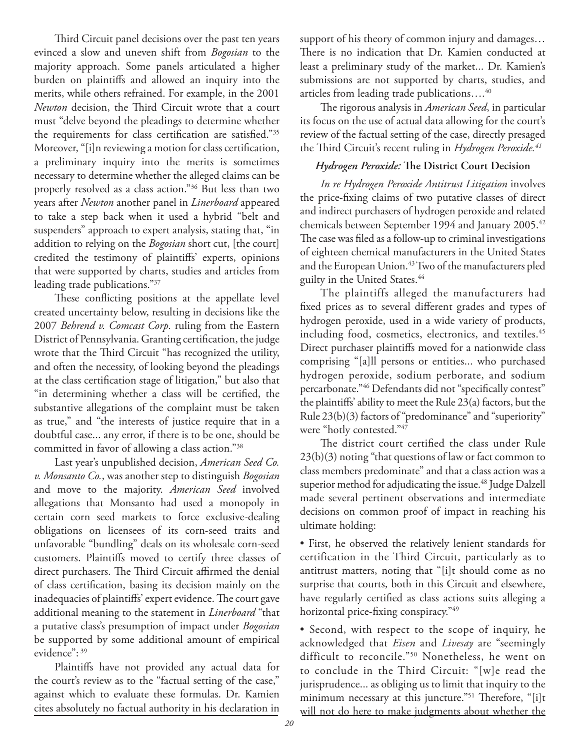Third Circuit panel decisions over the past ten years evinced a slow and uneven shift from *Bogosian* to the majority approach. Some panels articulated a higher burden on plaintiffs and allowed an inquiry into the merits, while others refrained. For example, in the 2001 *Newton* decision, the Third Circuit wrote that a court must "delve beyond the pleadings to determine whether the requirements for class certification are satisfied."[35] Moreover, "[i]n reviewing a motion for class certification, a preliminary inquiry into the merits is sometimes necessary to determine whether the alleged claims can be properly resolved as a class action."[36] But less than two years after *Newton* another panel in *Linerboard* appeared to take a step back when it used a hybrid "belt and suspenders" approach to expert analysis, stating that, "in addition to relying on the *Bogosian* short cut, [the court] credited the testimony of plaintiffs' experts, opinions that were supported by charts, studies and articles from leading trade publications."[37]

These conflicting positions at the appellate level created uncertainty below, resulting in decisions like the 2007 *Behrend v. Comcast Corp.* ruling from the Eastern District of Pennsylvania. Granting certification, the judge wrote that the Third Circuit "has recognized the utility, and often the necessity, of looking beyond the pleadings at the class certification stage of litigation," but also that "in determining whether a class will be certified, the substantive allegations of the complaint must be taken as true," and "the interests of justice require that in a doubtful case... any error, if there is to be one, should be committed in favor of allowing a class action."[38]

Last year's unpublished decision, *American Seed Co. v. Monsanto Co.*, was another step to distinguish *Bogosian* and move to the majority. *American Seed* involved allegations that Monsanto had used a monopoly in certain corn seed markets to force exclusive-dealing obligations on licensees of its corn-seed traits and unfavorable "bundling" deals on its wholesale corn-seed customers. Plaintiffs moved to certify three classes of direct purchasers. The Third Circuit affirmed the denial of class certification, basing its decision mainly on the inadequacies of plaintiffs' expert evidence. The court gave additional meaning to the statement in *Linerboard* "that a putative class's presumption of impact under *Bogosian* be supported by some additional amount of empirical evidence":[39]

Plaintiffs have not provided any actual data for the court's review as to the "factual setting of the case," against which to evaluate these formulas. Dr. Kamien <u>cites absolutely no factual authority in his declaration in</u> support of his theory of common injury and damages… There is no indication that Dr. Kamien conducted at least a preliminary study of the market... Dr. Kamien's submissions are not supported by charts, studies, and articles from leading trade publications….[40]

The rigorous analysis in *American Seed*, in particular its focus on the use of actual data allowing for the court's review of the factual setting of the case, directly presaged the Third Circuit's recent ruling in *Hydrogen Peroxide.*[41]

### *Hydrogen Peroxide:* The District Court Decision

*In re Hydrogen Peroxide Antitrust Litigation* involves the price-fixing claims of two putative classes of direct and indirect purchasers of hydrogen peroxide and related chemicals between September 1994 and January 2005.[42] The case was filed as a follow-up to criminal investigations of eighteen chemical manufacturers in the United States and the European Union.[43] Two of the manufacturers pled guilty in the United States.[44]

The plaintiffs alleged the manufacturers had fixed prices as to several different grades and types of hydrogen peroxide, used in a wide variety of products, including food, cosmetics, electronics, and textiles.[45] Direct purchaser plaintiffs moved for a nationwide class comprising "[a]ll persons or entities... who purchased hydrogen peroxide, sodium perborate, and sodium percarbonate."[46] Defendants did not "specifically contest" the plaintiffs' ability to meet the Rule 23(a) factors, but the Rule 23(b)(3) factors of "predominance" and "superiority" were "hotly contested."[47]

The district court certified the class under Rule 23(b)(3) noting "that questions of law or fact common to class members predominate" and that a class action was a superior method for adjudicating the issue.[48] Judge Dalzell made several pertinent observations and intermediate decisions on common proof of impact in reaching his ultimate holding:

- First, he observed the relatively lenient standards for certification in the Third Circuit, particularly as to antitrust matters, noting that "[i]t should come as no surprise that courts, both in this Circuit and elsewhere, have regularly certified as class actions suits alleging a horizontal price-fixing conspiracy."[49]
- Second, with respect to the scope of inquiry, he acknowledged that *Eisen* and *Livesay* are "seemingly difficult to reconcile."[50] Nonetheless, he went on to conclude in the Third Circuit: "[w]e read the jurisprudence... as obliging us to limit that inquiry to the minimum necessary at this juncture."[51] Therefore, "[i]t <u>will not do here to make judgments about whether the</u>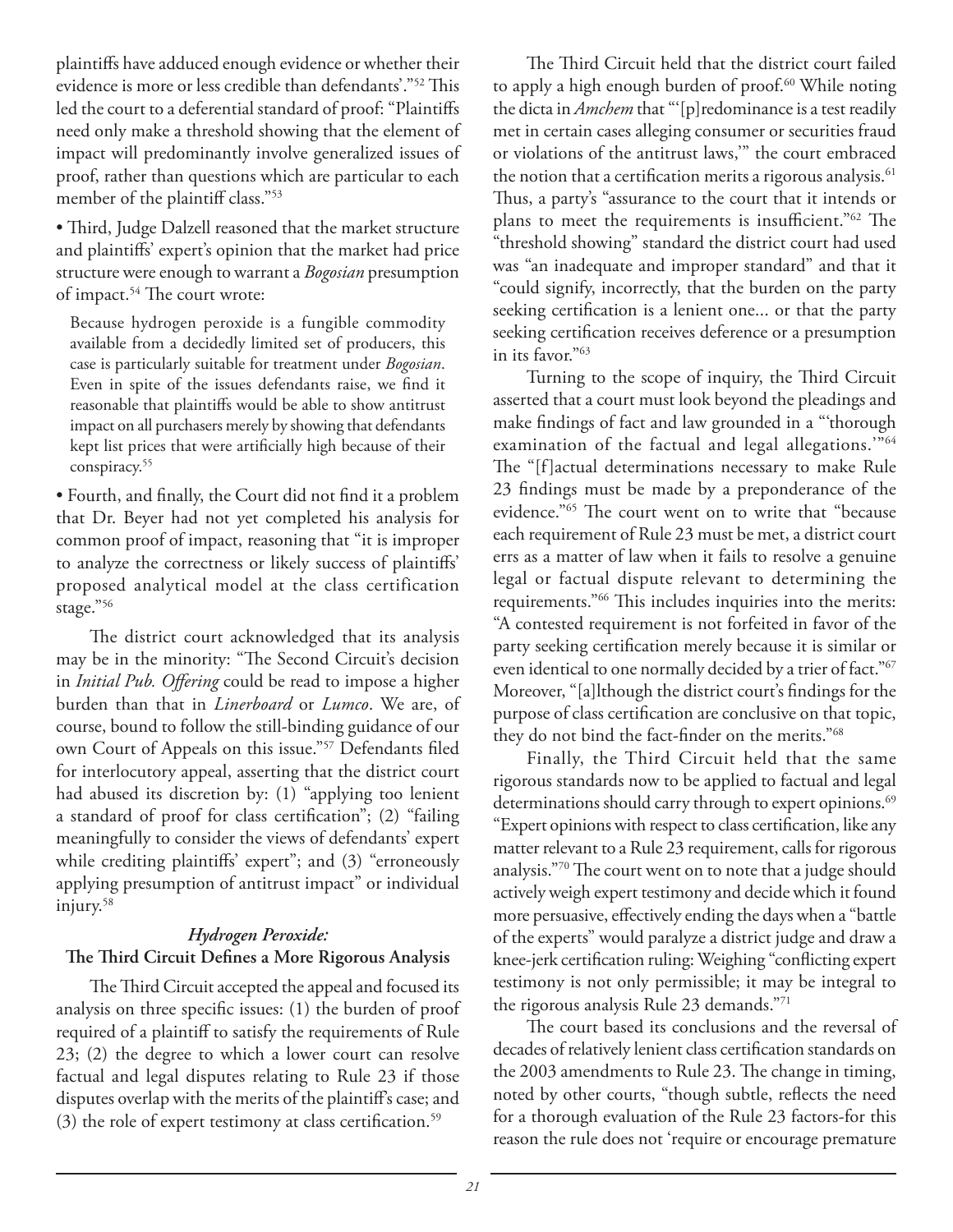plaintiffs have adduced enough evidence or whether their evidence is more or less credible than defendants'."[52] This led the court to a deferential standard of proof: "Plaintiffs need only make a threshold showing that the element of impact will predominantly involve generalized issues of proof, rather than questions which are particular to each member of the plaintiff class."[53]

• Third, Judge Dalzell reasoned that the market structure and plaintiffs' expert's opinion that the market had price structure were enough to warrant a *Bogosian* presumption of impact.[54] The court wrote:

> Because hydrogen peroxide is a fungible commodity available from a decidedly limited set of producers, this case is particularly suitable for treatment under *Bogosian*. Even in spite of the issues defendants raise, we find it reasonable that plaintiffs would be able to show antitrust impact on all purchasers merely by showing that defendants kept list prices that were artificially high because of their conspiracy.[55]

• Fourth, and finally, the Court did not find it a problem that Dr. Beyer had not yet completed his analysis for common proof of impact, reasoning that "it is improper to analyze the correctness or likely success of plaintiffs' proposed analytical model at the class certification stage."[56]

The district court acknowledged that its analysis may be in the minority: "The Second Circuit's decision in *Initial Pub. Offering* could be read to impose a higher burden than that in *Linerboard* or *Lumco*. We are, of course, bound to follow the still-binding guidance of our own Court of Appeals on this issue."[57] Defendants filed for interlocutory appeal, asserting that the district court had abused its discretion by: (1) "applying too lenient a standard of proof for class certification"; (2) "failing meaningfully to consider the views of defendants' expert while crediting plaintiffs' expert"; and (3) "erroneously applying presumption of antitrust impact" or individual injury.[58]

### *Hydrogen Peroxide:* The Third Circuit Defines a More Rigorous Analysis

The Third Circuit accepted the appeal and focused its analysis on three specific issues: (1) the burden of proof required of a plaintiff to satisfy the requirements of Rule 23; (2) the degree to which a lower court can resolve factual and legal disputes relating to Rule 23 if those disputes overlap with the merits of the plaintiff's case; and (3) the role of expert testimony at class certification.[59]

The Third Circuit held that the district court failed to apply a high enough burden of proof.[60] While noting the dicta in *Amchem* that "'[p]redominance is a test readily met in certain cases alleging consumer or securities fraud or violations of the antitrust laws,'" the court embraced the notion that a certification merits a rigorous analysis.[61] Thus, a party's "assurance to the court that it intends or plans to meet the requirements is insufficient."[62] The "threshold showing" standard the district court had used was "an inadequate and improper standard" and that it "could signify, incorrectly, that the burden on the party seeking certification is a lenient one... or that the party seeking certification receives deference or a presumption in its favor."[63]

Turning to the scope of inquiry, the Third Circuit asserted that a court must look beyond the pleadings and make findings of fact and law grounded in a "'thorough examination of the factual and legal allegations.'"[64] The "[f]actual determinations necessary to make Rule 23 findings must be made by a preponderance of the evidence."[65] The court went on to write that "because each requirement of Rule 23 must be met, a district court errs as a matter of law when it fails to resolve a genuine legal or factual dispute relevant to determining the requirements."[66] This includes inquiries into the merits: "A contested requirement is not forfeited in favor of the party seeking certification merely because it is similar or even identical to one normally decided by a trier of fact."[67] Moreover, "[a]lthough the district court's findings for the purpose of class certification are conclusive on that topic, they do not bind the fact-finder on the merits."[68]

Finally, the Third Circuit held that the same rigorous standards now to be applied to factual and legal determinations should carry through to expert opinions.[69] "Expert opinions with respect to class certification, like any matter relevant to a Rule 23 requirement, calls for rigorous analysis."[70] The court went on to note that a judge should actively weigh expert testimony and decide which it found more persuasive, effectively ending the days when a "battle of the experts" would paralyze a district judge and draw a knee-jerk certification ruling: Weighing "conflicting expert testimony is not only permissible; it may be integral to the rigorous analysis Rule 23 demands."[71]

The court based its conclusions and the reversal of decades of relatively lenient class certification standards on the 2003 amendments to Rule 23. The change in timing, noted by other courts, "though subtle, reflects the need for a thorough evaluation of the Rule 23 factors-for this reason the rule does not 'require or encourage premature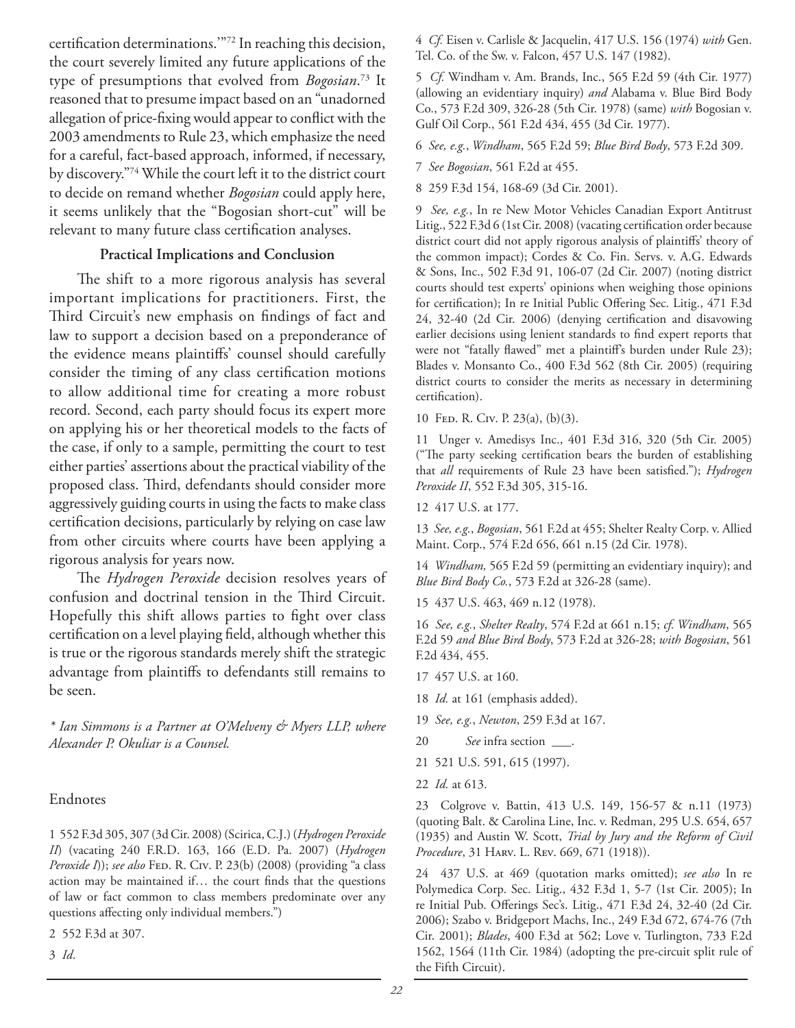certification determinations.'"[72] In reaching this decision, the court severely limited any future applications of the type of presumptions that evolved from *Bogosian*.[73] It reasoned that to presume impact based on an "unadorned allegation of price-fixing would appear to conflict with the 2003 amendments to Rule 23, which emphasize the need for a careful, fact-based approach, informed, if necessary, by discovery."[74] While the court left it to the district court to decide on remand whether *Bogosian* could apply here, it seems unlikely that the "Bogosian short-cut" will be relevant to many future class certification analyses.

**Practical Implications and Conclusion**

The shift to a more rigorous analysis has several important implications for practitioners. First, the Third Circuit's new emphasis on findings of fact and law to support a decision based on a preponderance of the evidence means plaintiffs' counsel should carefully consider the timing of any class certification motions to allow additional time for creating a more robust record. Second, each party should focus its expert more on applying his or her theoretical models to the facts of the case, if only to a sample, permitting the court to test either parties' assertions about the practical viability of the proposed class. Third, defendants should consider more aggressively guiding courts in using the facts to make class certification decisions, particularly by relying on case law from other circuits where courts have been applying a rigorous analysis for years now.

The *Hydrogen Peroxide* decision resolves years of confusion and doctrinal tension in the Third Circuit. Hopefully this shift allows parties to fight over class certification on a level playing field, although whether this is true or the rigorous standards merely shift the strategic advantage from plaintiffs to defendants still remains to be seen.

*\* Ian Simmons is a Partner at O'Melveny & Myers LLP, where Alexander P. Okuliar is a Counsel.*

## Endnotes

1 552 F.3d 305, 307 (3d Cir. 2008) (Scirica, C.J.) (*Hydrogen Peroxide II*) (vacating 240 F.R.D. 163, 166 (E.D. Pa. 2007) (*Hydrogen Peroxide I*)); *see also* Fed. R. Civ. P. 23(b) (2008) (providing "a class action may be maintained if… the court finds that the questions of law or fact common to class members predominate over any questions affecting only individual members.")

2 552 F.3d at 307.

3 *Id*.

4 *Cf.* Eisen v. Carlisle & Jacquelin, 417 U.S. 156 (1974) *with* Gen. Tel. Co. of the Sw. v. Falcon, 457 U.S. 147 (1982).

5 *Cf.* Windham v. Am. Brands, Inc., 565 F.2d 59 (4th Cir. 1977) (allowing an evidentiary inquiry) *and* Alabama v. Blue Bird Body Co., 573 F.2d 309, 326-28 (5th Cir. 1978) (same) *with* Bogosian v. Gulf Oil Corp., 561 F.2d 434, 455 (3d Cir. 1977).

6 *See, e.g.*, *Windham*, 565 F.2d 59; *Blue Bird Body*, 573 F.2d 309.

7 *See Bogosian*, 561 F.2d at 455.

8 259 F.3d 154, 168-69 (3d Cir. 2001).

9 *See, e.g.*, In re New Motor Vehicles Canadian Export Antitrust Litig., 522 F.3d 6 (1st Cir. 2008) (vacating certification order because district court did not apply rigorous analysis of plaintiffs' theory of the common impact); Cordes & Co. Fin. Servs. v. A.G. Edwards & Sons, Inc., 502 F.3d 91, 106-07 (2d Cir. 2007) (noting district courts should test experts' opinions when weighing those opinions for certification); In re Initial Public Offering Sec. Litig., 471 F.3d 24, 32-40 (2d Cir. 2006) (denying certification and disavowing earlier decisions using lenient standards to find expert reports that were not "fatally flawed" met a plaintiff's burden under Rule 23); Blades v. Monsanto Co., 400 F.3d 562 (8th Cir. 2005) (requiring district courts to consider the merits as necessary in determining certification).

10 Fed. R. Civ. P. 23(a), (b)(3).

11 Unger v. Amedisys Inc., 401 F.3d 316, 320 (5th Cir. 2005) ("The party seeking certification bears the burden of establishing that *all* requirements of Rule 23 have been satisfied."); *Hydrogen Peroxide II*, 552 F.3d 305, 315-16.

12 417 U.S. at 177.

13 *See, e.g.*, *Bogosian*, 561 F.2d at 455; Shelter Realty Corp. v. Allied Maint. Corp., 574 F.2d 656, 661 n.15 (2d Cir. 1978).

14 *Windham,* 565 F.2d 59 (permitting an evidentiary inquiry); and *Blue Bird Body Co.*, 573 F.2d at 326-28 (same).

15 437 U.S. 463, 469 n.12 (1978).

16 *See, e.g.*, *Shelter Realty*, 574 F.2d at 661 n.15; *cf. Windham*, 565 F.2d 59 *and Blue Bird Body*, 573 F.2d at 326-28; *with Bogosian*, 561 F.2d 434, 455.

17 457 U.S. at 160.

18 *Id.* at 161 (emphasis added).

19 *See, e.g.*, *Newton*, 259 F.3d at 167.

20 *See* infra section \_\_\_.

21 521 U.S. 591, 615 (1997).

22 *Id.* at 613.

23 Colgrove v. Battin, 413 U.S. 149, 156-57 & n.11 (1973) (quoting Balt. & Carolina Line, Inc. v. Redman, 295 U.S. 654, 657 (1935) and Austin W. Scott, *Trial by Jury and the Reform of Civil Procedure*, 31 Harv. L. Rev. 669, 671 (1918)).

24 437 U.S. at 469 (quotation marks omitted); *see also* In re Polymedica Corp. Sec. Litig., 432 F.3d 1, 5-7 (1st Cir. 2005); In re Initial Pub. Offerings Sec's. Litig., 471 F.3d 24, 32-40 (2d Cir. 2006); Szabo v. Bridgeport Machs, Inc., 249 F.3d 672, 674-76 (7th Cir. 2001); *Blades*, 400 F.3d at 562; Love v. Turlington, 733 F.2d 1562, 1564 (11th Cir. 1984) (adopting the pre-circuit split rule of the Fifth Circuit).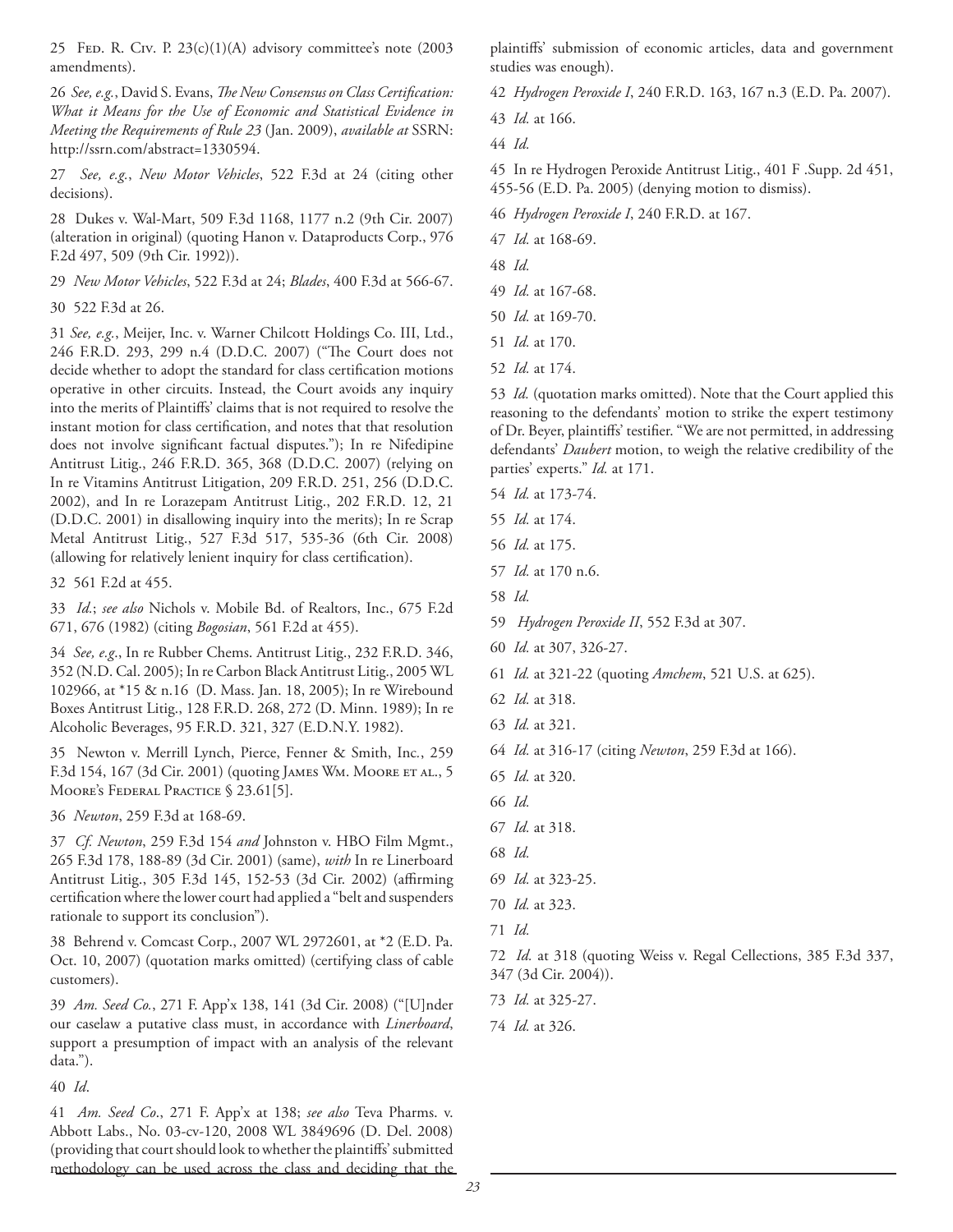25 Fed. R. Civ. P. 23(c)(1)(A) advisory committee's note (2003 amendments).

26 *See, e.g.*, David S. Evans, *The New Consensus on Class Certification: What it Means for the Use of Economic and Statistical Evidence in Meeting the Requirements of Rule 23* (Jan. 2009), *available at* SSRN: http://ssrn.com/abstract=1330594.

27 *See, e.g.*, *New Motor Vehicles*, 522 F.3d at 24 (citing other decisions).

28 Dukes v. Wal-Mart, 509 F.3d 1168, 1177 n.2 (9th Cir. 2007) (alteration in original) (quoting Hanon v. Dataproducts Corp., 976 F.2d 497, 509 (9th Cir. 1992)).

29 *New Motor Vehicles*, 522 F.3d at 24; *Blades*, 400 F.3d at 566-67.

30 522 F.3d at 26.

31 *See, e.g.*, Meijer, Inc. v. Warner Chilcott Holdings Co. III, Ltd., 246 F.R.D. 293, 299 n.4 (D.D.C. 2007) ("The Court does not decide whether to adopt the standard for class certification motions operative in other circuits. Instead, the Court avoids any inquiry into the merits of Plaintiffs' claims that is not required to resolve the instant motion for class certification, and notes that that resolution does not involve significant factual disputes."); In re Nifedipine Antitrust Litig., 246 F.R.D. 365, 368 (D.D.C. 2007) (relying on In re Vitamins Antitrust Litigation, 209 F.R.D. 251, 256 (D.D.C. 2002), and In re Lorazepam Antitrust Litig., 202 F.R.D. 12, 21 (D.D.C. 2001) in disallowing inquiry into the merits); In re Scrap Metal Antitrust Litig., 527 F.3d 517, 535-36 (6th Cir. 2008) (allowing for relatively lenient inquiry for class certification).

32 561 F.2d at 455.

33 *Id.*; *see also* Nichols v. Mobile Bd. of Realtors, Inc., 675 F.2d 671, 676 (1982) (citing *Bogosian*, 561 F.2d at 455).

34 *See, e.g.*, In re Rubber Chems. Antitrust Litig., 232 F.R.D. 346, 352 (N.D. Cal. 2005); In re Carbon Black Antitrust Litig., 2005 WL 102966, at *15 & n.16 (D. Mass. Jan. 18, 2005); In re Wirebound Boxes Antitrust Litig., 128 F.R.D. 268, 272 (D. Minn. 1989); In re Alcoholic Beverages, 95 F.R.D. 321, 327 (E.D.N.Y. 1982).

35 Newton v. Merrill Lynch, Pierce, Fenner & Smith, Inc., 259 F.3d 154, 167 (3d Cir. 2001) (quoting James Wm. Moore et al., 5 Moore's Federal Practice § 23.61[5].

36 *Newton*, 259 F.3d at 168-69.

37 *Cf. Newton*, 259 F.3d 154 *and* Johnston v. HBO Film Mgmt., 265 F.3d 178, 188-89 (3d Cir. 2001) (same), *with* In re Linerboard Antitrust Litig., 305 F.3d 145, 152-53 (3d Cir. 2002) (affirming certification where the lower court had applied a "belt and suspenders rationale to support its conclusion").

38 Behrend v. Comcast Corp., 2007 WL 2972601, at *2 (E.D. Pa. Oct. 10, 2007) (quotation marks omitted) (certifying class of cable customers).

39 *Am. Seed Co.*, 271 F. App'x 138, 141 (3d Cir. 2008) ("[U]nder our caselaw a putative class must, in accordance with *Linerboard*, support a presumption of impact with an analysis of the relevant data.").

40 *Id*.

41 *Am. Seed Co*., 271 F. App'x at 138; *see also* Teva Pharms. v. Abbott Labs., No. 03-cv-120, 2008 WL 3849696 (D. Del. 2008) (providing that court should look to whether the plaintiffs' submitted methodology can be used across the class and deciding that the plaintiffs' submission of economic articles, data and government studies was enough).

42 *Hydrogen Peroxide I*, 240 F.R.D. 163, 167 n.3 (E.D. Pa. 2007).

43 *Id.* at 166.

44 *Id.*

45 In re Hydrogen Peroxide Antitrust Litig., 401 F .Supp. 2d 451, 455-56 (E.D. Pa. 2005) (denying motion to dismiss).

46 *Hydrogen Peroxide I*, 240 F.R.D. at 167.

47 *Id.* at 168-69.

48 *Id.*

49 *Id.* at 167-68.

50 *Id.* at 169-70.

51 *Id.* at 170.

52 *Id.* at 174.

53 *Id.* (quotation marks omitted). Note that the Court applied this reasoning to the defendants' motion to strike the expert testimony of Dr. Beyer, plaintiffs' testifier. "We are not permitted, in addressing defendants' *Daubert* motion, to weigh the relative credibility of the parties' experts." *Id.* at 171.

54 *Id.* at 173-74.

55 *Id.* at 174.

56 *Id.* at 175.

57 *Id.* at 170 n.6.

58 *Id.*

59 *Hydrogen Peroxide II*, 552 F.3d at 307.

60 *Id.* at 307, 326-27.

61 *Id.* at 321-22 (quoting *Amchem*, 521 U.S. at 625).

62 *Id.* at 318.

63 *Id.* at 321.

64 *Id.* at 316-17 (citing *Newton*, 259 F.3d at 166).

65 *Id.* at 320.

66 *Id.*

67 *Id.* at 318.

68 *Id.*

69 *Id.* at 323-25.

70 *Id.* at 323.

71 *Id.*

72 *Id.* at 318 (quoting Weiss v. Regal Cellections, 385 F.3d 337, 347 (3d Cir. 2004)).

73 *Id.* at 325-27.

74 *Id.* at 326.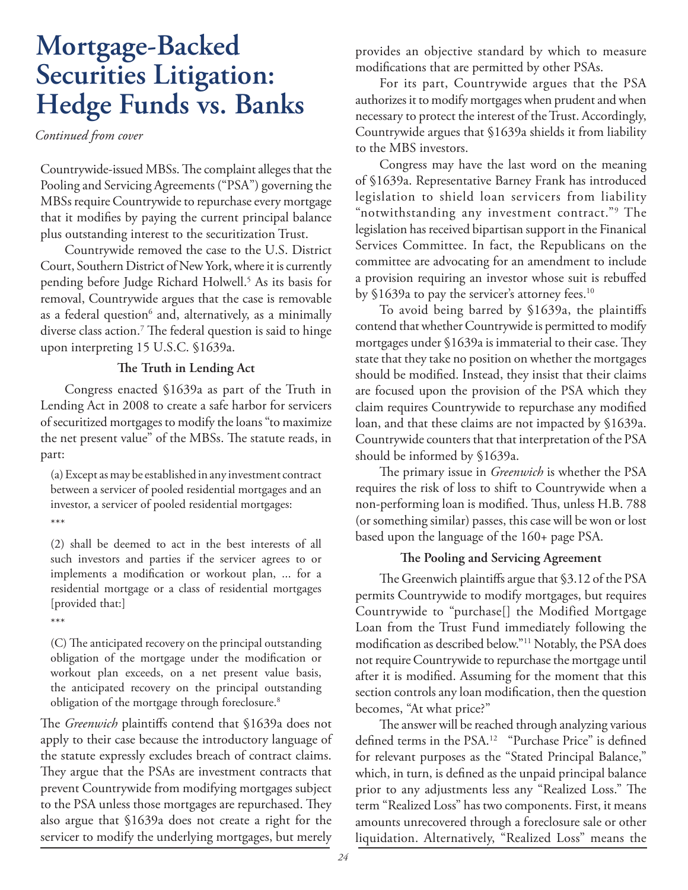# Mortgage-Backed Securities Litigation: Hedge Funds vs. Banks

*Continued from cover*

Countrywide-issued MBSs. The complaint alleges that the Pooling and Servicing Agreements ("PSA") governing the MBSs require Countrywide to repurchase every mortgage that it modifies by paying the current principal balance plus outstanding interest to the securitization Trust.

Countrywide removed the case to the U.S. District Court, Southern District of New York, where it is currently pending before Judge Richard Holwell.[5] As its basis for removal, Countrywide argues that the case is removable as a federal question[6] and, alternatively, as a minimally diverse class action.[7] The federal question is said to hinge upon interpreting 15 U.S.C. §1639a.

### The Truth in Lending Act

Congress enacted §1639a as part of the Truth in Lending Act in 2008 to create a safe harbor for servicers of securitized mortgages to modify the loans "to maximize the net present value" of the MBSs. The statute reads, in part:

> (a) Except as may be established in any investment contract between a servicer of pooled residential mortgages and an investor, a servicer of pooled residential mortgages:
>
> ***
>
> (2) shall be deemed to act in the best interests of all such investors and parties if the servicer agrees to or implements a modification or workout plan, ... for a residential mortgage or a class of residential mortgages [provided that:]
>
> ***
>
> (C) The anticipated recovery on the principal outstanding obligation of the mortgage under the modification or workout plan exceeds, on a net present value basis, the anticipated recovery on the principal outstanding obligation of the mortgage through foreclosure.[8]

The *Greenwich* plaintiffs contend that §1639a does not apply to their case because the introductory language of the statute expressly excludes breach of contract claims. They argue that the PSAs are investment contracts that prevent Countrywide from modifying mortgages subject to the PSA unless those mortgages are repurchased. They also argue that §1639a does not create a right for the servicer to modify the underlying mortgages, but merely provides an objective standard by which to measure modifications that are permitted by other PSAs.

For its part, Countrywide argues that the PSA authorizes it to modify mortgages when prudent and when necessary to protect the interest of the Trust. Accordingly, Countrywide argues that §1639a shields it from liability to the MBS investors.

Congress may have the last word on the meaning of §1639a. Representative Barney Frank has introduced legislation to shield loan servicers from liability "notwithstanding any investment contract."[9] The legislation has received bipartisan support in the Finanical Services Committee. In fact, the Republicans on the committee are advocating for an amendment to include a provision requiring an investor whose suit is rebuffed by §1639a to pay the servicer's attorney fees.[10]

To avoid being barred by §1639a, the plaintiffs contend that whether Countrywide is permitted to modify mortgages under §1639a is immaterial to their case. They state that they take no position on whether the mortgages should be modified. Instead, they insist that their claims are focused upon the provision of the PSA which they claim requires Countrywide to repurchase any modified loan, and that these claims are not impacted by §1639a. Countrywide counters that that interpretation of the PSA should be informed by §1639a.

The primary issue in *Greenwich* is whether the PSA requires the risk of loss to shift to Countrywide when a non-performing loan is modified. Thus, unless H.B. 788 (or something similar) passes, this case will be won or lost based upon the language of the 160+ page PSA.

### The Pooling and Servicing Agreement

The Greenwich plaintiffs argue that §3.12 of the PSA permits Countrywide to modify mortgages, but requires Countrywide to "purchase[] the Modified Mortgage Loan from the Trust Fund immediately following the modification as described below."[11] Notably, the PSA does not require Countrywide to repurchase the mortgage until after it is modified. Assuming for the moment that this section controls any loan modification, then the question becomes, "At what price?"

The answer will be reached through analyzing various defined terms in the PSA.[12] "Purchase Price" is defined for relevant purposes as the "Stated Principal Balance," which, in turn, is defined as the unpaid principal balance prior to any adjustments less any "Realized Loss." The term "Realized Loss" has two components. First, it means amounts unrecovered through a foreclosure sale or other liquidation. Alternatively, "Realized Loss" means the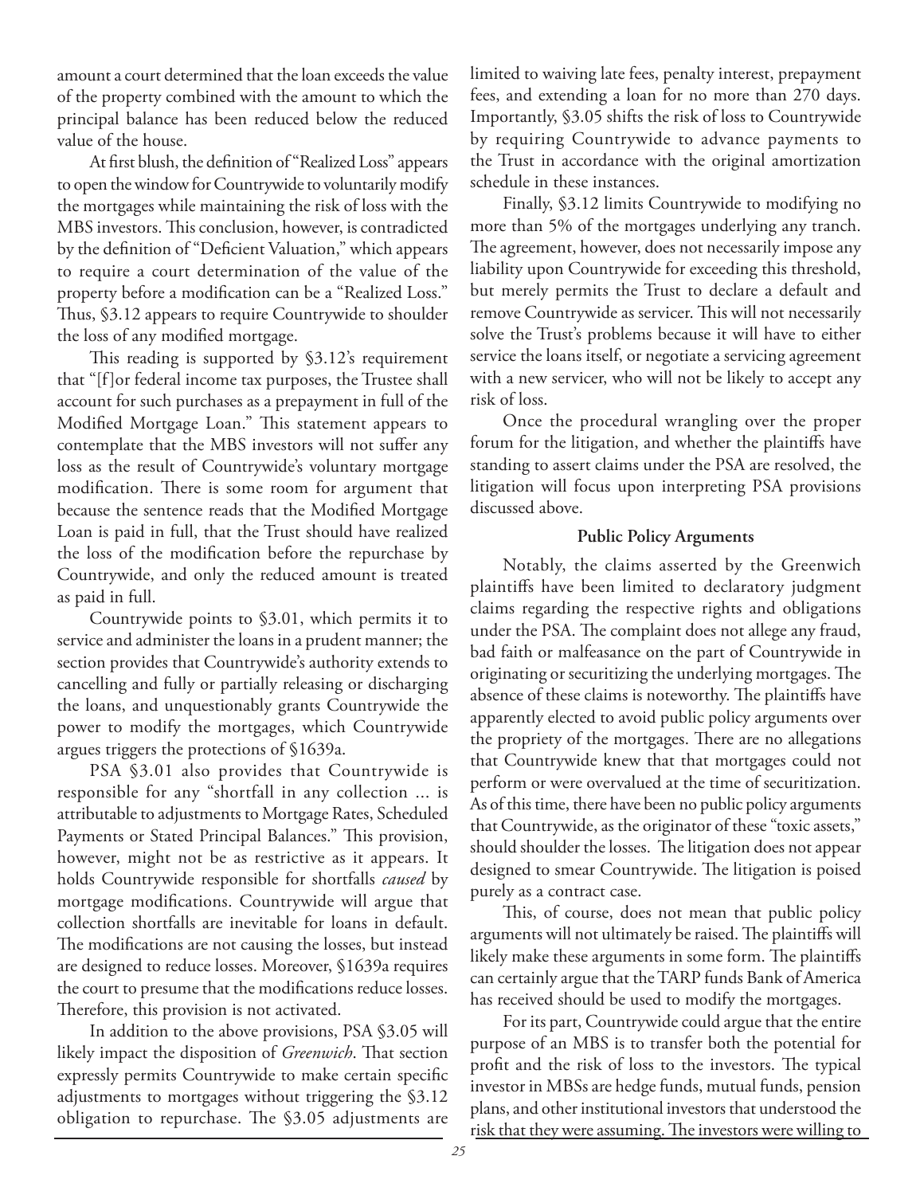amount a court determined that the loan exceeds the value of the property combined with the amount to which the principal balance has been reduced below the reduced value of the house.

At first blush, the definition of "Realized Loss" appears to open the window for Countrywide to voluntarily modify the mortgages while maintaining the risk of loss with the MBS investors. This conclusion, however, is contradicted by the definition of "Deficient Valuation," which appears to require a court determination of the value of the property before a modification can be a "Realized Loss." Thus, §3.12 appears to require Countrywide to shoulder the loss of any modified mortgage.

This reading is supported by §3.12's requirement that "[f]or federal income tax purposes, the Trustee shall account for such purchases as a prepayment in full of the Modified Mortgage Loan." This statement appears to contemplate that the MBS investors will not suffer any loss as the result of Countrywide's voluntary mortgage modification. There is some room for argument that because the sentence reads that the Modified Mortgage Loan is paid in full, that the Trust should have realized the loss of the modification before the repurchase by Countrywide, and only the reduced amount is treated as paid in full.

Countrywide points to §3.01, which permits it to service and administer the loans in a prudent manner; the section provides that Countrywide's authority extends to cancelling and fully or partially releasing or discharging the loans, and unquestionably grants Countrywide the power to modify the mortgages, which Countrywide argues triggers the protections of §1639a.

PSA §3.01 also provides that Countrywide is responsible for any "shortfall in any collection ... is attributable to adjustments to Mortgage Rates, Scheduled Payments or Stated Principal Balances." This provision, however, might not be as restrictive as it appears. It holds Countrywide responsible for shortfalls *caused* by mortgage modifications. Countrywide will argue that collection shortfalls are inevitable for loans in default. The modifications are not causing the losses, but instead are designed to reduce losses. Moreover, §1639a requires the court to presume that the modifications reduce losses. Therefore, this provision is not activated.

In addition to the above provisions, PSA §3.05 will likely impact the disposition of *Greenwich*. That section expressly permits Countrywide to make certain specific adjustments to mortgages without triggering the §3.12 obligation to repurchase. The §3.05 adjustments are limited to waiving late fees, penalty interest, prepayment fees, and extending a loan for no more than 270 days. Importantly, §3.05 shifts the risk of loss to Countrywide by requiring Countrywide to advance payments to the Trust in accordance with the original amortization schedule in these instances.

Finally, §3.12 limits Countrywide to modifying no more than 5% of the mortgages underlying any tranch. The agreement, however, does not necessarily impose any liability upon Countrywide for exceeding this threshold, but merely permits the Trust to declare a default and remove Countrywide as servicer. This will not necessarily solve the Trust's problems because it will have to either service the loans itself, or negotiate a servicing agreement with a new servicer, who will not be likely to accept any risk of loss.

Once the procedural wrangling over the proper forum for the litigation, and whether the plaintiffs have standing to assert claims under the PSA are resolved, the litigation will focus upon interpreting PSA provisions discussed above.

### Public Policy Arguments

Notably, the claims asserted by the Greenwich plaintiffs have been limited to declaratory judgment claims regarding the respective rights and obligations under the PSA. The complaint does not allege any fraud, bad faith or malfeasance on the part of Countrywide in originating or securitizing the underlying mortgages. The absence of these claims is noteworthy. The plaintiffs have apparently elected to avoid public policy arguments over the propriety of the mortgages. There are no allegations that Countrywide knew that that mortgages could not perform or were overvalued at the time of securitization. As of this time, there have been no public policy arguments that Countrywide, as the originator of these "toxic assets," should shoulder the losses. The litigation does not appear designed to smear Countrywide. The litigation is poised purely as a contract case.

This, of course, does not mean that public policy arguments will not ultimately be raised. The plaintiffs will likely make these arguments in some form. The plaintiffs can certainly argue that the TARP funds Bank of America has received should be used to modify the mortgages.

For its part, Countrywide could argue that the entire purpose of an MBS is to transfer both the potential for profit and the risk of loss to the investors. The typical investor in MBSs are hedge funds, mutual funds, pension plans, and other institutional investors that understood the risk that they were assuming. The investors were willing to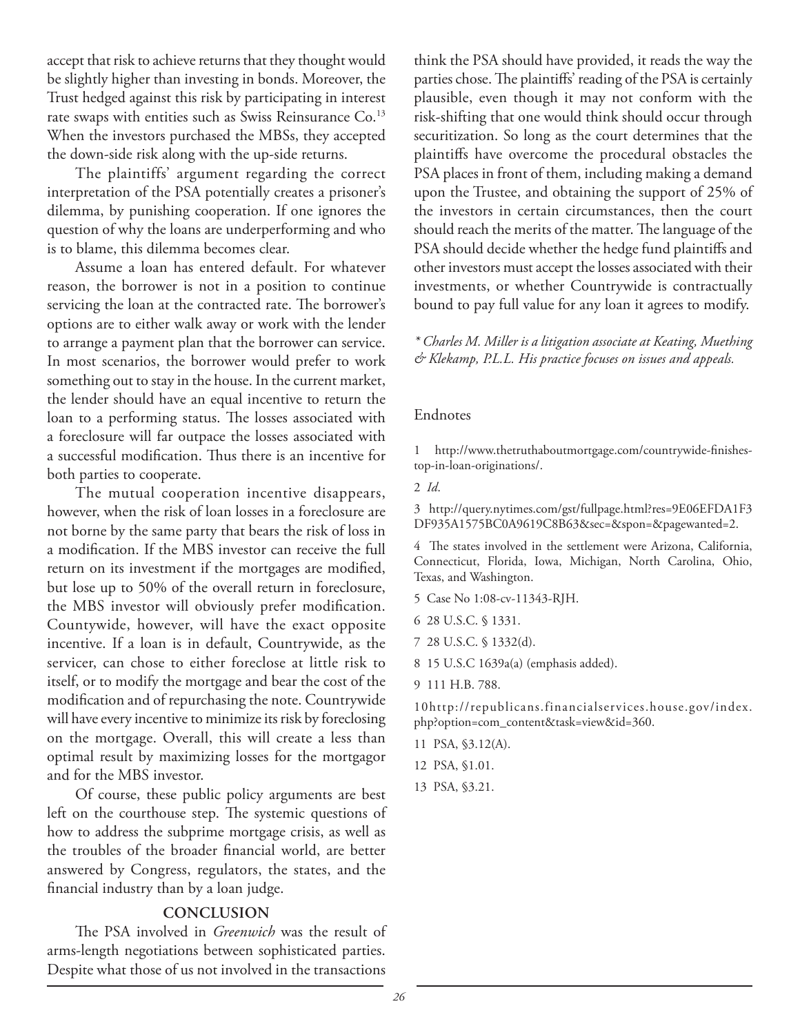accept that risk to achieve returns that they thought would be slightly higher than investing in bonds. Moreover, the Trust hedged against this risk by participating in interest rate swaps with entities such as Swiss Reinsurance Co.[13] When the investors purchased the MBSs, they accepted the down-side risk along with the up-side returns.

The plaintiffs' argument regarding the correct interpretation of the PSA potentially creates a prisoner's dilemma, by punishing cooperation. If one ignores the question of why the loans are underperforming and who is to blame, this dilemma becomes clear.

Assume a loan has entered default. For whatever reason, the borrower is not in a position to continue servicing the loan at the contracted rate. The borrower's options are to either walk away or work with the lender to arrange a payment plan that the borrower can service. In most scenarios, the borrower would prefer to work something out to stay in the house. In the current market, the lender should have an equal incentive to return the loan to a performing status. The losses associated with a foreclosure will far outpace the losses associated with a successful modification. Thus there is an incentive for both parties to cooperate.

The mutual cooperation incentive disappears, however, when the risk of loan losses in a foreclosure are not borne by the same party that bears the risk of loss in a modification. If the MBS investor can receive the full return on its investment if the mortgages are modified, but lose up to 50% of the overall return in foreclosure, the MBS investor will obviously prefer modification. Countywide, however, will have the exact opposite incentive. If a loan is in default, Countrywide, as the servicer, can chose to either foreclose at little risk to itself, or to modify the mortgage and bear the cost of the modification and of repurchasing the note. Countrywide will have every incentive to minimize its risk by foreclosing on the mortgage. Overall, this will create a less than optimal result by maximizing losses for the mortgagor and for the MBS investor.

Of course, these public policy arguments are best left on the courthouse step. The systemic questions of how to address the subprime mortgage crisis, as well as the troubles of the broader financial world, are better answered by Congress, regulators, the states, and the financial industry than by a loan judge.

## CONCLUSION

The PSA involved in *Greenwich* was the result of arms-length negotiations between sophisticated parties. Despite what those of us not involved in the transactions think the PSA should have provided, it reads the way the parties chose. The plaintiffs' reading of the PSA is certainly plausible, even though it may not conform with the risk-shifting that one would think should occur through securitization. So long as the court determines that the plaintiffs have overcome the procedural obstacles the PSA places in front of them, including making a demand upon the Trustee, and obtaining the support of 25% of the investors in certain circumstances, then the court should reach the merits of the matter. The language of the PSA should decide whether the hedge fund plaintiffs and other investors must accept the losses associated with their investments, or whether Countrywide is contractually bound to pay full value for any loan it agrees to modify.

*\* Charles M. Miller is a litigation associate at Keating, Muething & Klekamp, P.L.L. His practice focuses on issues and appeals.*

### Endnotes

1 http://www.thetruthaboutmortgage.com/countrywide-finishes-top-in-loan-originations/.

2 *Id*.

3 http://query.nytimes.com/gst/fullpage.html?res=9E06EFDA1F3DF935A1575BC0A9619C8B63&sec=&spon=&pagewanted=2.

4 The states involved in the settlement were Arizona, California, Connecticut, Florida, Iowa, Michigan, North Carolina, Ohio, Texas, and Washington.

5 Case No 1:08-cv-11343-RJH.

6 28 U.S.C. § 1331.

7 28 U.S.C. § 1332(d).

8 15 U.S.C 1639a(a) (emphasis added).

9 111 H.B. 788.

10 http://republicans.financialservices.house.gov/index.php?option=com_content&task=view&id=360.

11 PSA, §3.12(A).

12 PSA, §1.01.

13 PSA, §3.21.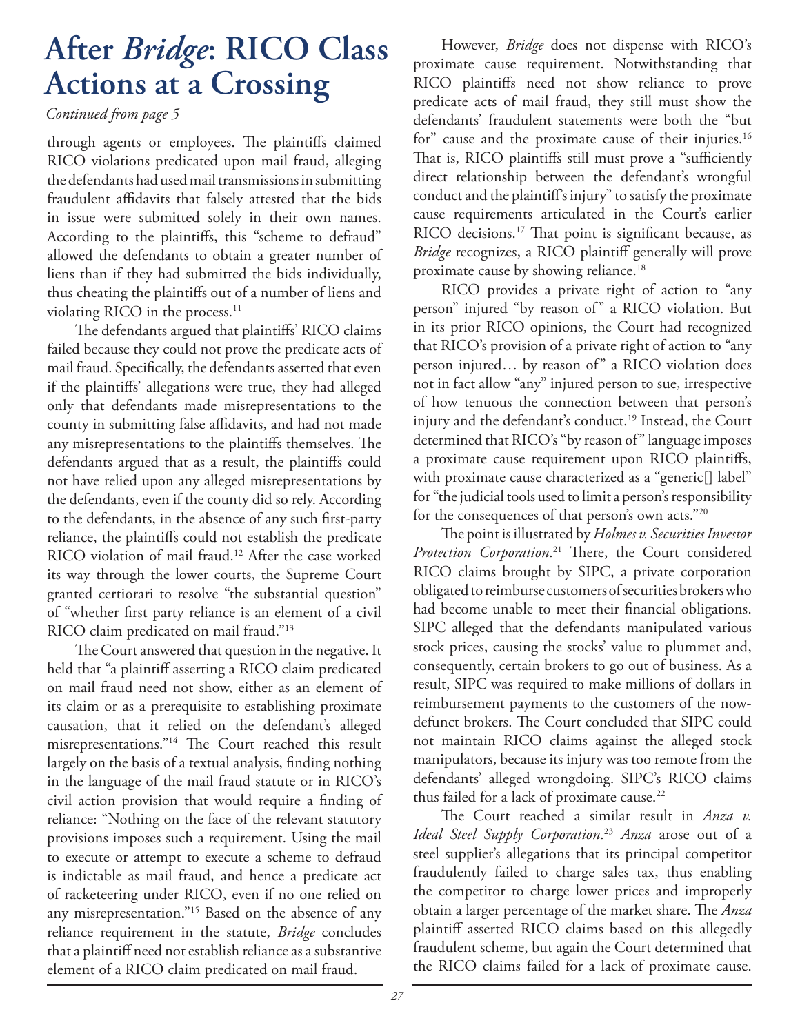# After *Bridge*: RICO Class Actions at a Crossing

*Continued from page 5*

through agents or employees. The plaintiffs claimed RICO violations predicated upon mail fraud, alleging the defendants had used mail transmissions in submitting fraudulent affidavits that falsely attested that the bids in issue were submitted solely in their own names. According to the plaintiffs, this "scheme to defraud" allowed the defendants to obtain a greater number of liens than if they had submitted the bids individually, thus cheating the plaintiffs out of a number of liens and violating RICO in the process.[11]

The defendants argued that plaintiffs' RICO claims failed because they could not prove the predicate acts of mail fraud. Specifically, the defendants asserted that even if the plaintiffs' allegations were true, they had alleged only that defendants made misrepresentations to the county in submitting false affidavits, and had not made any misrepresentations to the plaintiffs themselves. The defendants argued that as a result, the plaintiffs could not have relied upon any alleged misrepresentations by the defendants, even if the county did so rely. According to the defendants, in the absence of any such first-party reliance, the plaintiffs could not establish the predicate RICO violation of mail fraud.[12] After the case worked its way through the lower courts, the Supreme Court granted certiorari to resolve "the substantial question" of "whether first party reliance is an element of a civil RICO claim predicated on mail fraud."[13]

The Court answered that question in the negative. It held that "a plaintiff asserting a RICO claim predicated on mail fraud need not show, either as an element of its claim or as a prerequisite to establishing proximate causation, that it relied on the defendant's alleged misrepresentations."[14] The Court reached this result largely on the basis of a textual analysis, finding nothing in the language of the mail fraud statute or in RICO's civil action provision that would require a finding of reliance: "Nothing on the face of the relevant statutory provisions imposes such a requirement. Using the mail to execute or attempt to execute a scheme to defraud is indictable as mail fraud, and hence a predicate act of racketeering under RICO, even if no one relied on any misrepresentation."[15] Based on the absence of any reliance requirement in the statute, *Bridge* concludes that a plaintiff need not establish reliance as a substantive element of a RICO claim predicated on mail fraud.

However, *Bridge* does not dispense with RICO's proximate cause requirement. Notwithstanding that RICO plaintiffs need not show reliance to prove predicate acts of mail fraud, they still must show the defendants' fraudulent statements were both the "but for" cause and the proximate cause of their injuries.[16] That is, RICO plaintiffs still must prove a "sufficiently direct relationship between the defendant's wrongful conduct and the plaintiff's injury" to satisfy the proximate cause requirements articulated in the Court's earlier RICO decisions.[17] That point is significant because, as *Bridge* recognizes, a RICO plaintiff generally will prove proximate cause by showing reliance.[18]

RICO provides a private right of action to "any person" injured "by reason of" a RICO violation. But in its prior RICO opinions, the Court had recognized that RICO's provision of a private right of action to "any person injured… by reason of" a RICO violation does not in fact allow "any" injured person to sue, irrespective of how tenuous the connection between that person's injury and the defendant's conduct.[19] Instead, the Court determined that RICO's "by reason of" language imposes a proximate cause requirement upon RICO plaintiffs, with proximate cause characterized as a "generic[] label" for "the judicial tools used to limit a person's responsibility for the consequences of that person's own acts."[20]

The point is illustrated by *Holmes v. Securities Investor Protection Corporation*.[21] There, the Court considered RICO claims brought by SIPC, a private corporation obligated to reimburse customers of securities brokers who had become unable to meet their financial obligations. SIPC alleged that the defendants manipulated various stock prices, causing the stocks' value to plummet and, consequently, certain brokers to go out of business. As a result, SIPC was required to make millions of dollars in reimbursement payments to the customers of the now-defunct brokers. The Court concluded that SIPC could not maintain RICO claims against the alleged stock manipulators, because its injury was too remote from the defendants' alleged wrongdoing. SIPC's RICO claims thus failed for a lack of proximate cause.[22]

The Court reached a similar result in *Anza v. Ideal Steel Supply Corporation*.[23] *Anza* arose out of a steel supplier's allegations that its principal competitor fraudulently failed to charge sales tax, thus enabling the competitor to charge lower prices and improperly obtain a larger percentage of the market share. The *Anza* plaintiff asserted RICO claims based on this allegedly fraudulent scheme, but again the Court determined that the RICO claims failed for a lack of proximate cause.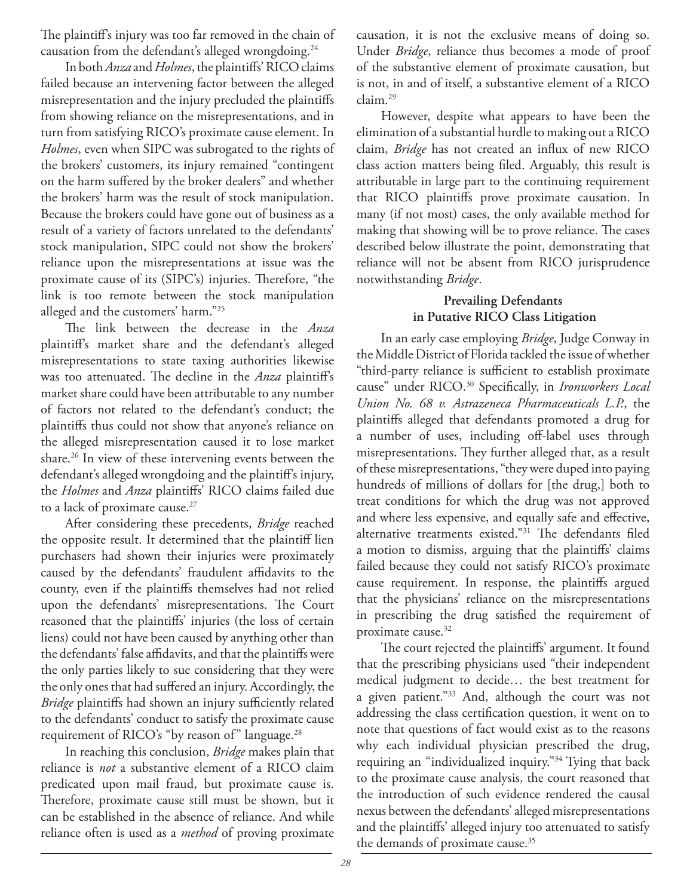The plaintiff's injury was too far removed in the chain of causation from the defendant's alleged wrongdoing.[24]

In both *Anza* and *Holmes*, the plaintiffs' RICO claims failed because an intervening factor between the alleged misrepresentation and the injury precluded the plaintiffs from showing reliance on the misrepresentations, and in turn from satisfying RICO's proximate cause element. In *Holmes*, even when SIPC was subrogated to the rights of the brokers' customers, its injury remained "contingent on the harm suffered by the broker dealers" and whether the brokers' harm was the result of stock manipulation. Because the brokers could have gone out of business as a result of a variety of factors unrelated to the defendants' stock manipulation, SIPC could not show the brokers' reliance upon the misrepresentations at issue was the proximate cause of its (SIPC's) injuries. Therefore, "the link is too remote between the stock manipulation alleged and the customers' harm."[25]

The link between the decrease in the *Anza* plaintiff's market share and the defendant's alleged misrepresentations to state taxing authorities likewise was too attenuated. The decline in the *Anza* plaintiff's market share could have been attributable to any number of factors not related to the defendant's conduct; the plaintiffs thus could not show that anyone's reliance on the alleged misrepresentation caused it to lose market share.[26] In view of these intervening events between the defendant's alleged wrongdoing and the plaintiff's injury, the *Holmes* and *Anza* plaintiffs' RICO claims failed due to a lack of proximate cause.[27]

After considering these precedents, *Bridge* reached the opposite result. It determined that the plaintiff lien purchasers had shown their injuries were proximately caused by the defendants' fraudulent affidavits to the county, even if the plaintiffs themselves had not relied upon the defendants' misrepresentations. The Court reasoned that the plaintiffs' injuries (the loss of certain liens) could not have been caused by anything other than the defendants' false affidavits, and that the plaintiffs were the only parties likely to sue considering that they were the only ones that had suffered an injury. Accordingly, the *Bridge* plaintiffs had shown an injury sufficiently related to the defendants' conduct to satisfy the proximate cause requirement of RICO's "by reason of" language.[28]

In reaching this conclusion, *Bridge* makes plain that reliance is *not* a substantive element of a RICO claim predicated upon mail fraud, but proximate cause is. Therefore, proximate cause still must be shown, but it can be established in the absence of reliance. And while reliance often is used as a *method* of proving proximate causation, it is not the exclusive means of doing so. Under *Bridge*, reliance thus becomes a mode of proof of the substantive element of proximate causation, but is not, in and of itself, a substantive element of a RICO claim.[29]

However, despite what appears to have been the elimination of a substantial hurdle to making out a RICO claim, *Bridge* has not created an influx of new RICO class action matters being filed. Arguably, this result is attributable in large part to the continuing requirement that RICO plaintiffs prove proximate causation. In many (if not most) cases, the only available method for making that showing will be to prove reliance. The cases described below illustrate the point, demonstrating that reliance will not be absent from RICO jurisprudence notwithstanding *Bridge*.

### Prevailing Defendants in Putative RICO Class Litigation

In an early case employing *Bridge*, Judge Conway in the Middle District of Florida tackled the issue of whether "third-party reliance is sufficient to establish proximate cause" under RICO.[30] Specifically, in *Ironworkers Local Union No. 68 v. Astrazeneca Pharmaceuticals L.P.*, the plaintiffs alleged that defendants promoted a drug for a number of uses, including off-label uses through misrepresentations. They further alleged that, as a result of these misrepresentations, "they were duped into paying hundreds of millions of dollars for [the drug,] both to treat conditions for which the drug was not approved and where less expensive, and equally safe and effective, alternative treatments existed."[31] The defendants filed a motion to dismiss, arguing that the plaintiffs' claims failed because they could not satisfy RICO's proximate cause requirement. In response, the plaintiffs argued that the physicians' reliance on the misrepresentations in prescribing the drug satisfied the requirement of proximate cause.[32]

The court rejected the plaintiffs' argument. It found that the prescribing physicians used "their independent medical judgment to decide… the best treatment for a given patient."[33] And, although the court was not addressing the class certification question, it went on to note that questions of fact would exist as to the reasons why each individual physician prescribed the drug, requiring an "individualized inquiry."[34] Tying that back to the proximate cause analysis, the court reasoned that the introduction of such evidence rendered the causal nexus between the defendants' alleged misrepresentations and the plaintiffs' alleged injury too attenuated to satisfy the demands of proximate cause.[35]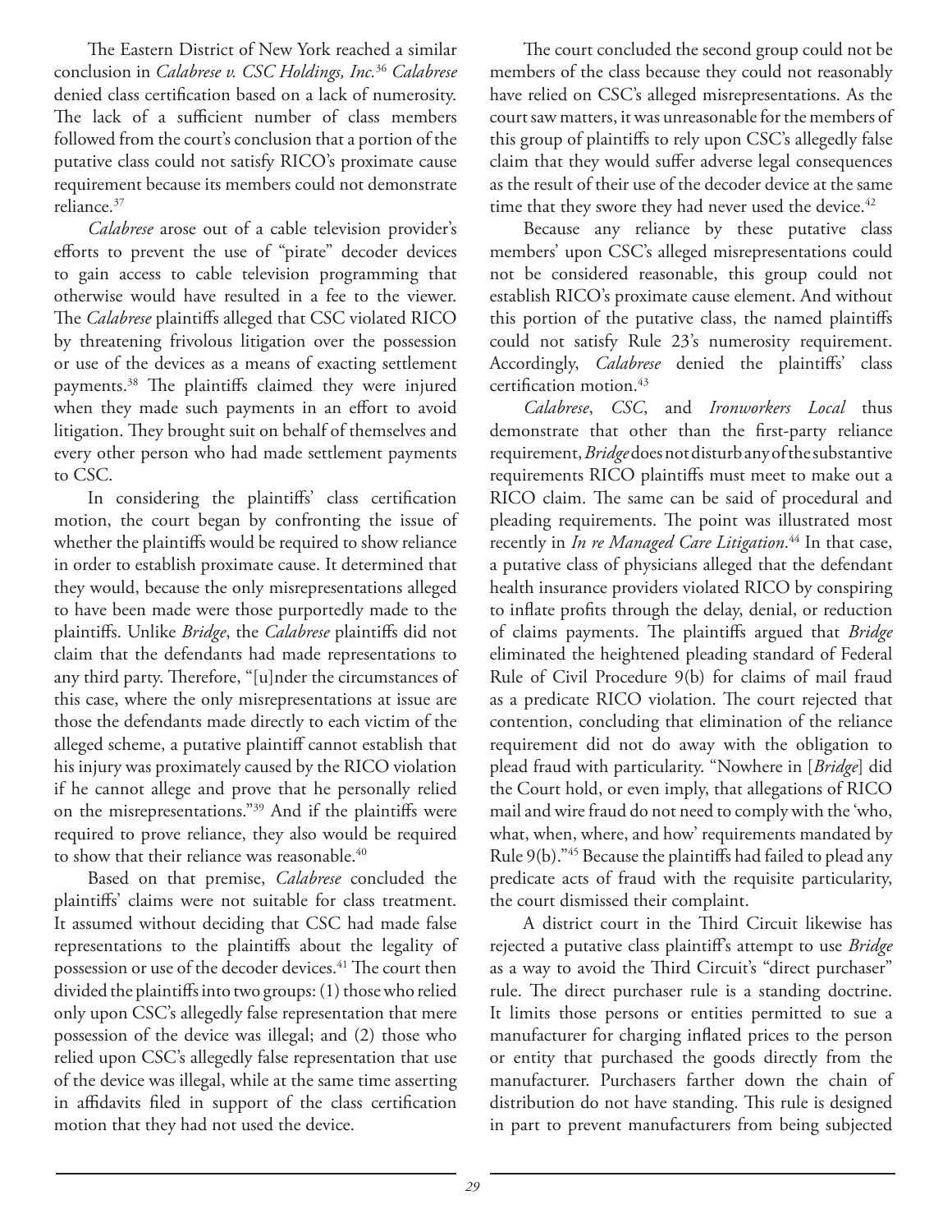The Eastern District of New York reached a similar conclusion in *Calabrese v. CSC Holdings, Inc.*[36] *Calabrese* denied class certification based on a lack of numerosity. The lack of a sufficient number of class members followed from the court's conclusion that a portion of the putative class could not satisfy RICO's proximate cause requirement because its members could not demonstrate reliance.[37]

*Calabrese* arose out of a cable television provider's efforts to prevent the use of "pirate" decoder devices to gain access to cable television programming that otherwise would have resulted in a fee to the viewer. The *Calabrese* plaintiffs alleged that CSC violated RICO by threatening frivolous litigation over the possession or use of the devices as a means of exacting settlement payments.[38] The plaintiffs claimed they were injured when they made such payments in an effort to avoid litigation. They brought suit on behalf of themselves and every other person who had made settlement payments to CSC.

In considering the plaintiffs' class certification motion, the court began by confronting the issue of whether the plaintiffs would be required to show reliance in order to establish proximate cause. It determined that they would, because the only misrepresentations alleged to have been made were those purportedly made to the plaintiffs. Unlike *Bridge*, the *Calabrese* plaintiffs did not claim that the defendants had made representations to any third party. Therefore, "[u]nder the circumstances of this case, where the only misrepresentations at issue are those the defendants made directly to each victim of the alleged scheme, a putative plaintiff cannot establish that his injury was proximately caused by the RICO violation if he cannot allege and prove that he personally relied on the misrepresentations."[39] And if the plaintiffs were required to prove reliance, they also would be required to show that their reliance was reasonable.[40]

Based on that premise, *Calabrese* concluded the plaintiffs' claims were not suitable for class treatment. It assumed without deciding that CSC had made false representations to the plaintiffs about the legality of possession or use of the decoder devices.[41] The court then divided the plaintiffs into two groups: (1) those who relied only upon CSC's allegedly false representation that mere possession of the device was illegal; and (2) those who relied upon CSC's allegedly false representation that use of the device was illegal, while at the same time asserting in affidavits filed in support of the class certification motion that they had not used the device.

The court concluded the second group could not be members of the class because they could not reasonably have relied on CSC's alleged misrepresentations. As the court saw matters, it was unreasonable for the members of this group of plaintiffs to rely upon CSC's allegedly false claim that they would suffer adverse legal consequences as the result of their use of the decoder device at the same time that they swore they had never used the device.[42]

Because any reliance by these putative class members' upon CSC's alleged misrepresentations could not be considered reasonable, this group could not establish RICO's proximate cause element. And without this portion of the putative class, the named plaintiffs could not satisfy Rule 23's numerosity requirement. Accordingly, *Calabrese* denied the plaintiffs' class certification motion.[43]

*Calabrese*, *CSC*, and *Ironworkers Local* thus demonstrate that other than the first-party reliance requirement, *Bridge* does not disturb any of the substantive requirements RICO plaintiffs must meet to make out a RICO claim. The same can be said of procedural and pleading requirements. The point was illustrated most recently in *In re Managed Care Litigation*.[44] In that case, a putative class of physicians alleged that the defendant health insurance providers violated RICO by conspiring to inflate profits through the delay, denial, or reduction of claims payments. The plaintiffs argued that *Bridge* eliminated the heightened pleading standard of Federal Rule of Civil Procedure 9(b) for claims of mail fraud as a predicate RICO violation. The court rejected that contention, concluding that elimination of the reliance requirement did not do away with the obligation to plead fraud with particularity. "Nowhere in [*Bridge*] did the Court hold, or even imply, that allegations of RICO mail and wire fraud do not need to comply with the 'who, what, when, where, and how' requirements mandated by Rule 9(b)."[45] Because the plaintiffs had failed to plead any predicate acts of fraud with the requisite particularity, the court dismissed their complaint.

A district court in the Third Circuit likewise has rejected a putative class plaintiff's attempt to use *Bridge* as a way to avoid the Third Circuit's "direct purchaser" rule. The direct purchaser rule is a standing doctrine. It limits those persons or entities permitted to sue a manufacturer for charging inflated prices to the person or entity that purchased the goods directly from the manufacturer. Purchasers farther down the chain of distribution do not have standing. This rule is designed in part to prevent manufacturers from being subjected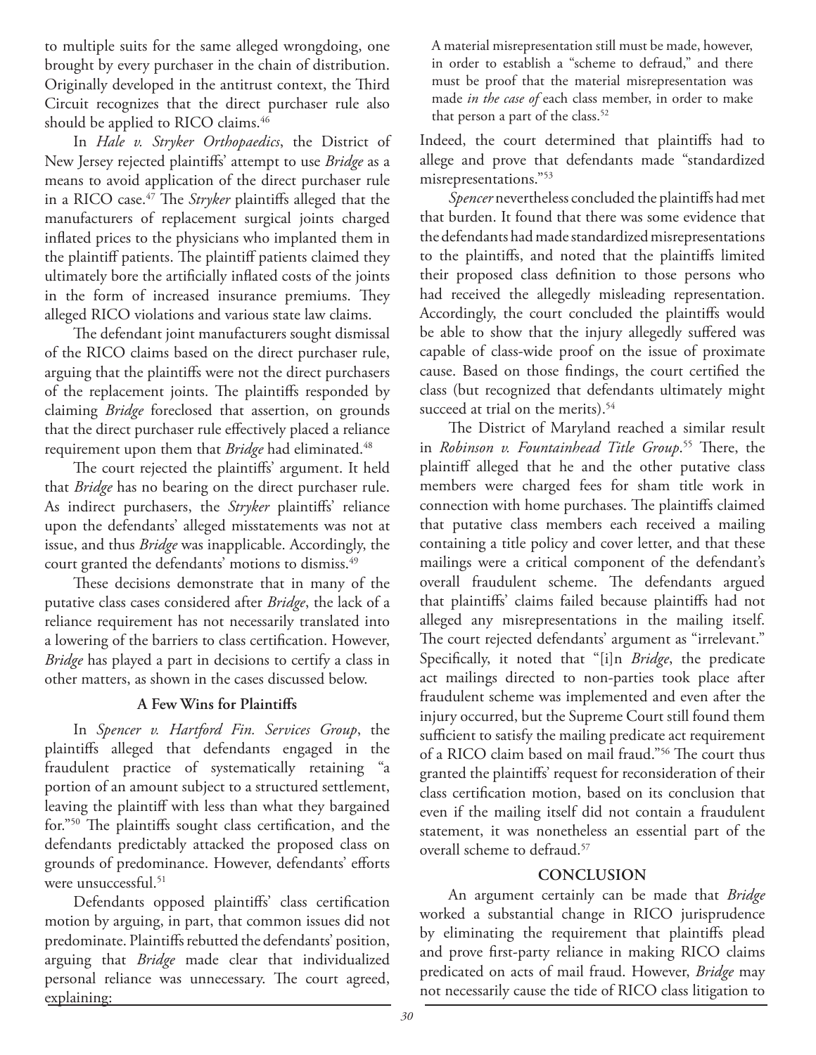to multiple suits for the same alleged wrongdoing, one brought by every purchaser in the chain of distribution. Originally developed in the antitrust context, the Third Circuit recognizes that the direct purchaser rule also should be applied to RICO claims.[46]

In *Hale v. Stryker Orthopaedics*, the District of New Jersey rejected plaintiffs' attempt to use *Bridge* as a means to avoid application of the direct purchaser rule in a RICO case.[47] The *Stryker* plaintiffs alleged that the manufacturers of replacement surgical joints charged inflated prices to the physicians who implanted them in the plaintiff patients. The plaintiff patients claimed they ultimately bore the artificially inflated costs of the joints in the form of increased insurance premiums. They alleged RICO violations and various state law claims.

The defendant joint manufacturers sought dismissal of the RICO claims based on the direct purchaser rule, arguing that the plaintiffs were not the direct purchasers of the replacement joints. The plaintiffs responded by claiming *Bridge* foreclosed that assertion, on grounds that the direct purchaser rule effectively placed a reliance requirement upon them that *Bridge* had eliminated.[48]

The court rejected the plaintiffs' argument. It held that *Bridge* has no bearing on the direct purchaser rule. As indirect purchasers, the *Stryker* plaintiffs' reliance upon the defendants' alleged misstatements was not at issue, and thus *Bridge* was inapplicable. Accordingly, the court granted the defendants' motions to dismiss.[49]

These decisions demonstrate that in many of the putative class cases considered after *Bridge*, the lack of a reliance requirement has not necessarily translated into a lowering of the barriers to class certification. However, *Bridge* has played a part in decisions to certify a class in other matters, as shown in the cases discussed below.

### A Few Wins for Plaintiffs

In *Spencer v. Hartford Fin. Services Group*, the plaintiffs alleged that defendants engaged in the fraudulent practice of systematically retaining "a portion of an amount subject to a structured settlement, leaving the plaintiff with less than what they bargained for."[50] The plaintiffs sought class certification, and the defendants predictably attacked the proposed class on grounds of predominance. However, defendants' efforts were unsuccessful.[51]

Defendants opposed plaintiffs' class certification motion by arguing, in part, that common issues did not predominate. Plaintiffs rebutted the defendants' position, arguing that *Bridge* made clear that individualized personal reliance was unnecessary. The court agreed, explaining:

> A material misrepresentation still must be made, however, in order to establish a "scheme to defraud," and there must be proof that the material misrepresentation was made *in the case of* each class member, in order to make that person a part of the class.[52]

Indeed, the court determined that plaintiffs had to allege and prove that defendants made "standardized misrepresentations."[53]

*Spencer* nevertheless concluded the plaintiffs had met that burden. It found that there was some evidence that the defendants had made standardized misrepresentations to the plaintiffs, and noted that the plaintiffs limited their proposed class definition to those persons who had received the allegedly misleading representation. Accordingly, the court concluded the plaintiffs would be able to show that the injury allegedly suffered was capable of class-wide proof on the issue of proximate cause. Based on those findings, the court certified the class (but recognized that defendants ultimately might succeed at trial on the merits).[54]

The District of Maryland reached a similar result in *Robinson v. Fountainhead Title Group*.[55] There, the plaintiff alleged that he and the other putative class members were charged fees for sham title work in connection with home purchases. The plaintiffs claimed that putative class members each received a mailing containing a title policy and cover letter, and that these mailings were a critical component of the defendant's overall fraudulent scheme. The defendants argued that plaintiffs' claims failed because plaintiffs had not alleged any misrepresentations in the mailing itself. The court rejected defendants' argument as "irrelevant." Specifically, it noted that "[i]n *Bridge*, the predicate act mailings directed to non-parties took place after fraudulent scheme was implemented and even after the injury occurred, but the Supreme Court still found them sufficient to satisfy the mailing predicate act requirement of a RICO claim based on mail fraud."[56] The court thus granted the plaintiffs' request for reconsideration of their class certification motion, based on its conclusion that even if the mailing itself did not contain a fraudulent statement, it was nonetheless an essential part of the overall scheme to defraud.[57]

## CONCLUSION

An argument certainly can be made that *Bridge* worked a substantial change in RICO jurisprudence by eliminating the requirement that plaintiffs plead and prove first-party reliance in making RICO claims predicated on acts of mail fraud. However, *Bridge* may not necessarily cause the tide of RICO class litigation to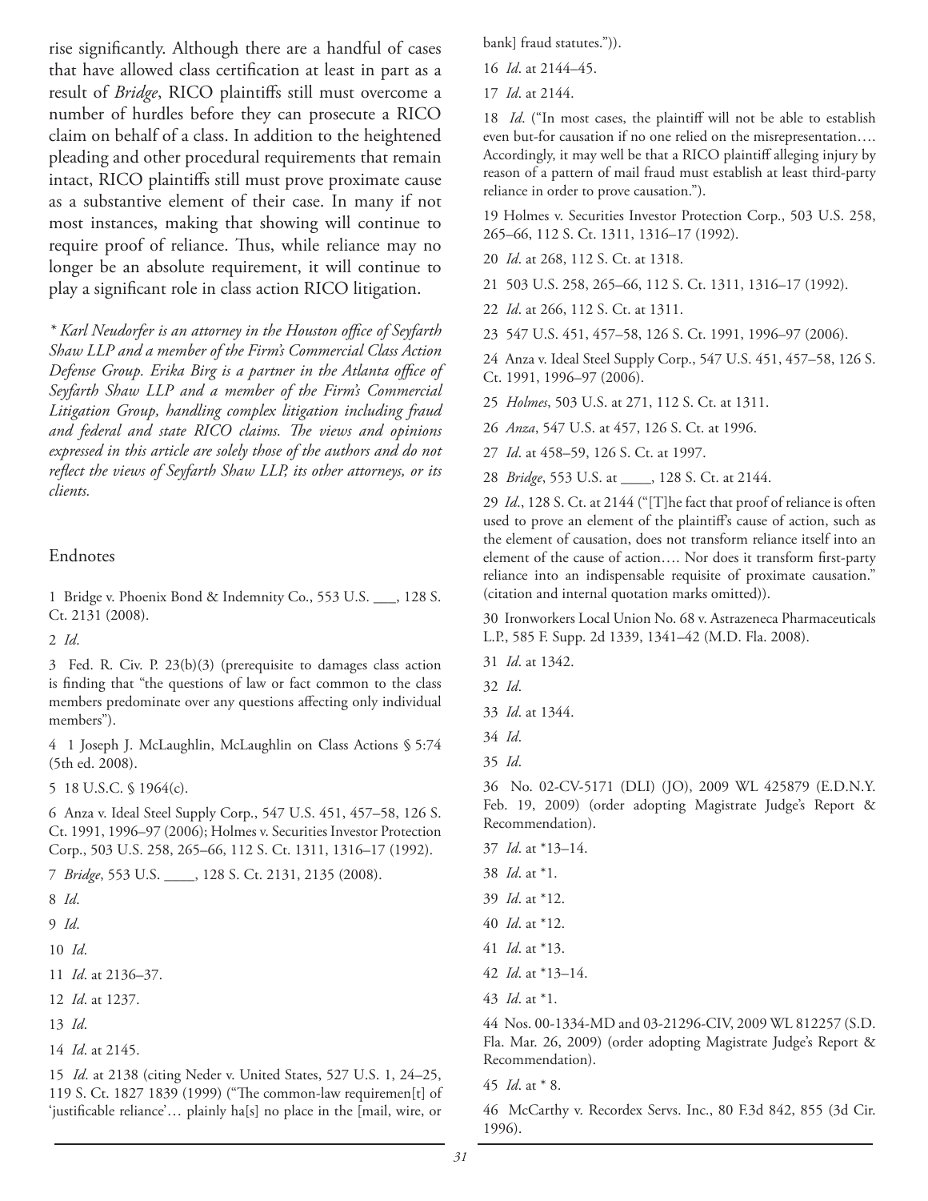rise significantly. Although there are a handful of cases that have allowed class certification at least in part as a result of *Bridge*, RICO plaintiffs still must overcome a number of hurdles before they can prosecute a RICO claim on behalf of a class. In addition to the heightened pleading and other procedural requirements that remain intact, RICO plaintiffs still must prove proximate cause as a substantive element of their case. In many if not most instances, making that showing will continue to require proof of reliance. Thus, while reliance may no longer be an absolute requirement, it will continue to play a significant role in class action RICO litigation.

*\* Karl Neudorfer is an attorney in the Houston office of Seyfarth Shaw LLP and a member of the Firm's Commercial Class Action Defense Group. Erika Birg is a partner in the Atlanta office of Seyfarth Shaw LLP and a member of the Firm's Commercial Litigation Group, handling complex litigation including fraud and federal and state RICO claims. The views and opinions expressed in this article are solely those of the authors and do not reflect the views of Seyfarth Shaw LLP, its other attorneys, or its clients.*

## Endnotes

1 Bridge v. Phoenix Bond & Indemnity Co., 553 U.S. ___, 128 S. Ct. 2131 (2008).

2 *Id*.

3 Fed. R. Civ. P. 23(b)(3) (prerequisite to damages class action is finding that "the questions of law or fact common to the class members predominate over any questions affecting only individual members").

4 1 Joseph J. McLaughlin, McLaughlin on Class Actions § 5:74 (5th ed. 2008).

5 18 U.S.C. § 1964(c).

6 Anza v. Ideal Steel Supply Corp., 547 U.S. 451, 457–58, 126 S. Ct. 1991, 1996–97 (2006); Holmes v. Securities Investor Protection Corp., 503 U.S. 258, 265–66, 112 S. Ct. 1311, 1316–17 (1992).

7 *Bridge*, 553 U.S. ____, 128 S. Ct. 2131, 2135 (2008).

8 *Id*.

9 *Id*.

10 *Id*.

11 *Id*. at 2136–37.

12 *Id*. at 1237.

13 *Id*.

14 *Id*. at 2145.

15 *Id*. at 2138 (citing Neder v. United States, 527 U.S. 1, 24–25, 119 S. Ct. 1827 1839 (1999) ("The common-law requiremen[t] of 'justifiable reliance'… plainly ha[s] no place in the [mail, wire, or bank] fraud statutes.")).

16 *Id*. at 2144–45.

17 *Id*. at 2144.

18 *Id*. ("In most cases, the plaintiff will not be able to establish even but-for causation if no one relied on the misrepresentation…. Accordingly, it may well be that a RICO plaintiff alleging injury by reason of a pattern of mail fraud must establish at least third-party reliance in order to prove causation.").

19 Holmes v. Securities Investor Protection Corp., 503 U.S. 258, 265–66, 112 S. Ct. 1311, 1316–17 (1992).

20 *Id*. at 268, 112 S. Ct. at 1318.

21 503 U.S. 258, 265–66, 112 S. Ct. 1311, 1316–17 (1992).

22 *Id*. at 266, 112 S. Ct. at 1311.

23 547 U.S. 451, 457–58, 126 S. Ct. 1991, 1996–97 (2006).

24 Anza v. Ideal Steel Supply Corp., 547 U.S. 451, 457–58, 126 S. Ct. 1991, 1996–97 (2006).

25 *Holmes*, 503 U.S. at 271, 112 S. Ct. at 1311.

26 *Anza*, 547 U.S. at 457, 126 S. Ct. at 1996.

27 *Id*. at 458–59, 126 S. Ct. at 1997.

28 *Bridge*, 553 U.S. at ____, 128 S. Ct. at 2144.

29 *Id*., 128 S. Ct. at 2144 ("[T]he fact that proof of reliance is often used to prove an element of the plaintiff's cause of action, such as the element of causation, does not transform reliance itself into an element of the cause of action…. Nor does it transform first-party reliance into an indispensable requisite of proximate causation." (citation and internal quotation marks omitted)).

30 Ironworkers Local Union No. 68 v. Astrazeneca Pharmaceuticals L.P., 585 F. Supp. 2d 1339, 1341–42 (M.D. Fla. 2008).

31 *Id*. at 1342.

32 *Id*.

33 *Id*. at 1344.

34 *Id*.

35 *Id*.

36 No. 02-CV-5171 (DLI) (JO), 2009 WL 425879 (E.D.N.Y. Feb. 19, 2009) (order adopting Magistrate Judge's Report & Recommendation).

37 *Id*. at \*13–14.

38 *Id*. at \*1.

39 *Id*. at \*12.

40 *Id*. at \*12.

41 *Id*. at \*13.

42 *Id*. at \*13–14.

43 *Id*. at \*1.

44 Nos. 00-1334-MD and 03-21296-CIV, 2009 WL 812257 (S.D. Fla. Mar. 26, 2009) (order adopting Magistrate Judge's Report & Recommendation).

45 *Id*. at \* 8.

46 McCarthy v. Recordex Servs. Inc., 80 F.3d 842, 855 (3d Cir. 1996).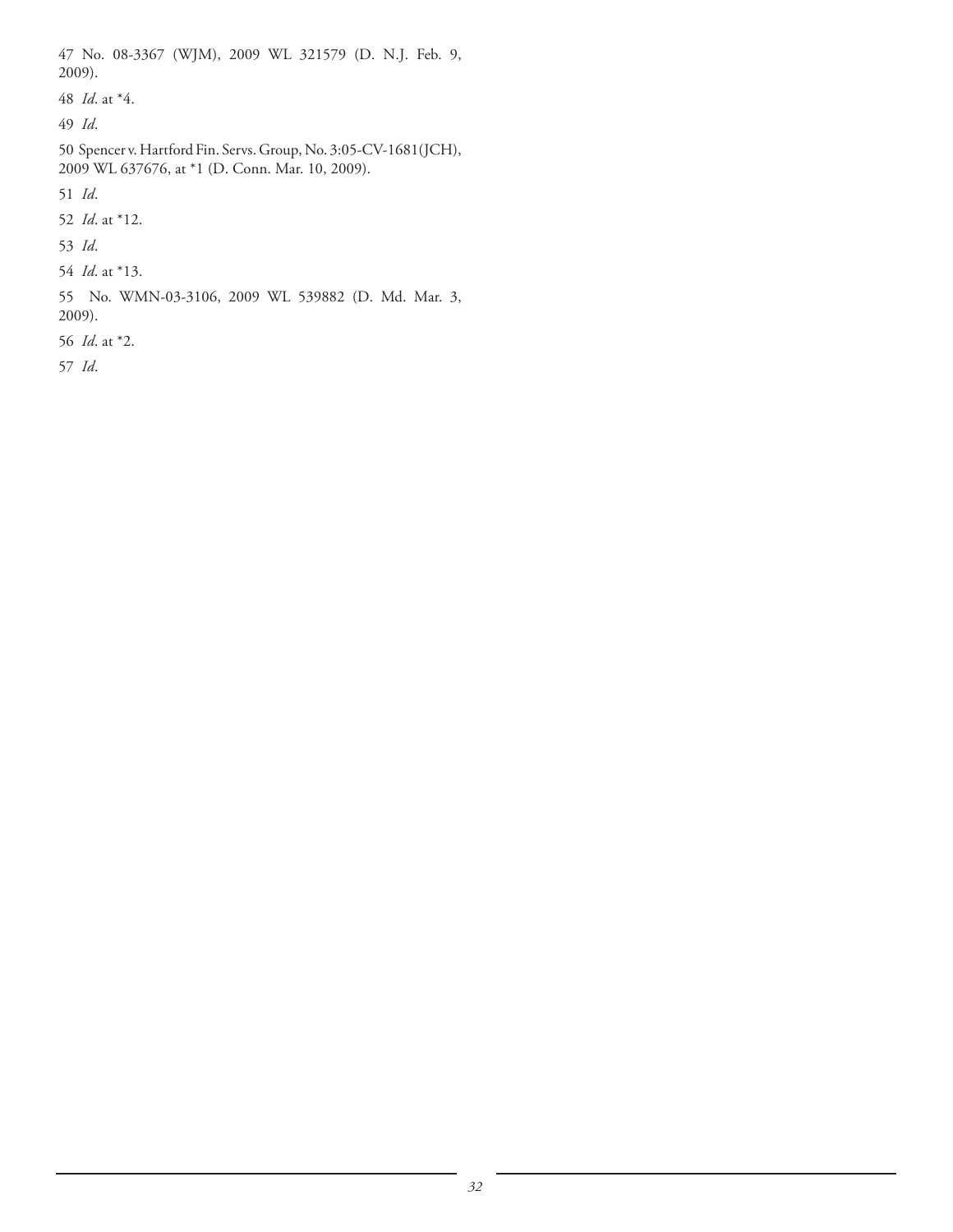47 No. 08-3367 (WJM), 2009 WL 321579 (D. N.J. Feb. 9, 2009).

48 *Id*. at *4.

49 *Id*.

50 Spencer v. Hartford Fin. Servs. Group, No. 3:05-CV-1681(JCH), 2009 WL 637676, at *1 (D. Conn. Mar. 10, 2009).

51 *Id*.

52 *Id*. at *12.

53 *Id*.

54 *Id*. at *13.

55 No. WMN-03-3106, 2009 WL 539882 (D. Md. Mar. 3, 2009).

56 *Id*. at *2.

57 *Id*.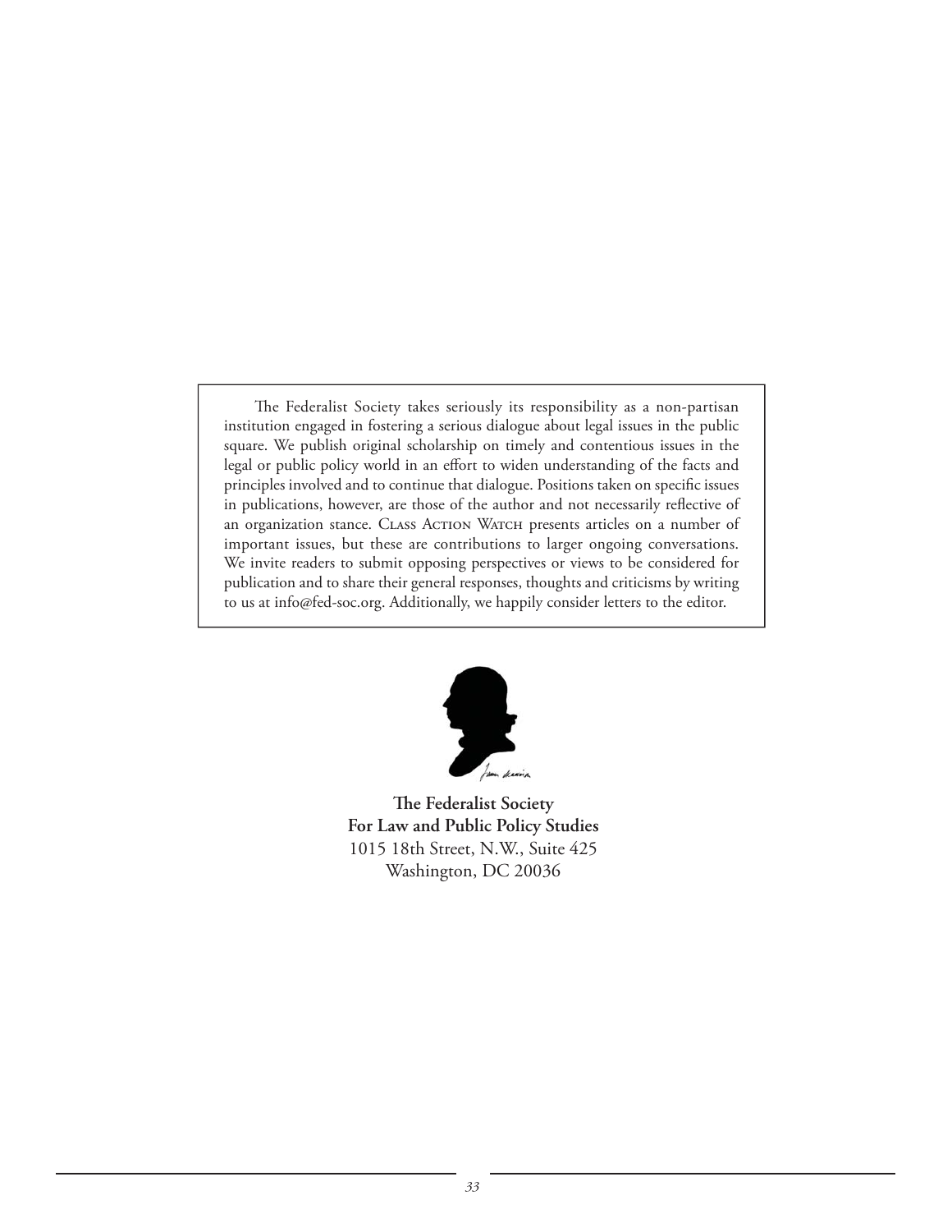The Federalist Society takes seriously its responsibility as a non-partisan institution engaged in fostering a serious dialogue about legal issues in the public square. We publish original scholarship on timely and contentious issues in the legal or public policy world in an effort to widen understanding of the facts and principles involved and to continue that dialogue. Positions taken on specific issues in publications, however, are those of the author and not necessarily reflective of an organization stance. Class Action Watch presents articles on a number of important issues, but these are contributions to larger ongoing conversations. We invite readers to submit opposing perspectives or views to be considered for publication and to share their general responses, thoughts and criticisms by writing to us at info@fed-soc.org. Additionally, we happily consider letters to the editor.

**The Federalist Society**
**For Law and Public Policy Studies**
1015 18th Street, N.W., Suite 425
Washington, DC 20036